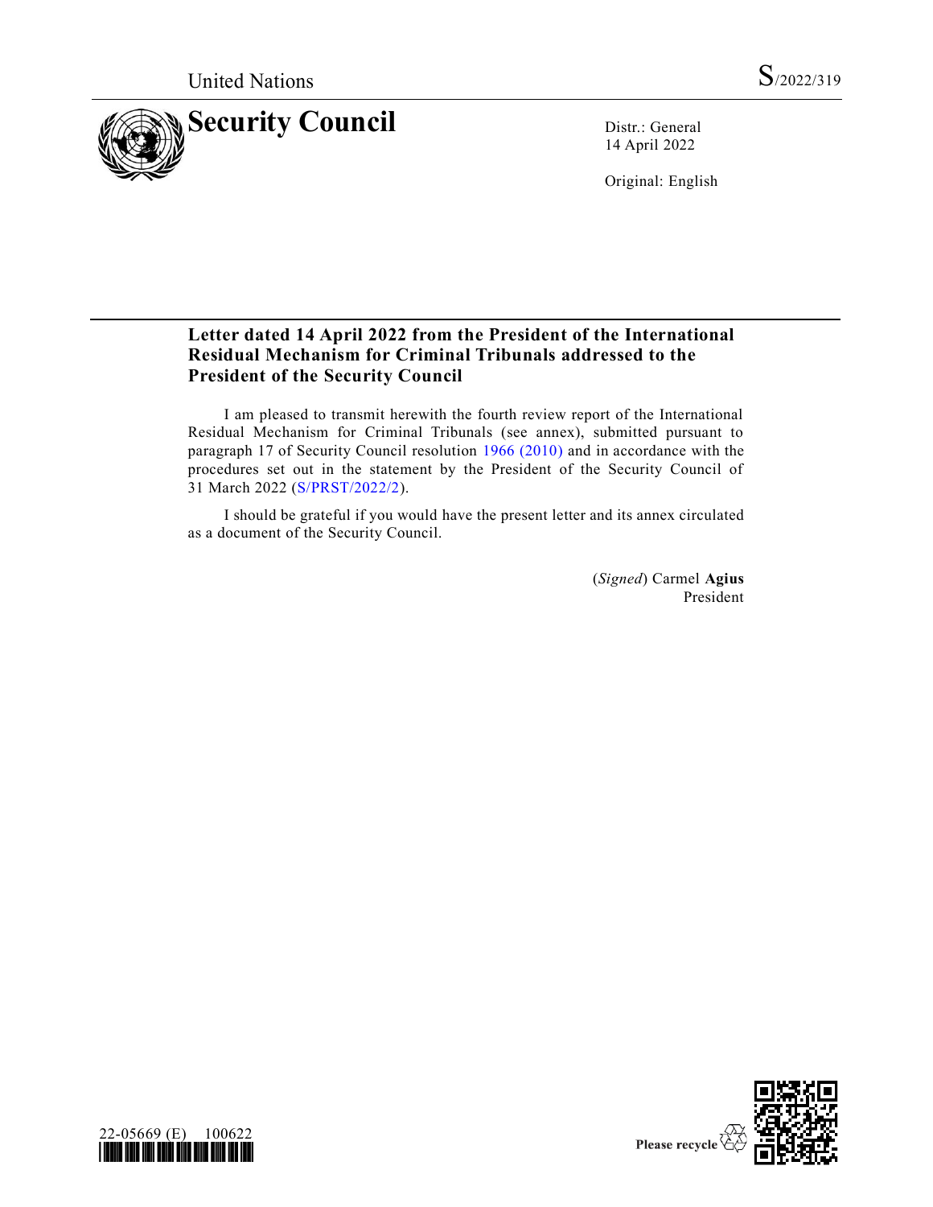United Nations S/2022/319

# Security Council

Distr.: General
14 April 2022

Original: English

## Letter dated 14 April 2022 from the President of the International Residual Mechanism for Criminal Tribunals addressed to the President of the Security Council

I am pleased to transmit herewith the fourth review report of the International Residual Mechanism for Criminal Tribunals (see annex), submitted pursuant to paragraph 17 of Security Council resolution 1966 (2010) and in accordance with the procedures set out in the statement by the President of the Security Council of 31 March 2022 (S/PRST/2022/2).

I should be grateful if you would have the present letter and its annex circulated as a document of the Security Council.

(*Signed*) Carmel **Agius**
President

22-05669 (E) 100622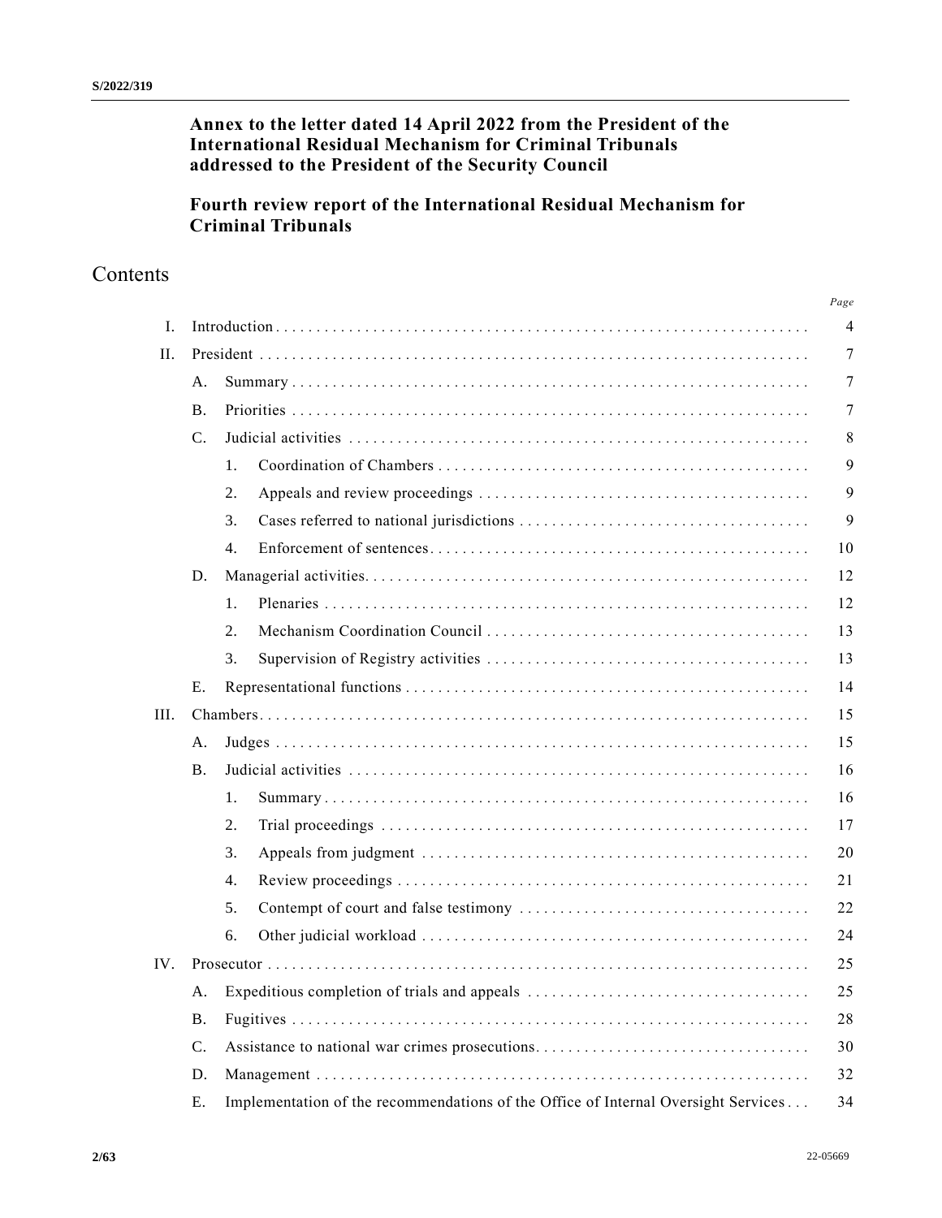**Annex to the letter dated 14 April 2022 from the President of the International Residual Mechanism for Criminal Tribunals addressed to the President of the Security Council**

**Fourth review report of the International Residual Mechanism for Criminal Tribunals**

# Contents

| | | | | *Page* |
|---|---|---|---|---|
| I. | Introduction | | | 4 |
| II. | President | | | 7 |
| | A. | Summary | | 7 |
| | B. | Priorities | | 7 |
| | C. | Judicial activities | | 8 |
| | | 1. | Coordination of Chambers | 9 |
| | | 2. | Appeals and review proceedings | 9 |
| | | 3. | Cases referred to national jurisdictions | 9 |
| | | 4. | Enforcement of sentences | 10 |
| | D. | Managerial activities | | 12 |
| | | 1. | Plenaries | 12 |
| | | 2. | Mechanism Coordination Council | 13 |
| | | 3. | Supervision of Registry activities | 13 |
| | E. | Representational functions | | 14 |
| III. | Chambers | | | 15 |
| | A. | Judges | | 15 |
| | B. | Judicial activities | | 16 |
| | | 1. | Summary | 16 |
| | | 2. | Trial proceedings | 17 |
| | | 3. | Appeals from judgment | 20 |
| | | 4. | Review proceedings | 21 |
| | | 5. | Contempt of court and false testimony | 22 |
| | | 6. | Other judicial workload | 24 |
| IV. | Prosecutor | | | 25 |
| | A. | Expeditious completion of trials and appeals | | 25 |
| | B. | Fugitives | | 28 |
| | C. | Assistance to national war crimes prosecutions | | 30 |
| | D. | Management | | 32 |
| | E. | Implementation of the recommendations of the Office of Internal Oversight Services | | 34 |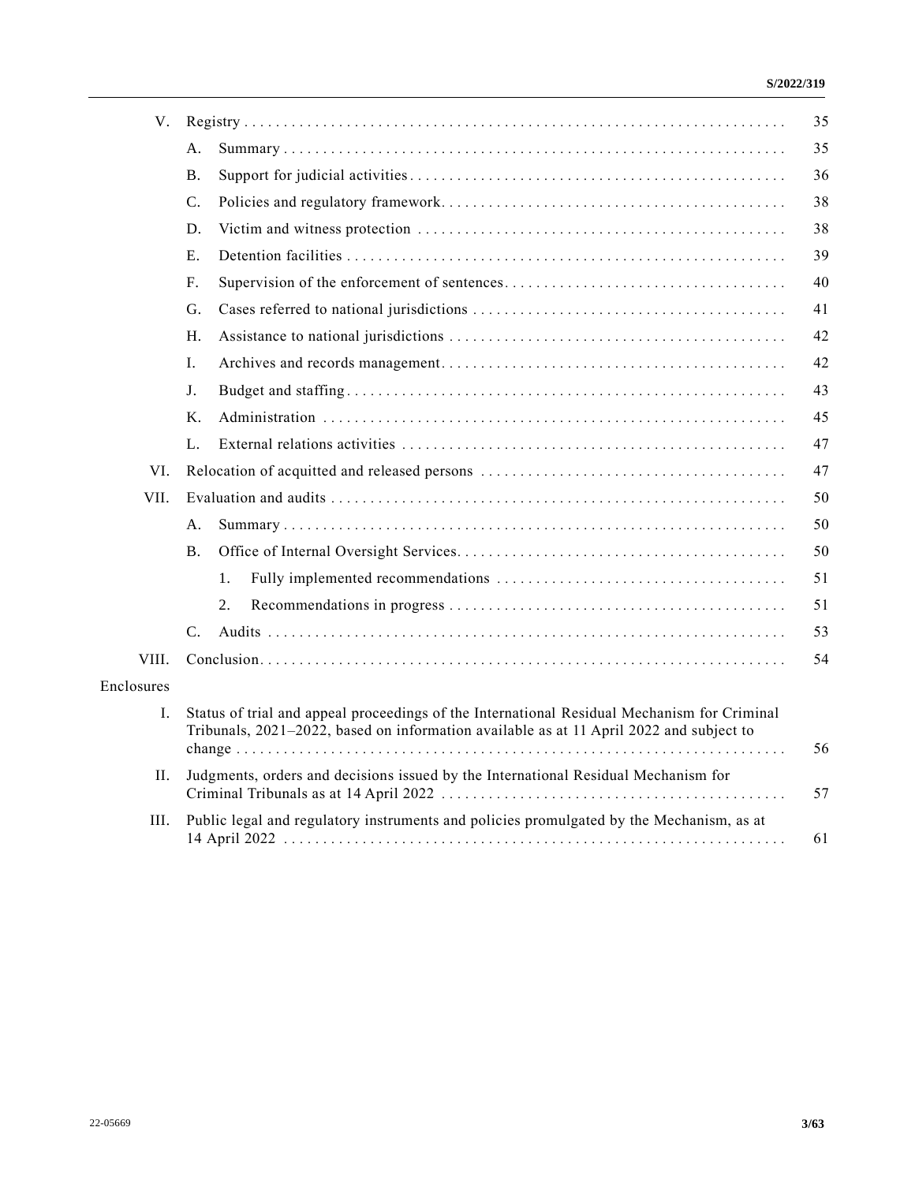| | | |
|---|---|---|
| V. | Registry | 35 |
| | A. Summary | 35 |
| | B. Support for judicial activities | 36 |
| | C. Policies and regulatory framework | 38 |
| | D. Victim and witness protection | 38 |
| | E. Detention facilities | 39 |
| | F. Supervision of the enforcement of sentences | 40 |
| | G. Cases referred to national jurisdictions | 41 |
| | H. Assistance to national jurisdictions | 42 |
| | I. Archives and records management | 42 |
| | J. Budget and staffing | 43 |
| | K. Administration | 45 |
| | L. External relations activities | 47 |
| VI. | Relocation of acquitted and released persons | 47 |
| VII. | Evaluation and audits | 50 |
| | A. Summary | 50 |
| | B. Office of Internal Oversight Services | 50 |
| | 1. Fully implemented recommendations | 51 |
| | 2. Recommendations in progress | 51 |
| | C. Audits | 53 |
| VIII. | Conclusion | 54 |
| Enclosures | | |
| I. | Status of trial and appeal proceedings of the International Residual Mechanism for Criminal Tribunals, 2021–2022, based on information available as at 11 April 2022 and subject to change | 56 |
| II. | Judgments, orders and decisions issued by the International Residual Mechanism for Criminal Tribunals as at 14 April 2022 | 57 |
| III. | Public legal and regulatory instruments and policies promulgated by the Mechanism, as at 14 April 2022 | 61 |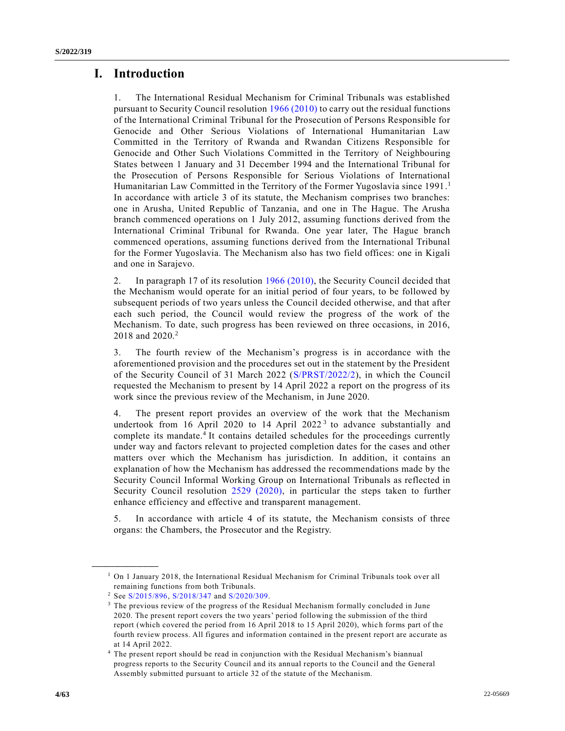# I. Introduction

1. The International Residual Mechanism for Criminal Tribunals was established pursuant to Security Council resolution 1966 (2010) to carry out the residual functions of the International Criminal Tribunal for the Prosecution of Persons Responsible for Genocide and Other Serious Violations of International Humanitarian Law Committed in the Territory of Rwanda and Rwandan Citizens Responsible for Genocide and Other Such Violations Committed in the Territory of Neighbouring States between 1 January and 31 December 1994 and the International Tribunal for the Prosecution of Persons Responsible for Serious Violations of International Humanitarian Law Committed in the Territory of the Former Yugoslavia since 1991.[1] In accordance with article 3 of its statute, the Mechanism comprises two branches: one in Arusha, United Republic of Tanzania, and one in The Hague. The Arusha branch commenced operations on 1 July 2012, assuming functions derived from the International Criminal Tribunal for Rwanda. One year later, The Hague branch commenced operations, assuming functions derived from the International Tribunal for the Former Yugoslavia. The Mechanism also has two field offices: one in Kigali and one in Sarajevo.

2. In paragraph 17 of its resolution 1966 (2010), the Security Council decided that the Mechanism would operate for an initial period of four years, to be followed by subsequent periods of two years unless the Council decided otherwise, and that after each such period, the Council would review the progress of the work of the Mechanism. To date, such progress has been reviewed on three occasions, in 2016, 2018 and 2020.[2]

3. The fourth review of the Mechanism's progress is in accordance with the aforementioned provision and the procedures set out in the statement by the President of the Security Council of 31 March 2022 (S/PRST/2022/2), in which the Council requested the Mechanism to present by 14 April 2022 a report on the progress of its work since the previous review of the Mechanism, in June 2020.

4. The present report provides an overview of the work that the Mechanism undertook from 16 April 2020 to 14 April 2022[3] to advance substantially and complete its mandate.[4] It contains detailed schedules for the proceedings currently under way and factors relevant to projected completion dates for the cases and other matters over which the Mechanism has jurisdiction. In addition, it contains an explanation of how the Mechanism has addressed the recommendations made by the Security Council Informal Working Group on International Tribunals as reflected in Security Council resolution 2529 (2020), in particular the steps taken to further enhance efficiency and effective and transparent management.

5. In accordance with article 4 of its statute, the Mechanism consists of three organs: the Chambers, the Prosecutor and the Registry.

---

[1] On 1 January 2018, the International Residual Mechanism for Criminal Tribunals took over all remaining functions from both Tribunals.

[2] See S/2015/896, S/2018/347 and S/2020/309.

[3] The previous review of the progress of the Residual Mechanism formally concluded in June 2020. The present report covers the two years' period following the submission of the third report (which covered the period from 16 April 2018 to 15 April 2020), which forms part of the fourth review process. All figures and information contained in the present report are accurate as at 14 April 2022.

[4] The present report should be read in conjunction with the Residual Mechanism's biannual progress reports to the Security Council and its annual reports to the Council and the General Assembly submitted pursuant to article 32 of the statute of the Mechanism.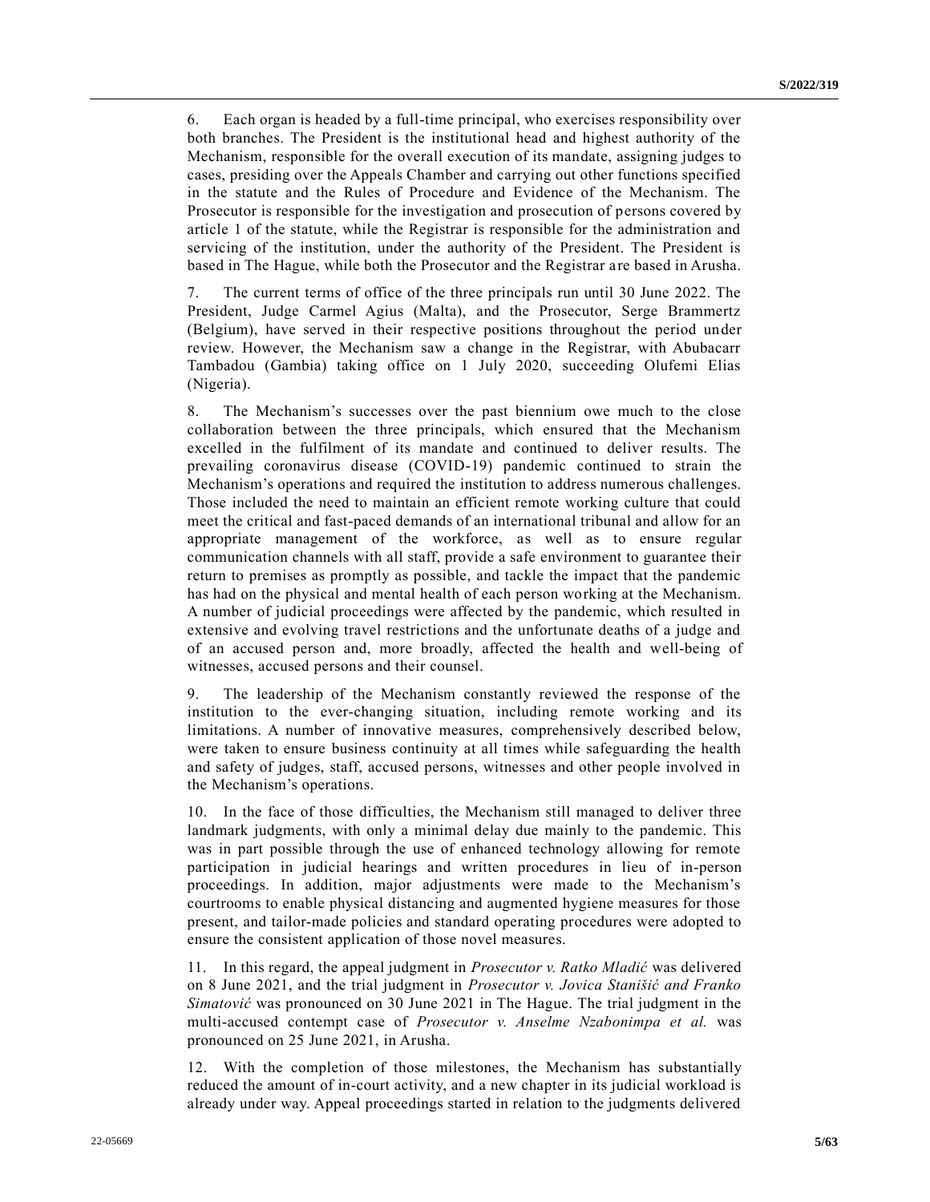6. Each organ is headed by a full-time principal, who exercises responsibility over both branches. The President is the institutional head and highest authority of the Mechanism, responsible for the overall execution of its mandate, assigning judges to cases, presiding over the Appeals Chamber and carrying out other functions specified in the statute and the Rules of Procedure and Evidence of the Mechanism. The Prosecutor is responsible for the investigation and prosecution of persons covered by article 1 of the statute, while the Registrar is responsible for the administration and servicing of the institution, under the authority of the President. The President is based in The Hague, while both the Prosecutor and the Registrar are based in Arusha.

7. The current terms of office of the three principals run until 30 June 2022. The President, Judge Carmel Agius (Malta), and the Prosecutor, Serge Brammertz (Belgium), have served in their respective positions throughout the period under review. However, the Mechanism saw a change in the Registrar, with Abubacarr Tambadou (Gambia) taking office on 1 July 2020, succeeding Olufemi Elias (Nigeria).

8. The Mechanism's successes over the past biennium owe much to the close collaboration between the three principals, which ensured that the Mechanism excelled in the fulfilment of its mandate and continued to deliver results. The prevailing coronavirus disease (COVID-19) pandemic continued to strain the Mechanism's operations and required the institution to address numerous challenges. Those included the need to maintain an efficient remote working culture that could meet the critical and fast-paced demands of an international tribunal and allow for an appropriate management of the workforce, as well as to ensure regular communication channels with all staff, provide a safe environment to guarantee their return to premises as promptly as possible, and tackle the impact that the pandemic has had on the physical and mental health of each person working at the Mechanism. A number of judicial proceedings were affected by the pandemic, which resulted in extensive and evolving travel restrictions and the unfortunate deaths of a judge and of an accused person and, more broadly, affected the health and well-being of witnesses, accused persons and their counsel.

9. The leadership of the Mechanism constantly reviewed the response of the institution to the ever-changing situation, including remote working and its limitations. A number of innovative measures, comprehensively described below, were taken to ensure business continuity at all times while safeguarding the health and safety of judges, staff, accused persons, witnesses and other people involved in the Mechanism's operations.

10. In the face of those difficulties, the Mechanism still managed to deliver three landmark judgments, with only a minimal delay due mainly to the pandemic. This was in part possible through the use of enhanced technology allowing for remote participation in judicial hearings and written procedures in lieu of in-person proceedings. In addition, major adjustments were made to the Mechanism's courtrooms to enable physical distancing and augmented hygiene measures for those present, and tailor-made policies and standard operating procedures were adopted to ensure the consistent application of those novel measures.

11. In this regard, the appeal judgment in *Prosecutor v. Ratko Mladić* was delivered on 8 June 2021, and the trial judgment in *Prosecutor v. Jovica Stanišić and Franko Simatović* was pronounced on 30 June 2021 in The Hague. The trial judgment in the multi-accused contempt case of *Prosecutor v. Anselme Nzabonimpa et al.* was pronounced on 25 June 2021, in Arusha.

12. With the completion of those milestones, the Mechanism has substantially reduced the amount of in-court activity, and a new chapter in its judicial workload is already under way. Appeal proceedings started in relation to the judgments delivered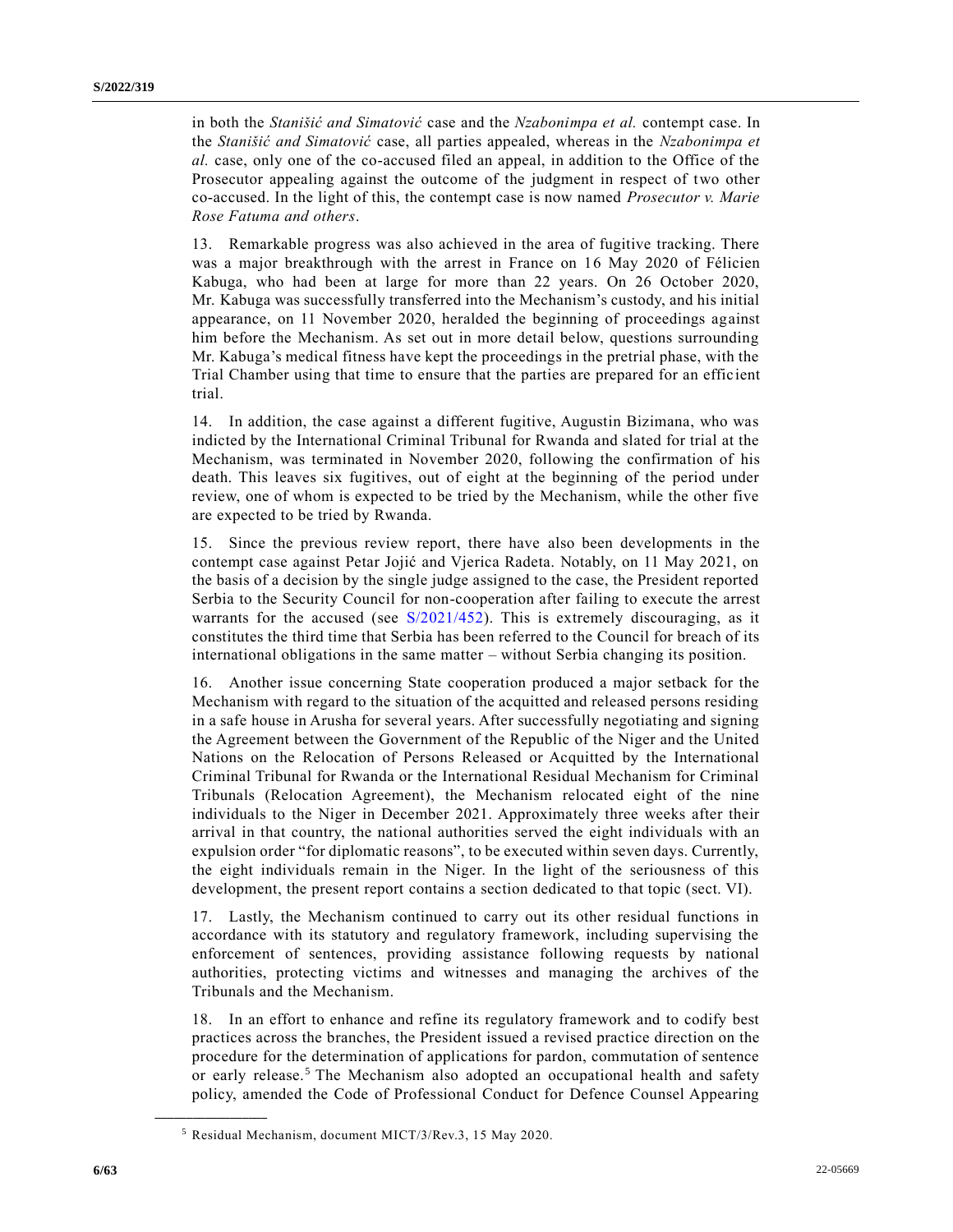in both the *Stanišić and Simatović* case and the *Nzabonimpa et al.* contempt case. In the *Stanišić and Simatović* case, all parties appealed, whereas in the *Nzabonimpa et al.* case, only one of the co-accused filed an appeal, in addition to the Office of the Prosecutor appealing against the outcome of the judgment in respect of two other co-accused. In the light of this, the contempt case is now named *Prosecutor v. Marie Rose Fatuma and others*.

13. Remarkable progress was also achieved in the area of fugitive tracking. There was a major breakthrough with the arrest in France on 16 May 2020 of Félicien Kabuga, who had been at large for more than 22 years. On 26 October 2020, Mr. Kabuga was successfully transferred into the Mechanism's custody, and his initial appearance, on 11 November 2020, heralded the beginning of proceedings against him before the Mechanism. As set out in more detail below, questions surrounding Mr. Kabuga's medical fitness have kept the proceedings in the pretrial phase, with the Trial Chamber using that time to ensure that the parties are prepared for an efficient trial.

14. In addition, the case against a different fugitive, Augustin Bizimana, who was indicted by the International Criminal Tribunal for Rwanda and slated for trial at the Mechanism, was terminated in November 2020, following the confirmation of his death. This leaves six fugitives, out of eight at the beginning of the period under review, one of whom is expected to be tried by the Mechanism, while the other five are expected to be tried by Rwanda.

15. Since the previous review report, there have also been developments in the contempt case against Petar Jojić and Vjerica Radeta. Notably, on 11 May 2021, on the basis of a decision by the single judge assigned to the case, the President reported Serbia to the Security Council for non-cooperation after failing to execute the arrest warrants for the accused (see S/2021/452). This is extremely discouraging, as it constitutes the third time that Serbia has been referred to the Council for breach of its international obligations in the same matter – without Serbia changing its position.

16. Another issue concerning State cooperation produced a major setback for the Mechanism with regard to the situation of the acquitted and released persons residing in a safe house in Arusha for several years. After successfully negotiating and signing the Agreement between the Government of the Republic of the Niger and the United Nations on the Relocation of Persons Released or Acquitted by the International Criminal Tribunal for Rwanda or the International Residual Mechanism for Criminal Tribunals (Relocation Agreement), the Mechanism relocated eight of the nine individuals to the Niger in December 2021. Approximately three weeks after their arrival in that country, the national authorities served the eight individuals with an expulsion order "for diplomatic reasons", to be executed within seven days. Currently, the eight individuals remain in the Niger. In the light of the seriousness of this development, the present report contains a section dedicated to that topic (sect. VI).

17. Lastly, the Mechanism continued to carry out its other residual functions in accordance with its statutory and regulatory framework, including supervising the enforcement of sentences, providing assistance following requests by national authorities, protecting victims and witnesses and managing the archives of the Tribunals and the Mechanism.

18. In an effort to enhance and refine its regulatory framework and to codify best practices across the branches, the President issued a revised practice direction on the procedure for the determination of applications for pardon, commutation of sentence or early release.[5] The Mechanism also adopted an occupational health and safety policy, amended the Code of Professional Conduct for Defence Counsel Appearing

---

[5] Residual Mechanism, document MICT/3/Rev.3, 15 May 2020.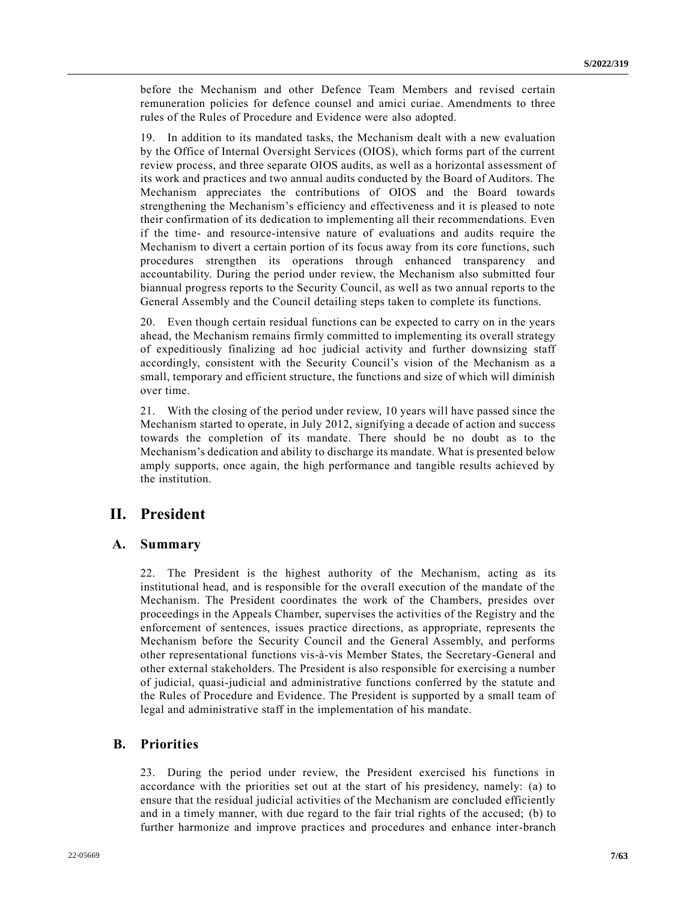before the Mechanism and other Defence Team Members and revised certain remuneration policies for defence counsel and amici curiae. Amendments to three rules of the Rules of Procedure and Evidence were also adopted.

19. In addition to its mandated tasks, the Mechanism dealt with a new evaluation by the Office of Internal Oversight Services (OIOS), which forms part of the current review process, and three separate OIOS audits, as well as a horizontal assessment of its work and practices and two annual audits conducted by the Board of Auditors. The Mechanism appreciates the contributions of OIOS and the Board towards strengthening the Mechanism's efficiency and effectiveness and it is pleased to note their confirmation of its dedication to implementing all their recommendations. Even if the time- and resource-intensive nature of evaluations and audits require the Mechanism to divert a certain portion of its focus away from its core functions, such procedures strengthen its operations through enhanced transparency and accountability. During the period under review, the Mechanism also submitted four biannual progress reports to the Security Council, as well as two annual reports to the General Assembly and the Council detailing steps taken to complete its functions.

20. Even though certain residual functions can be expected to carry on in the years ahead, the Mechanism remains firmly committed to implementing its overall strategy of expeditiously finalizing ad hoc judicial activity and further downsizing staff accordingly, consistent with the Security Council's vision of the Mechanism as a small, temporary and efficient structure, the functions and size of which will diminish over time.

21. With the closing of the period under review, 10 years will have passed since the Mechanism started to operate, in July 2012, signifying a decade of action and success towards the completion of its mandate. There should be no doubt as to the Mechanism's dedication and ability to discharge its mandate. What is presented below amply supports, once again, the high performance and tangible results achieved by the institution.

# II. President

## A. Summary

22. The President is the highest authority of the Mechanism, acting as its institutional head, and is responsible for the overall execution of the mandate of the Mechanism. The President coordinates the work of the Chambers, presides over proceedings in the Appeals Chamber, supervises the activities of the Registry and the enforcement of sentences, issues practice directions, as appropriate, represents the Mechanism before the Security Council and the General Assembly, and performs other representational functions vis-à-vis Member States, the Secretary-General and other external stakeholders. The President is also responsible for exercising a number of judicial, quasi-judicial and administrative functions conferred by the statute and the Rules of Procedure and Evidence. The President is supported by a small team of legal and administrative staff in the implementation of his mandate.

## B. Priorities

23. During the period under review, the President exercised his functions in accordance with the priorities set out at the start of his presidency, namely: (a) to ensure that the residual judicial activities of the Mechanism are concluded efficiently and in a timely manner, with due regard to the fair trial rights of the accused; (b) to further harmonize and improve practices and procedures and enhance inter-branch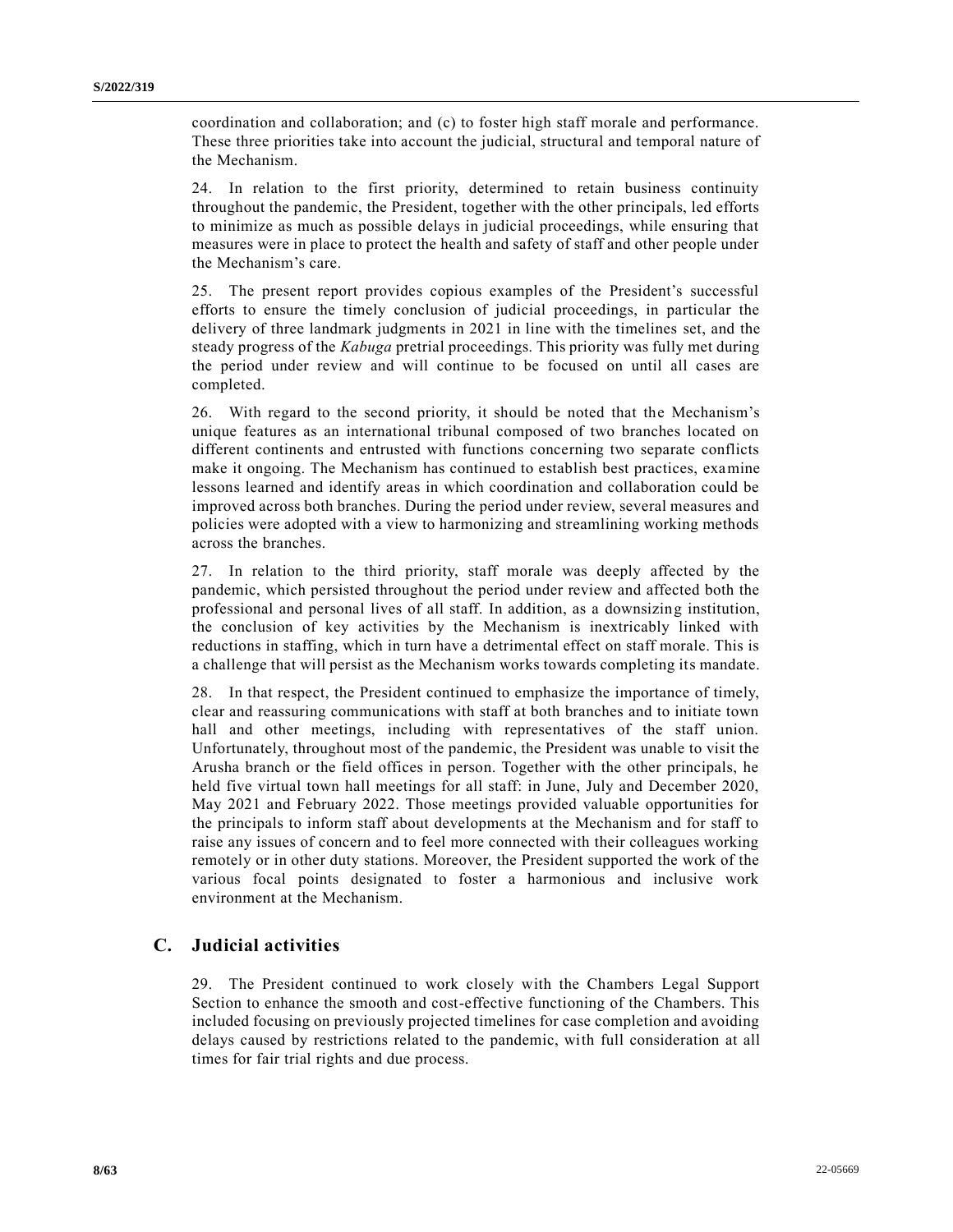coordination and collaboration; and (c) to foster high staff morale and performance. These three priorities take into account the judicial, structural and temporal nature of the Mechanism.

24. In relation to the first priority, determined to retain business continuity throughout the pandemic, the President, together with the other principals, led efforts to minimize as much as possible delays in judicial proceedings, while ensuring that measures were in place to protect the health and safety of staff and other people under the Mechanism's care.

25. The present report provides copious examples of the President's successful efforts to ensure the timely conclusion of judicial proceedings, in particular the delivery of three landmark judgments in 2021 in line with the timelines set, and the steady progress of the *Kabuga* pretrial proceedings. This priority was fully met during the period under review and will continue to be focused on until all cases are completed.

26. With regard to the second priority, it should be noted that the Mechanism's unique features as an international tribunal composed of two branches located on different continents and entrusted with functions concerning two separate conflicts make it ongoing. The Mechanism has continued to establish best practices, examine lessons learned and identify areas in which coordination and collaboration could be improved across both branches. During the period under review, several measures and policies were adopted with a view to harmonizing and streamlining working methods across the branches.

27. In relation to the third priority, staff morale was deeply affected by the pandemic, which persisted throughout the period under review and affected both the professional and personal lives of all staff. In addition, as a downsizing institution, the conclusion of key activities by the Mechanism is inextricably linked with reductions in staffing, which in turn have a detrimental effect on staff morale. This is a challenge that will persist as the Mechanism works towards completing its mandate.

28. In that respect, the President continued to emphasize the importance of timely, clear and reassuring communications with staff at both branches and to initiate town hall and other meetings, including with representatives of the staff union. Unfortunately, throughout most of the pandemic, the President was unable to visit the Arusha branch or the field offices in person. Together with the other principals, he held five virtual town hall meetings for all staff: in June, July and December 2020, May 2021 and February 2022. Those meetings provided valuable opportunities for the principals to inform staff about developments at the Mechanism and for staff to raise any issues of concern and to feel more connected with their colleagues working remotely or in other duty stations. Moreover, the President supported the work of the various focal points designated to foster a harmonious and inclusive work environment at the Mechanism.

## C. Judicial activities

29. The President continued to work closely with the Chambers Legal Support Section to enhance the smooth and cost-effective functioning of the Chambers. This included focusing on previously projected timelines for case completion and avoiding delays caused by restrictions related to the pandemic, with full consideration at all times for fair trial rights and due process.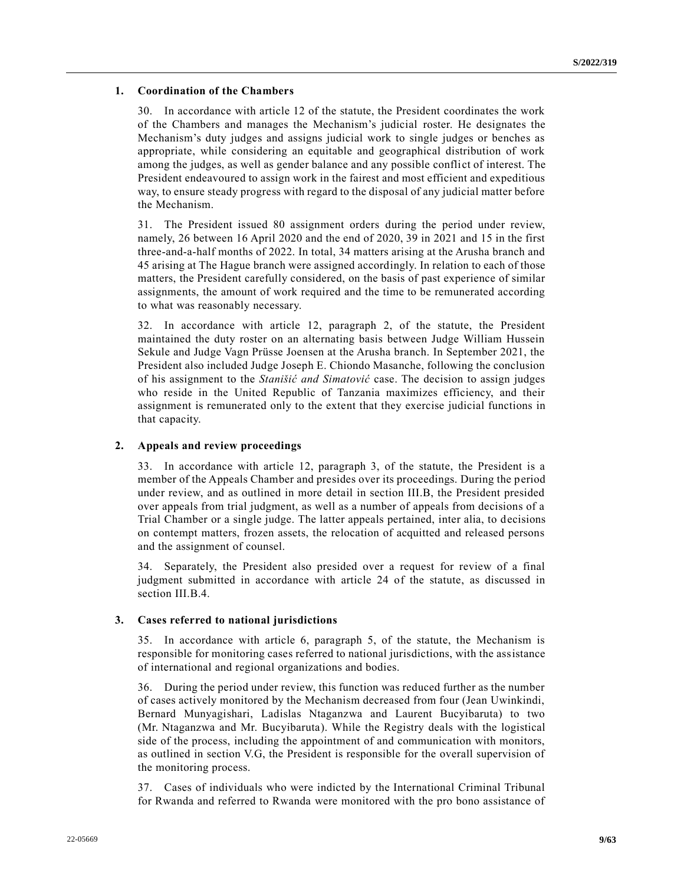### 1. Coordination of the Chambers

30. In accordance with article 12 of the statute, the President coordinates the work of the Chambers and manages the Mechanism's judicial roster. He designates the Mechanism's duty judges and assigns judicial work to single judges or benches as appropriate, while considering an equitable and geographical distribution of work among the judges, as well as gender balance and any possible conflict of interest. The President endeavoured to assign work in the fairest and most efficient and expeditious way, to ensure steady progress with regard to the disposal of any judicial matter before the Mechanism.

31. The President issued 80 assignment orders during the period under review, namely, 26 between 16 April 2020 and the end of 2020, 39 in 2021 and 15 in the first three-and-a-half months of 2022. In total, 34 matters arising at the Arusha branch and 45 arising at The Hague branch were assigned accordingly. In relation to each of those matters, the President carefully considered, on the basis of past experience of similar assignments, the amount of work required and the time to be remunerated according to what was reasonably necessary.

32. In accordance with article 12, paragraph 2, of the statute, the President maintained the duty roster on an alternating basis between Judge William Hussein Sekule and Judge Vagn Prüsse Joensen at the Arusha branch. In September 2021, the President also included Judge Joseph E. Chiondo Masanche, following the conclusion of his assignment to the *Stanišić and Simatović* case. The decision to assign judges who reside in the United Republic of Tanzania maximizes efficiency, and their assignment is remunerated only to the extent that they exercise judicial functions in that capacity.

### 2. Appeals and review proceedings

33. In accordance with article 12, paragraph 3, of the statute, the President is a member of the Appeals Chamber and presides over its proceedings. During the period under review, and as outlined in more detail in section III.B, the President presided over appeals from trial judgment, as well as a number of appeals from decisions of a Trial Chamber or a single judge. The latter appeals pertained, inter alia, to decisions on contempt matters, frozen assets, the relocation of acquitted and released persons and the assignment of counsel.

34. Separately, the President also presided over a request for review of a final judgment submitted in accordance with article 24 of the statute, as discussed in section III.B.4.

### 3. Cases referred to national jurisdictions

35. In accordance with article 6, paragraph 5, of the statute, the Mechanism is responsible for monitoring cases referred to national jurisdictions, with the assistance of international and regional organizations and bodies.

36. During the period under review, this function was reduced further as the number of cases actively monitored by the Mechanism decreased from four (Jean Uwinkindi, Bernard Munyagishari, Ladislas Ntaganzwa and Laurent Bucyibaruta) to two (Mr. Ntaganzwa and Mr. Bucyibaruta). While the Registry deals with the logistical side of the process, including the appointment of and communication with monitors, as outlined in section V.G, the President is responsible for the overall supervision of the monitoring process.

37. Cases of individuals who were indicted by the International Criminal Tribunal for Rwanda and referred to Rwanda were monitored with the pro bono assistance of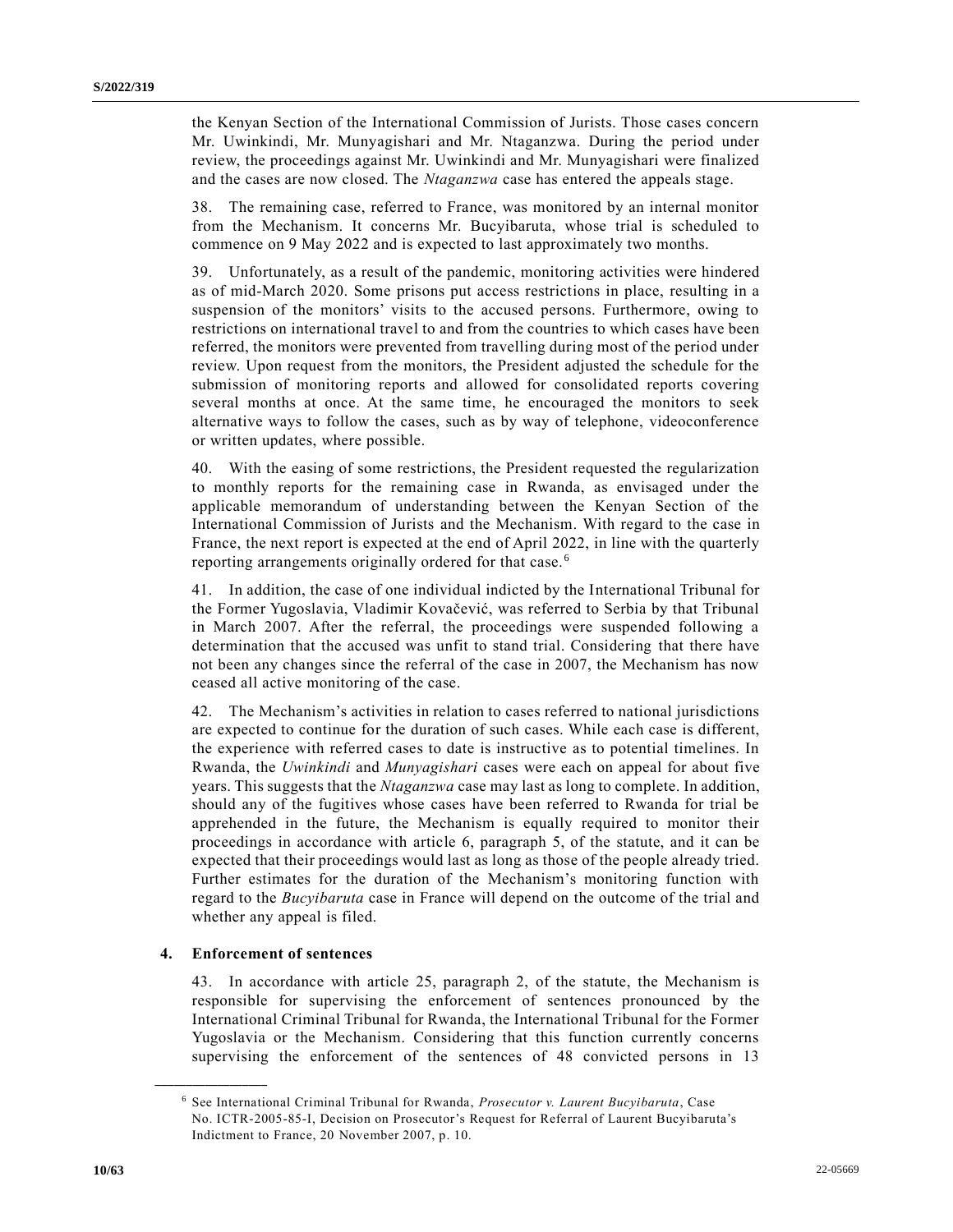the Kenyan Section of the International Commission of Jurists. Those cases concern Mr. Uwinkindi, Mr. Munyagishari and Mr. Ntaganzwa. During the period under review, the proceedings against Mr. Uwinkindi and Mr. Munyagishari were finalized and the cases are now closed. The *Ntaganzwa* case has entered the appeals stage.

38. The remaining case, referred to France, was monitored by an internal monitor from the Mechanism. It concerns Mr. Bucyibaruta, whose trial is scheduled to commence on 9 May 2022 and is expected to last approximately two months.

39. Unfortunately, as a result of the pandemic, monitoring activities were hindered as of mid-March 2020. Some prisons put access restrictions in place, resulting in a suspension of the monitors' visits to the accused persons. Furthermore, owing to restrictions on international travel to and from the countries to which cases have been referred, the monitors were prevented from travelling during most of the period under review. Upon request from the monitors, the President adjusted the schedule for the submission of monitoring reports and allowed for consolidated reports covering several months at once. At the same time, he encouraged the monitors to seek alternative ways to follow the cases, such as by way of telephone, videoconference or written updates, where possible.

40. With the easing of some restrictions, the President requested the regularization to monthly reports for the remaining case in Rwanda, as envisaged under the applicable memorandum of understanding between the Kenyan Section of the International Commission of Jurists and the Mechanism. With regard to the case in France, the next report is expected at the end of April 2022, in line with the quarterly reporting arrangements originally ordered for that case.[6]

41. In addition, the case of one individual indicted by the International Tribunal for the Former Yugoslavia, Vladimir Kovačević, was referred to Serbia by that Tribunal in March 2007. After the referral, the proceedings were suspended following a determination that the accused was unfit to stand trial. Considering that there have not been any changes since the referral of the case in 2007, the Mechanism has now ceased all active monitoring of the case.

42. The Mechanism's activities in relation to cases referred to national jurisdictions are expected to continue for the duration of such cases. While each case is different, the experience with referred cases to date is instructive as to potential timelines. In Rwanda, the *Uwinkindi* and *Munyagishari* cases were each on appeal for about five years. This suggests that the *Ntaganzwa* case may last as long to complete. In addition, should any of the fugitives whose cases have been referred to Rwanda for trial be apprehended in the future, the Mechanism is equally required to monitor their proceedings in accordance with article 6, paragraph 5, of the statute, and it can be expected that their proceedings would last as long as those of the people already tried. Further estimates for the duration of the Mechanism's monitoring function with regard to the *Bucyibaruta* case in France will depend on the outcome of the trial and whether any appeal is filed.

### 4. Enforcement of sentences

43. In accordance with article 25, paragraph 2, of the statute, the Mechanism is responsible for supervising the enforcement of sentences pronounced by the International Criminal Tribunal for Rwanda, the International Tribunal for the Former Yugoslavia or the Mechanism. Considering that this function currently concerns supervising the enforcement of the sentences of 48 convicted persons in 13

---

[6] See International Criminal Tribunal for Rwanda, *Prosecutor v. Laurent Bucyibaruta*, Case No. ICTR-2005-85-I, Decision on Prosecutor's Request for Referral of Laurent Bucyibaruta's Indictment to France, 20 November 2007, p. 10.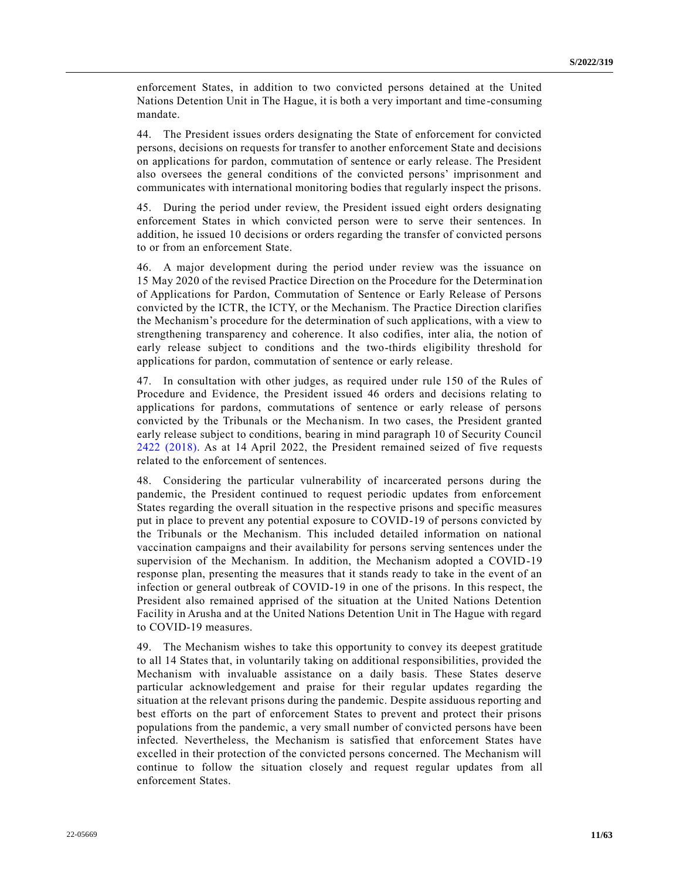enforcement States, in addition to two convicted persons detained at the United Nations Detention Unit in The Hague, it is both a very important and time-consuming mandate.

44. The President issues orders designating the State of enforcement for convicted persons, decisions on requests for transfer to another enforcement State and decisions on applications for pardon, commutation of sentence or early release. The President also oversees the general conditions of the convicted persons' imprisonment and communicates with international monitoring bodies that regularly inspect the prisons.

45. During the period under review, the President issued eight orders designating enforcement States in which convicted person were to serve their sentences. In addition, he issued 10 decisions or orders regarding the transfer of convicted persons to or from an enforcement State.

46. A major development during the period under review was the issuance on 15 May 2020 of the revised Practice Direction on the Procedure for the Determination of Applications for Pardon, Commutation of Sentence or Early Release of Persons convicted by the ICTR, the ICTY, or the Mechanism. The Practice Direction clarifies the Mechanism's procedure for the determination of such applications, with a view to strengthening transparency and coherence. It also codifies, inter alia, the notion of early release subject to conditions and the two-thirds eligibility threshold for applications for pardon, commutation of sentence or early release.

47. In consultation with other judges, as required under rule 150 of the Rules of Procedure and Evidence, the President issued 46 orders and decisions relating to applications for pardons, commutations of sentence or early release of persons convicted by the Tribunals or the Mechanism. In two cases, the President granted early release subject to conditions, bearing in mind paragraph 10 of Security Council 2422 (2018). As at 14 April 2022, the President remained seized of five requests related to the enforcement of sentences.

48. Considering the particular vulnerability of incarcerated persons during the pandemic, the President continued to request periodic updates from enforcement States regarding the overall situation in the respective prisons and specific measures put in place to prevent any potential exposure to COVID-19 of persons convicted by the Tribunals or the Mechanism. This included detailed information on national vaccination campaigns and their availability for persons serving sentences under the supervision of the Mechanism. In addition, the Mechanism adopted a COVID-19 response plan, presenting the measures that it stands ready to take in the event of an infection or general outbreak of COVID-19 in one of the prisons. In this respect, the President also remained apprised of the situation at the United Nations Detention Facility in Arusha and at the United Nations Detention Unit in The Hague with regard to COVID-19 measures.

49. The Mechanism wishes to take this opportunity to convey its deepest gratitude to all 14 States that, in voluntarily taking on additional responsibilities, provided the Mechanism with invaluable assistance on a daily basis. These States deserve particular acknowledgement and praise for their regular updates regarding the situation at the relevant prisons during the pandemic. Despite assiduous reporting and best efforts on the part of enforcement States to prevent and protect their prisons populations from the pandemic, a very small number of convicted persons have been infected. Nevertheless, the Mechanism is satisfied that enforcement States have excelled in their protection of the convicted persons concerned. The Mechanism will continue to follow the situation closely and request regular updates from all enforcement States.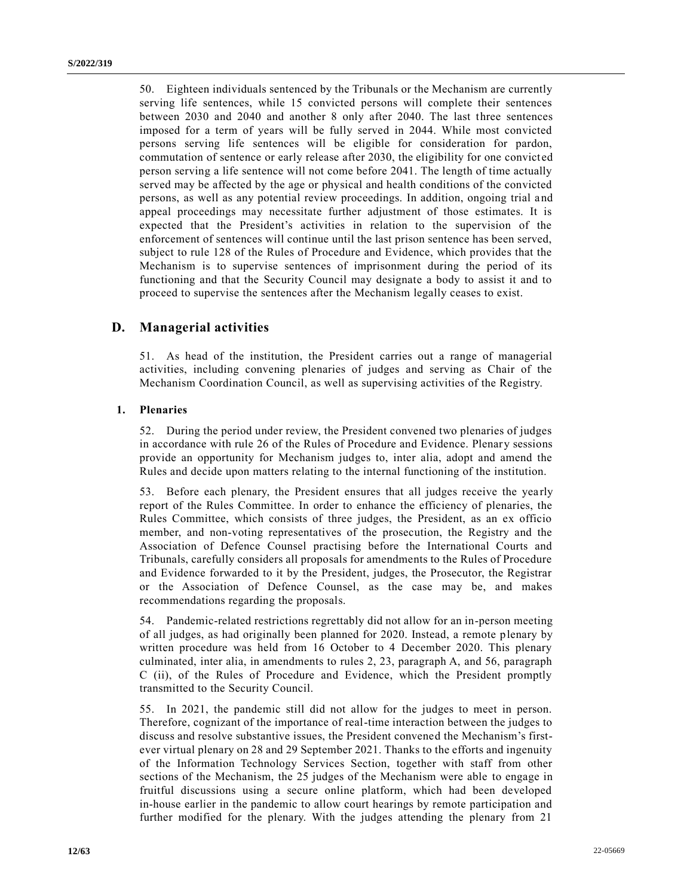50. Eighteen individuals sentenced by the Tribunals or the Mechanism are currently serving life sentences, while 15 convicted persons will complete their sentences between 2030 and 2040 and another 8 only after 2040. The last three sentences imposed for a term of years will be fully served in 2044. While most convicted persons serving life sentences will be eligible for consideration for pardon, commutation of sentence or early release after 2030, the eligibility for one convicted person serving a life sentence will not come before 2041. The length of time actually served may be affected by the age or physical and health conditions of the convicted persons, as well as any potential review proceedings. In addition, ongoing trial and appeal proceedings may necessitate further adjustment of those estimates. It is expected that the President's activities in relation to the supervision of the enforcement of sentences will continue until the last prison sentence has been served, subject to rule 128 of the Rules of Procedure and Evidence, which provides that the Mechanism is to supervise sentences of imprisonment during the period of its functioning and that the Security Council may designate a body to assist it and to proceed to supervise the sentences after the Mechanism legally ceases to exist.

## D. Managerial activities

51. As head of the institution, the President carries out a range of managerial activities, including convening plenaries of judges and serving as Chair of the Mechanism Coordination Council, as well as supervising activities of the Registry.

### 1. Plenaries

52. During the period under review, the President convened two plenaries of judges in accordance with rule 26 of the Rules of Procedure and Evidence. Plenary sessions provide an opportunity for Mechanism judges to, inter alia, adopt and amend the Rules and decide upon matters relating to the internal functioning of the institution.

53. Before each plenary, the President ensures that all judges receive the yearly report of the Rules Committee. In order to enhance the efficiency of plenaries, the Rules Committee, which consists of three judges, the President, as an ex officio member, and non-voting representatives of the prosecution, the Registry and the Association of Defence Counsel practising before the International Courts and Tribunals, carefully considers all proposals for amendments to the Rules of Procedure and Evidence forwarded to it by the President, judges, the Prosecutor, the Registrar or the Association of Defence Counsel, as the case may be, and makes recommendations regarding the proposals.

54. Pandemic-related restrictions regrettably did not allow for an in-person meeting of all judges, as had originally been planned for 2020. Instead, a remote plenary by written procedure was held from 16 October to 4 December 2020. This plenary culminated, inter alia, in amendments to rules 2, 23, paragraph A, and 56, paragraph C (ii), of the Rules of Procedure and Evidence, which the President promptly transmitted to the Security Council.

55. In 2021, the pandemic still did not allow for the judges to meet in person. Therefore, cognizant of the importance of real-time interaction between the judges to discuss and resolve substantive issues, the President convened the Mechanism's first-ever virtual plenary on 28 and 29 September 2021. Thanks to the efforts and ingenuity of the Information Technology Services Section, together with staff from other sections of the Mechanism, the 25 judges of the Mechanism were able to engage in fruitful discussions using a secure online platform, which had been developed in-house earlier in the pandemic to allow court hearings by remote participation and further modified for the plenary. With the judges attending the plenary from 21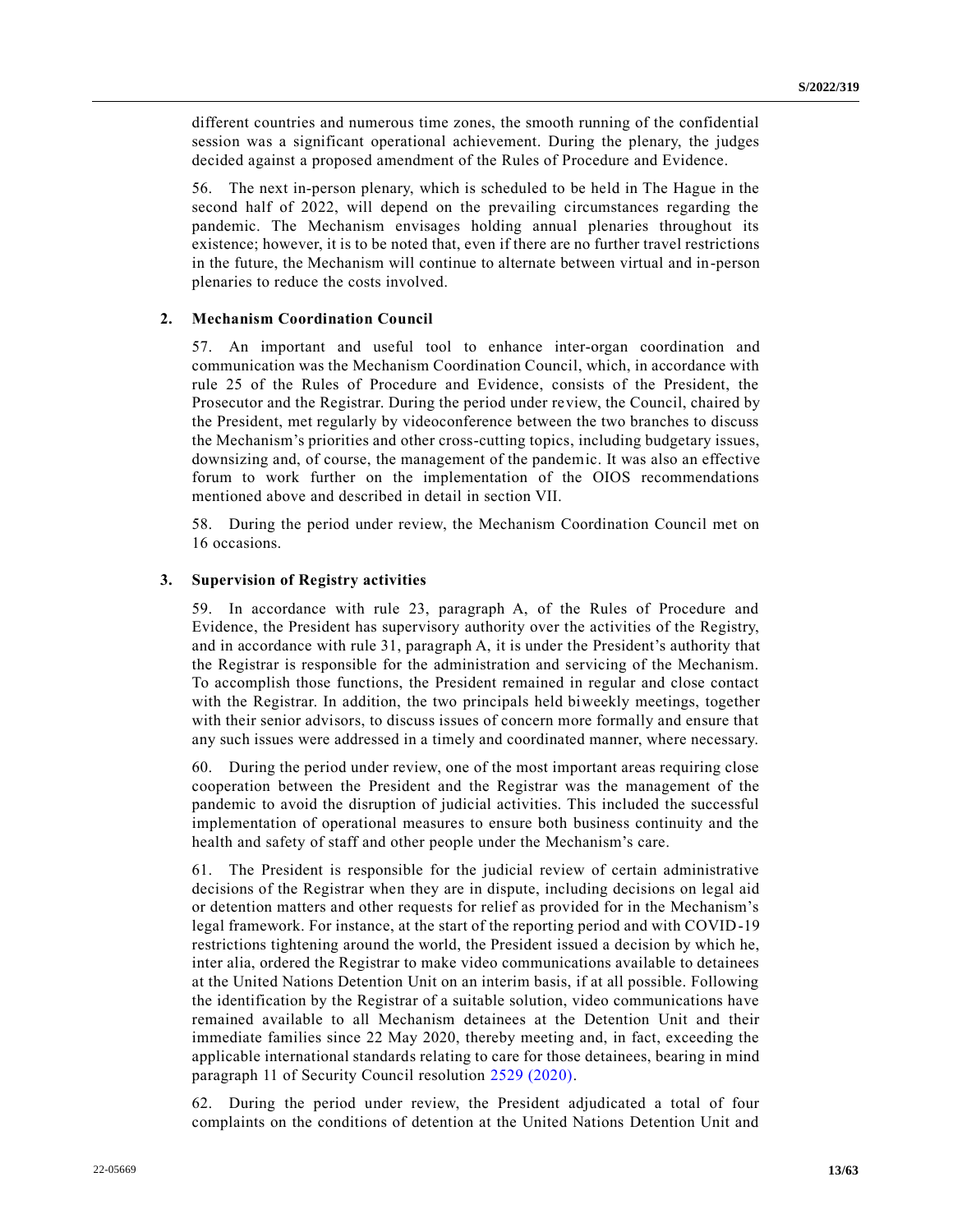different countries and numerous time zones, the smooth running of the confidential session was a significant operational achievement. During the plenary, the judges decided against a proposed amendment of the Rules of Procedure and Evidence.

56. The next in-person plenary, which is scheduled to be held in The Hague in the second half of 2022, will depend on the prevailing circumstances regarding the pandemic. The Mechanism envisages holding annual plenaries throughout its existence; however, it is to be noted that, even if there are no further travel restrictions in the future, the Mechanism will continue to alternate between virtual and in-person plenaries to reduce the costs involved.

### 2. Mechanism Coordination Council

57. An important and useful tool to enhance inter-organ coordination and communication was the Mechanism Coordination Council, which, in accordance with rule 25 of the Rules of Procedure and Evidence, consists of the President, the Prosecutor and the Registrar. During the period under review, the Council, chaired by the President, met regularly by videoconference between the two branches to discuss the Mechanism's priorities and other cross-cutting topics, including budgetary issues, downsizing and, of course, the management of the pandemic. It was also an effective forum to work further on the implementation of the OIOS recommendations mentioned above and described in detail in section VII.

58. During the period under review, the Mechanism Coordination Council met on 16 occasions.

### 3. Supervision of Registry activities

59. In accordance with rule 23, paragraph A, of the Rules of Procedure and Evidence, the President has supervisory authority over the activities of the Registry, and in accordance with rule 31, paragraph A, it is under the President's authority that the Registrar is responsible for the administration and servicing of the Mechanism. To accomplish those functions, the President remained in regular and close contact with the Registrar. In addition, the two principals held biweekly meetings, together with their senior advisors, to discuss issues of concern more formally and ensure that any such issues were addressed in a timely and coordinated manner, where necessary.

60. During the period under review, one of the most important areas requiring close cooperation between the President and the Registrar was the management of the pandemic to avoid the disruption of judicial activities. This included the successful implementation of operational measures to ensure both business continuity and the health and safety of staff and other people under the Mechanism's care.

61. The President is responsible for the judicial review of certain administrative decisions of the Registrar when they are in dispute, including decisions on legal aid or detention matters and other requests for relief as provided for in the Mechanism's legal framework. For instance, at the start of the reporting period and with COVID-19 restrictions tightening around the world, the President issued a decision by which he, inter alia, ordered the Registrar to make video communications available to detainees at the United Nations Detention Unit on an interim basis, if at all possible. Following the identification by the Registrar of a suitable solution, video communications have remained available to all Mechanism detainees at the Detention Unit and their immediate families since 22 May 2020, thereby meeting and, in fact, exceeding the applicable international standards relating to care for those detainees, bearing in mind paragraph 11 of Security Council resolution 2529 (2020).

62. During the period under review, the President adjudicated a total of four complaints on the conditions of detention at the United Nations Detention Unit and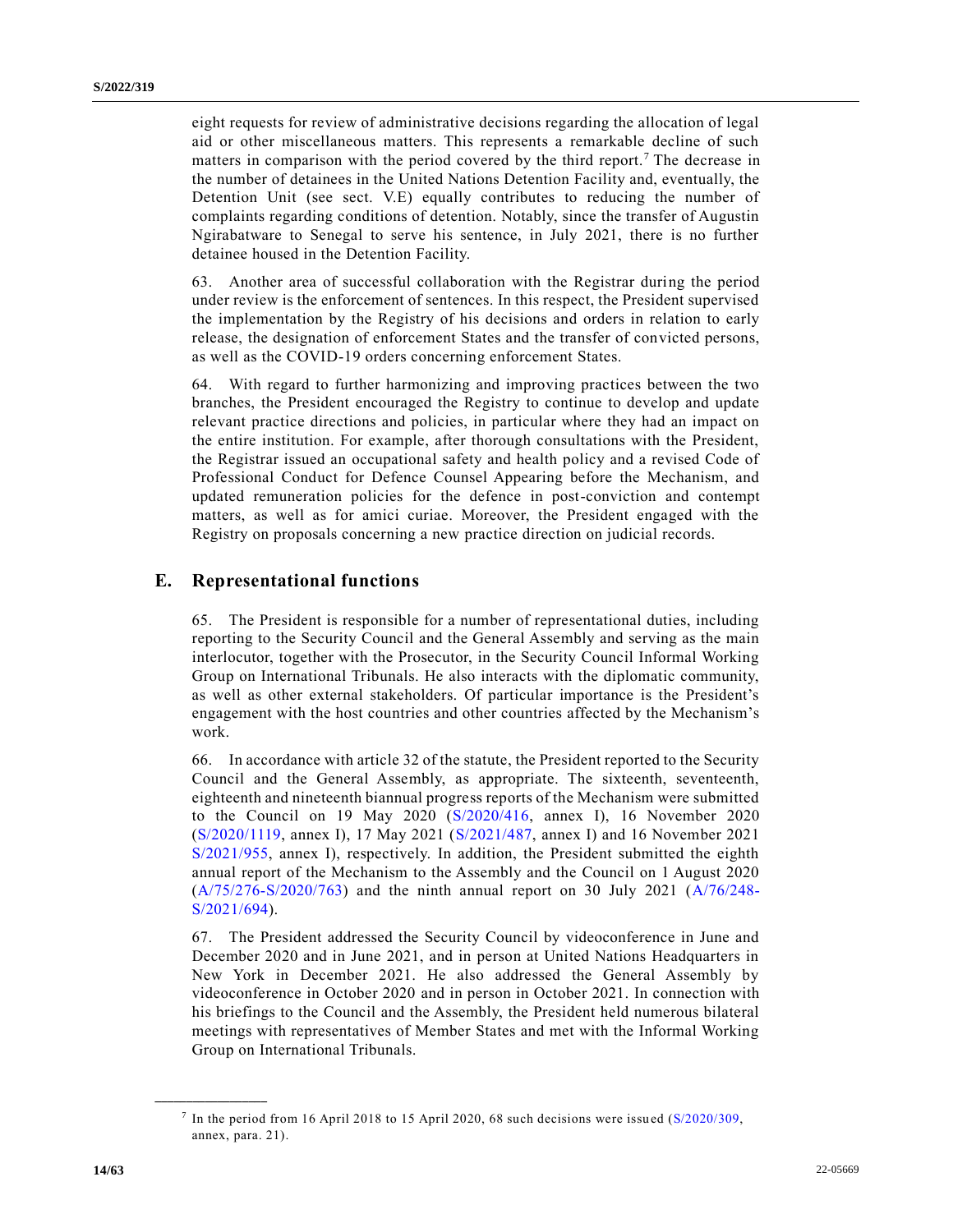eight requests for review of administrative decisions regarding the allocation of legal aid or other miscellaneous matters. This represents a remarkable decline of such matters in comparison with the period covered by the third report.[7] The decrease in the number of detainees in the United Nations Detention Facility and, eventually, the Detention Unit (see sect. V.E) equally contributes to reducing the number of complaints regarding conditions of detention. Notably, since the transfer of Augustin Ngirabatware to Senegal to serve his sentence, in July 2021, there is no further detainee housed in the Detention Facility.

63. Another area of successful collaboration with the Registrar during the period under review is the enforcement of sentences. In this respect, the President supervised the implementation by the Registry of his decisions and orders in relation to early release, the designation of enforcement States and the transfer of convicted persons, as well as the COVID-19 orders concerning enforcement States.

64. With regard to further harmonizing and improving practices between the two branches, the President encouraged the Registry to continue to develop and update relevant practice directions and policies, in particular where they had an impact on the entire institution. For example, after thorough consultations with the President, the Registrar issued an occupational safety and health policy and a revised Code of Professional Conduct for Defence Counsel Appearing before the Mechanism, and updated remuneration policies for the defence in post-conviction and contempt matters, as well as for amici curiae. Moreover, the President engaged with the Registry on proposals concerning a new practice direction on judicial records.

## E. Representational functions

65. The President is responsible for a number of representational duties, including reporting to the Security Council and the General Assembly and serving as the main interlocutor, together with the Prosecutor, in the Security Council Informal Working Group on International Tribunals. He also interacts with the diplomatic community, as well as other external stakeholders. Of particular importance is the President's engagement with the host countries and other countries affected by the Mechanism's work.

66. In accordance with article 32 of the statute, the President reported to the Security Council and the General Assembly, as appropriate. The sixteenth, seventeenth, eighteenth and nineteenth biannual progress reports of the Mechanism were submitted to the Council on 19 May 2020 (S/2020/416, annex I), 16 November 2020 (S/2020/1119, annex I), 17 May 2021 (S/2021/487, annex I) and 16 November 2021 S/2021/955, annex I), respectively. In addition, the President submitted the eighth annual report of the Mechanism to the Assembly and the Council on 1 August 2020 (A/75/276-S/2020/763) and the ninth annual report on 30 July 2021 (A/76/248-S/2021/694).

67. The President addressed the Security Council by videoconference in June and December 2020 and in June 2021, and in person at United Nations Headquarters in New York in December 2021. He also addressed the General Assembly by videoconference in October 2020 and in person in October 2021. In connection with his briefings to the Council and the Assembly, the President held numerous bilateral meetings with representatives of Member States and met with the Informal Working Group on International Tribunals.

---

[7] In the period from 16 April 2018 to 15 April 2020, 68 such decisions were issued (S/2020/309, annex, para. 21).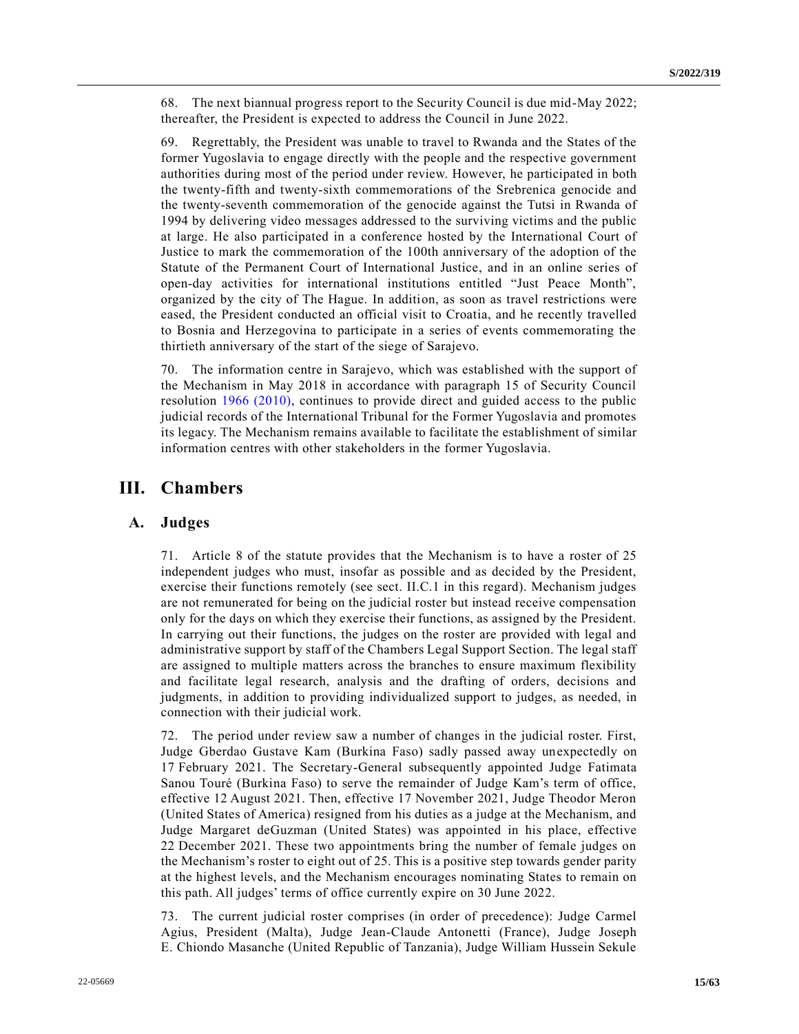68. The next biannual progress report to the Security Council is due mid-May 2022; thereafter, the President is expected to address the Council in June 2022.

69. Regrettably, the President was unable to travel to Rwanda and the States of the former Yugoslavia to engage directly with the people and the respective government authorities during most of the period under review. However, he participated in both the twenty-fifth and twenty-sixth commemorations of the Srebrenica genocide and the twenty-seventh commemoration of the genocide against the Tutsi in Rwanda of 1994 by delivering video messages addressed to the surviving victims and the public at large. He also participated in a conference hosted by the International Court of Justice to mark the commemoration of the 100th anniversary of the adoption of the Statute of the Permanent Court of International Justice, and in an online series of open-day activities for international institutions entitled "Just Peace Month", organized by the city of The Hague. In addition, as soon as travel restrictions were eased, the President conducted an official visit to Croatia, and he recently travelled to Bosnia and Herzegovina to participate in a series of events commemorating the thirtieth anniversary of the start of the siege of Sarajevo.

70. The information centre in Sarajevo, which was established with the support of the Mechanism in May 2018 in accordance with paragraph 15 of Security Council resolution 1966 (2010), continues to provide direct and guided access to the public judicial records of the International Tribunal for the Former Yugoslavia and promotes its legacy. The Mechanism remains available to facilitate the establishment of similar information centres with other stakeholders in the former Yugoslavia.

# III. Chambers

## A. Judges

71. Article 8 of the statute provides that the Mechanism is to have a roster of 25 independent judges who must, insofar as possible and as decided by the President, exercise their functions remotely (see sect. II.C.1 in this regard). Mechanism judges are not remunerated for being on the judicial roster but instead receive compensation only for the days on which they exercise their functions, as assigned by the President. In carrying out their functions, the judges on the roster are provided with legal and administrative support by staff of the Chambers Legal Support Section. The legal staff are assigned to multiple matters across the branches to ensure maximum flexibility and facilitate legal research, analysis and the drafting of orders, decisions and judgments, in addition to providing individualized support to judges, as needed, in connection with their judicial work.

72. The period under review saw a number of changes in the judicial roster. First, Judge Gberdao Gustave Kam (Burkina Faso) sadly passed away unexpectedly on 17 February 2021. The Secretary-General subsequently appointed Judge Fatimata Sanou Touré (Burkina Faso) to serve the remainder of Judge Kam's term of office, effective 12 August 2021. Then, effective 17 November 2021, Judge Theodor Meron (United States of America) resigned from his duties as a judge at the Mechanism, and Judge Margaret deGuzman (United States) was appointed in his place, effective 22 December 2021. These two appointments bring the number of female judges on the Mechanism's roster to eight out of 25. This is a positive step towards gender parity at the highest levels, and the Mechanism encourages nominating States to remain on this path. All judges' terms of office currently expire on 30 June 2022.

73. The current judicial roster comprises (in order of precedence): Judge Carmel Agius, President (Malta), Judge Jean-Claude Antonetti (France), Judge Joseph E. Chiondo Masanche (United Republic of Tanzania), Judge William Hussein Sekule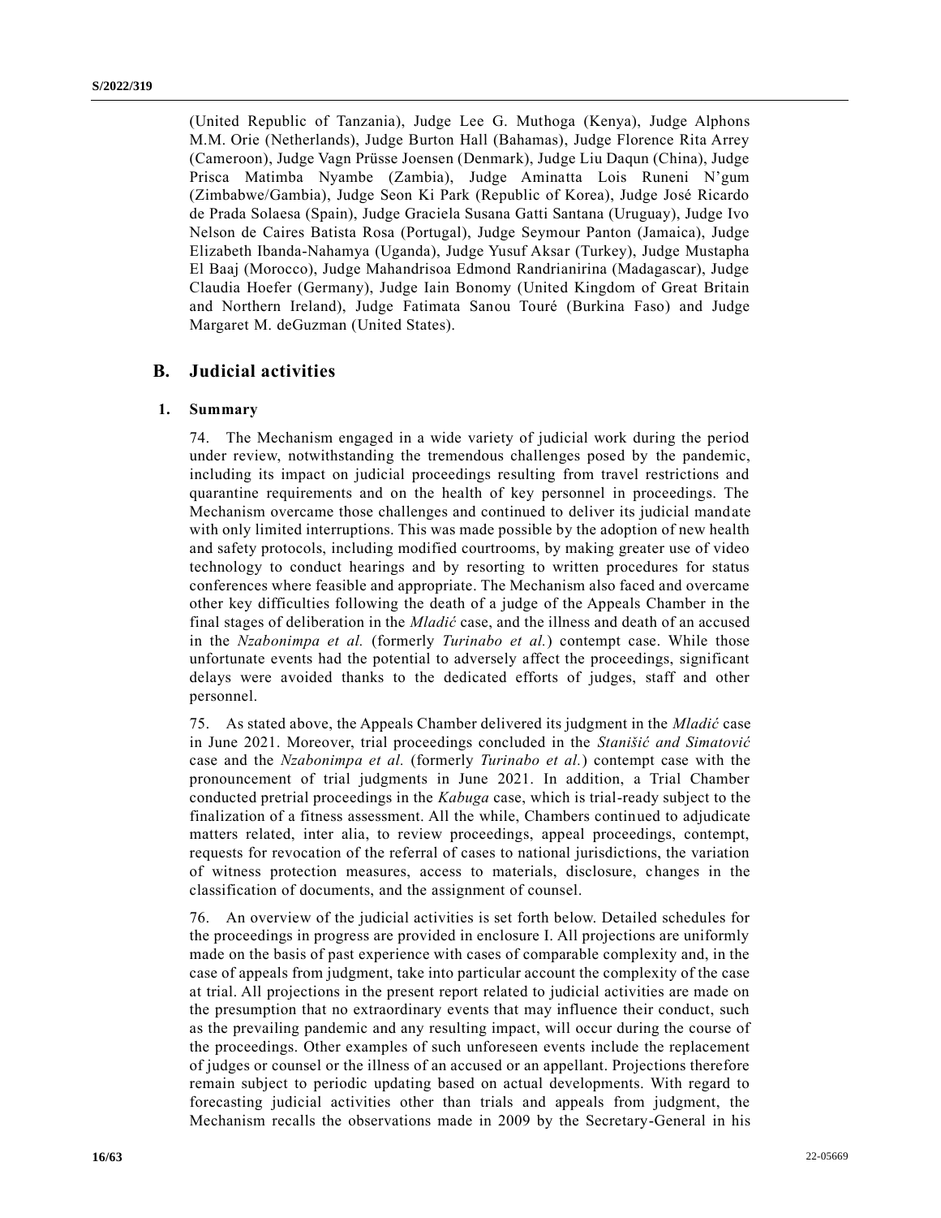(United Republic of Tanzania), Judge Lee G. Muthoga (Kenya), Judge Alphons M.M. Orie (Netherlands), Judge Burton Hall (Bahamas), Judge Florence Rita Arrey (Cameroon), Judge Vagn Prüsse Joensen (Denmark), Judge Liu Daqun (China), Judge Prisca Matimba Nyambe (Zambia), Judge Aminatta Lois Runeni N'gum (Zimbabwe/Gambia), Judge Seon Ki Park (Republic of Korea), Judge José Ricardo de Prada Solaesa (Spain), Judge Graciela Susana Gatti Santana (Uruguay), Judge Ivo Nelson de Caires Batista Rosa (Portugal), Judge Seymour Panton (Jamaica), Judge Elizabeth Ibanda-Nahamya (Uganda), Judge Yusuf Aksar (Turkey), Judge Mustapha El Baaj (Morocco), Judge Mahandrisoa Edmond Randrianirina (Madagascar), Judge Claudia Hoefer (Germany), Judge Iain Bonomy (United Kingdom of Great Britain and Northern Ireland), Judge Fatimata Sanou Touré (Burkina Faso) and Judge Margaret M. deGuzman (United States).

## B. Judicial activities

### 1. Summary

74. The Mechanism engaged in a wide variety of judicial work during the period under review, notwithstanding the tremendous challenges posed by the pandemic, including its impact on judicial proceedings resulting from travel restrictions and quarantine requirements and on the health of key personnel in proceedings. The Mechanism overcame those challenges and continued to deliver its judicial mandate with only limited interruptions. This was made possible by the adoption of new health and safety protocols, including modified courtrooms, by making greater use of video technology to conduct hearings and by resorting to written procedures for status conferences where feasible and appropriate. The Mechanism also faced and overcame other key difficulties following the death of a judge of the Appeals Chamber in the final stages of deliberation in the *Mladić* case, and the illness and death of an accused in the *Nzabonimpa et al.* (formerly *Turinabo et al.*) contempt case. While those unfortunate events had the potential to adversely affect the proceedings, significant delays were avoided thanks to the dedicated efforts of judges, staff and other personnel.

75. As stated above, the Appeals Chamber delivered its judgment in the *Mladić* case in June 2021. Moreover, trial proceedings concluded in the *Stanišić and Simatović* case and the *Nzabonimpa et al.* (formerly *Turinabo et al.*) contempt case with the pronouncement of trial judgments in June 2021. In addition, a Trial Chamber conducted pretrial proceedings in the *Kabuga* case, which is trial-ready subject to the finalization of a fitness assessment. All the while, Chambers continued to adjudicate matters related, inter alia, to review proceedings, appeal proceedings, contempt, requests for revocation of the referral of cases to national jurisdictions, the variation of witness protection measures, access to materials, disclosure, changes in the classification of documents, and the assignment of counsel.

76. An overview of the judicial activities is set forth below. Detailed schedules for the proceedings in progress are provided in enclosure I. All projections are uniformly made on the basis of past experience with cases of comparable complexity and, in the case of appeals from judgment, take into particular account the complexity of the case at trial. All projections in the present report related to judicial activities are made on the presumption that no extraordinary events that may influence their conduct, such as the prevailing pandemic and any resulting impact, will occur during the course of the proceedings. Other examples of such unforeseen events include the replacement of judges or counsel or the illness of an accused or an appellant. Projections therefore remain subject to periodic updating based on actual developments. With regard to forecasting judicial activities other than trials and appeals from judgment, the Mechanism recalls the observations made in 2009 by the Secretary-General in his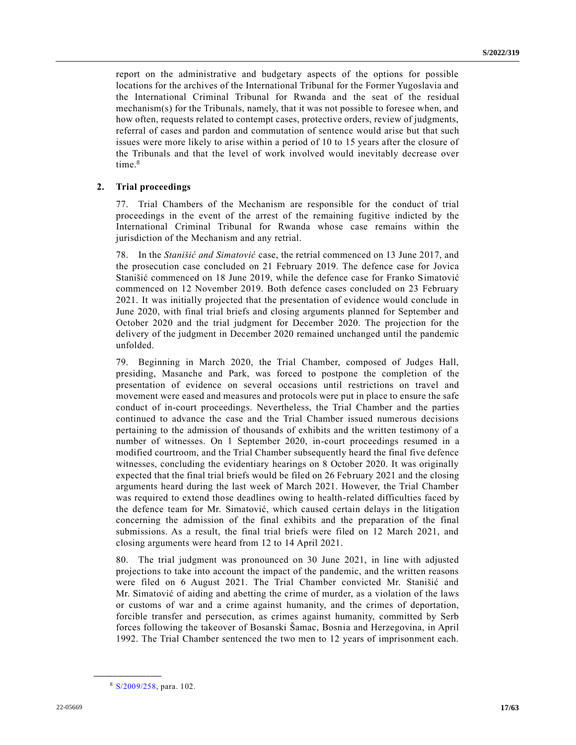report on the administrative and budgetary aspects of the options for possible locations for the archives of the International Tribunal for the Former Yugoslavia and the International Criminal Tribunal for Rwanda and the seat of the residual mechanism(s) for the Tribunals, namely, that it was not possible to foresee when, and how often, requests related to contempt cases, protective orders, review of judgments, referral of cases and pardon and commutation of sentence would arise but that such issues were more likely to arise within a period of 10 to 15 years after the closure of the Tribunals and that the level of work involved would inevitably decrease over time.[8]

## 2. Trial proceedings

77. Trial Chambers of the Mechanism are responsible for the conduct of trial proceedings in the event of the arrest of the remaining fugitive indicted by the International Criminal Tribunal for Rwanda whose case remains within the jurisdiction of the Mechanism and any retrial.

78. In the *Stanišić and Simatović* case, the retrial commenced on 13 June 2017, and the prosecution case concluded on 21 February 2019. The defence case for Jovica Stanišić commenced on 18 June 2019, while the defence case for Franko Simatović commenced on 12 November 2019. Both defence cases concluded on 23 February 2021. It was initially projected that the presentation of evidence would conclude in June 2020, with final trial briefs and closing arguments planned for September and October 2020 and the trial judgment for December 2020. The projection for the delivery of the judgment in December 2020 remained unchanged until the pandemic unfolded.

79. Beginning in March 2020, the Trial Chamber, composed of Judges Hall, presiding, Masanche and Park, was forced to postpone the completion of the presentation of evidence on several occasions until restrictions on travel and movement were eased and measures and protocols were put in place to ensure the safe conduct of in-court proceedings. Nevertheless, the Trial Chamber and the parties continued to advance the case and the Trial Chamber issued numerous decisions pertaining to the admission of thousands of exhibits and the written testimony of a number of witnesses. On 1 September 2020, in-court proceedings resumed in a modified courtroom, and the Trial Chamber subsequently heard the final five defence witnesses, concluding the evidentiary hearings on 8 October 2020. It was originally expected that the final trial briefs would be filed on 26 February 2021 and the closing arguments heard during the last week of March 2021. However, the Trial Chamber was required to extend those deadlines owing to health-related difficulties faced by the defence team for Mr. Simatović, which caused certain delays in the litigation concerning the admission of the final exhibits and the preparation of the final submissions. As a result, the final trial briefs were filed on 12 March 2021, and closing arguments were heard from 12 to 14 April 2021.

80. The trial judgment was pronounced on 30 June 2021, in line with adjusted projections to take into account the impact of the pandemic, and the written reasons were filed on 6 August 2021. The Trial Chamber convicted Mr. Stanišić and Mr. Simatović of aiding and abetting the crime of murder, as a violation of the laws or customs of war and a crime against humanity, and the crimes of deportation, forcible transfer and persecution, as crimes against humanity, committed by Serb forces following the takeover of Bosanski Šamac, Bosnia and Herzegovina, in April 1992. The Trial Chamber sentenced the two men to 12 years of imprisonment each.

---

[8] S/2009/258, para. 102.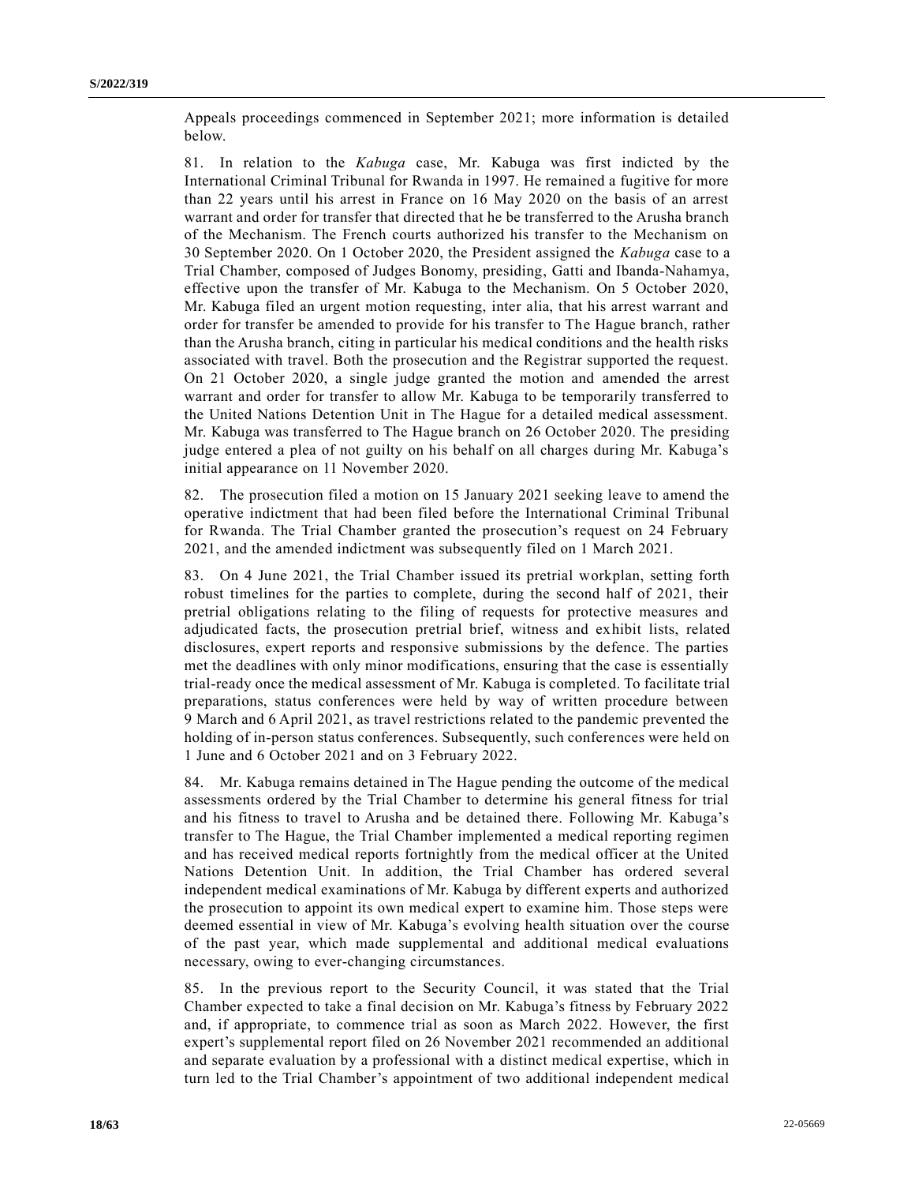Appeals proceedings commenced in September 2021; more information is detailed below.

81. In relation to the *Kabuga* case, Mr. Kabuga was first indicted by the International Criminal Tribunal for Rwanda in 1997. He remained a fugitive for more than 22 years until his arrest in France on 16 May 2020 on the basis of an arrest warrant and order for transfer that directed that he be transferred to the Arusha branch of the Mechanism. The French courts authorized his transfer to the Mechanism on 30 September 2020. On 1 October 2020, the President assigned the *Kabuga* case to a Trial Chamber, composed of Judges Bonomy, presiding, Gatti and Ibanda-Nahamya, effective upon the transfer of Mr. Kabuga to the Mechanism. On 5 October 2020, Mr. Kabuga filed an urgent motion requesting, inter alia, that his arrest warrant and order for transfer be amended to provide for his transfer to The Hague branch, rather than the Arusha branch, citing in particular his medical conditions and the health risks associated with travel. Both the prosecution and the Registrar supported the request. On 21 October 2020, a single judge granted the motion and amended the arrest warrant and order for transfer to allow Mr. Kabuga to be temporarily transferred to the United Nations Detention Unit in The Hague for a detailed medical assessment. Mr. Kabuga was transferred to The Hague branch on 26 October 2020. The presiding judge entered a plea of not guilty on his behalf on all charges during Mr. Kabuga's initial appearance on 11 November 2020.

82. The prosecution filed a motion on 15 January 2021 seeking leave to amend the operative indictment that had been filed before the International Criminal Tribunal for Rwanda. The Trial Chamber granted the prosecution's request on 24 February 2021, and the amended indictment was subsequently filed on 1 March 2021.

83. On 4 June 2021, the Trial Chamber issued its pretrial workplan, setting forth robust timelines for the parties to complete, during the second half of 2021, their pretrial obligations relating to the filing of requests for protective measures and adjudicated facts, the prosecution pretrial brief, witness and exhibit lists, related disclosures, expert reports and responsive submissions by the defence. The parties met the deadlines with only minor modifications, ensuring that the case is essentially trial-ready once the medical assessment of Mr. Kabuga is completed. To facilitate trial preparations, status conferences were held by way of written procedure between 9 March and 6 April 2021, as travel restrictions related to the pandemic prevented the holding of in-person status conferences. Subsequently, such conferences were held on 1 June and 6 October 2021 and on 3 February 2022.

84. Mr. Kabuga remains detained in The Hague pending the outcome of the medical assessments ordered by the Trial Chamber to determine his general fitness for trial and his fitness to travel to Arusha and be detained there. Following Mr. Kabuga's transfer to The Hague, the Trial Chamber implemented a medical reporting regimen and has received medical reports fortnightly from the medical officer at the United Nations Detention Unit. In addition, the Trial Chamber has ordered several independent medical examinations of Mr. Kabuga by different experts and authorized the prosecution to appoint its own medical expert to examine him. Those steps were deemed essential in view of Mr. Kabuga's evolving health situation over the course of the past year, which made supplemental and additional medical evaluations necessary, owing to ever-changing circumstances.

85. In the previous report to the Security Council, it was stated that the Trial Chamber expected to take a final decision on Mr. Kabuga's fitness by February 2022 and, if appropriate, to commence trial as soon as March 2022. However, the first expert's supplemental report filed on 26 November 2021 recommended an additional and separate evaluation by a professional with a distinct medical expertise, which in turn led to the Trial Chamber's appointment of two additional independent medical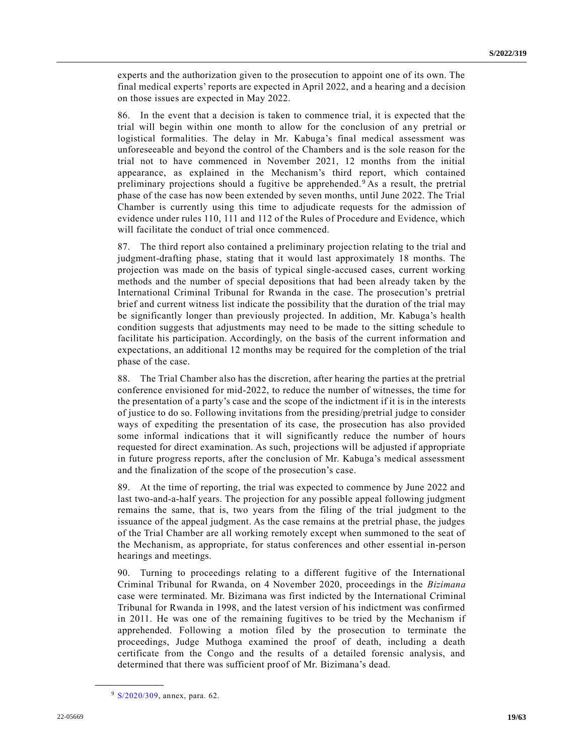experts and the authorization given to the prosecution to appoint one of its own. The final medical experts' reports are expected in April 2022, and a hearing and a decision on those issues are expected in May 2022.

86. In the event that a decision is taken to commence trial, it is expected that the trial will begin within one month to allow for the conclusion of any pretrial or logistical formalities. The delay in Mr. Kabuga's final medical assessment was unforeseeable and beyond the control of the Chambers and is the sole reason for the trial not to have commenced in November 2021, 12 months from the initial appearance, as explained in the Mechanism's third report, which contained preliminary projections should a fugitive be apprehended.[9] As a result, the pretrial phase of the case has now been extended by seven months, until June 2022. The Trial Chamber is currently using this time to adjudicate requests for the admission of evidence under rules 110, 111 and 112 of the Rules of Procedure and Evidence, which will facilitate the conduct of trial once commenced.

87. The third report also contained a preliminary projection relating to the trial and judgment-drafting phase, stating that it would last approximately 18 months. The projection was made on the basis of typical single-accused cases, current working methods and the number of special depositions that had been already taken by the International Criminal Tribunal for Rwanda in the case. The prosecution's pretrial brief and current witness list indicate the possibility that the duration of the trial may be significantly longer than previously projected. In addition, Mr. Kabuga's health condition suggests that adjustments may need to be made to the sitting schedule to facilitate his participation. Accordingly, on the basis of the current information and expectations, an additional 12 months may be required for the completion of the trial phase of the case.

88. The Trial Chamber also has the discretion, after hearing the parties at the pretrial conference envisioned for mid-2022, to reduce the number of witnesses, the time for the presentation of a party's case and the scope of the indictment if it is in the interests of justice to do so. Following invitations from the presiding/pretrial judge to consider ways of expediting the presentation of its case, the prosecution has also provided some informal indications that it will significantly reduce the number of hours requested for direct examination. As such, projections will be adjusted if appropriate in future progress reports, after the conclusion of Mr. Kabuga's medical assessment and the finalization of the scope of the prosecution's case.

89. At the time of reporting, the trial was expected to commence by June 2022 and last two-and-a-half years. The projection for any possible appeal following judgment remains the same, that is, two years from the filing of the trial judgment to the issuance of the appeal judgment. As the case remains at the pretrial phase, the judges of the Trial Chamber are all working remotely except when summoned to the seat of the Mechanism, as appropriate, for status conferences and other essential in-person hearings and meetings.

90. Turning to proceedings relating to a different fugitive of the International Criminal Tribunal for Rwanda, on 4 November 2020, proceedings in the *Bizimana* case were terminated. Mr. Bizimana was first indicted by the International Criminal Tribunal for Rwanda in 1998, and the latest version of his indictment was confirmed in 2011. He was one of the remaining fugitives to be tried by the Mechanism if apprehended. Following a motion filed by the prosecution to terminate the proceedings, Judge Muthoga examined the proof of death, including a death certificate from the Congo and the results of a detailed forensic analysis, and determined that there was sufficient proof of Mr. Bizimana's dead.

---

[9] S/2020/309, annex, para. 62.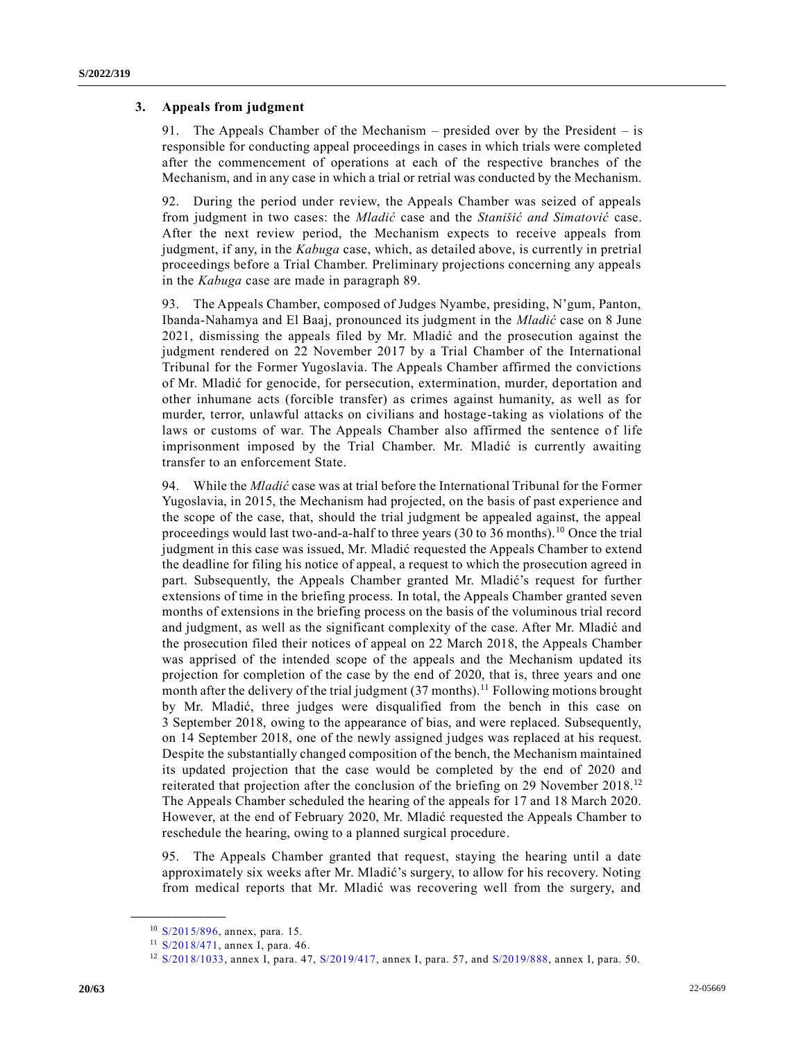### 3. Appeals from judgment

91. The Appeals Chamber of the Mechanism – presided over by the President – is responsible for conducting appeal proceedings in cases in which trials were completed after the commencement of operations at each of the respective branches of the Mechanism, and in any case in which a trial or retrial was conducted by the Mechanism.

92. During the period under review, the Appeals Chamber was seized of appeals from judgment in two cases: the *Mladić* case and the *Stanišić and Simatović* case. After the next review period, the Mechanism expects to receive appeals from judgment, if any, in the *Kabuga* case, which, as detailed above, is currently in pretrial proceedings before a Trial Chamber. Preliminary projections concerning any appeals in the *Kabuga* case are made in paragraph 89.

93. The Appeals Chamber, composed of Judges Nyambe, presiding, N'gum, Panton, Ibanda-Nahamya and El Baaj, pronounced its judgment in the *Mladić* case on 8 June 2021, dismissing the appeals filed by Mr. Mladić and the prosecution against the judgment rendered on 22 November 2017 by a Trial Chamber of the International Tribunal for the Former Yugoslavia. The Appeals Chamber affirmed the convictions of Mr. Mladić for genocide, for persecution, extermination, murder, deportation and other inhumane acts (forcible transfer) as crimes against humanity, as well as for murder, terror, unlawful attacks on civilians and hostage-taking as violations of the laws or customs of war. The Appeals Chamber also affirmed the sentence of life imprisonment imposed by the Trial Chamber. Mr. Mladić is currently awaiting transfer to an enforcement State.

94. While the *Mladić* case was at trial before the International Tribunal for the Former Yugoslavia, in 2015, the Mechanism had projected, on the basis of past experience and the scope of the case, that, should the trial judgment be appealed against, the appeal proceedings would last two-and-a-half to three years (30 to 36 months).[10] Once the trial judgment in this case was issued, Mr. Mladić requested the Appeals Chamber to extend the deadline for filing his notice of appeal, a request to which the prosecution agreed in part. Subsequently, the Appeals Chamber granted Mr. Mladić's request for further extensions of time in the briefing process. In total, the Appeals Chamber granted seven months of extensions in the briefing process on the basis of the voluminous trial record and judgment, as well as the significant complexity of the case. After Mr. Mladić and the prosecution filed their notices of appeal on 22 March 2018, the Appeals Chamber was apprised of the intended scope of the appeals and the Mechanism updated its projection for completion of the case by the end of 2020, that is, three years and one month after the delivery of the trial judgment (37 months).[11] Following motions brought by Mr. Mladić, three judges were disqualified from the bench in this case on 3 September 2018, owing to the appearance of bias, and were replaced. Subsequently, on 14 September 2018, one of the newly assigned judges was replaced at his request. Despite the substantially changed composition of the bench, the Mechanism maintained its updated projection that the case would be completed by the end of 2020 and reiterated that projection after the conclusion of the briefing on 29 November 2018.[12] The Appeals Chamber scheduled the hearing of the appeals for 17 and 18 March 2020. However, at the end of February 2020, Mr. Mladić requested the Appeals Chamber to reschedule the hearing, owing to a planned surgical procedure.

95. The Appeals Chamber granted that request, staying the hearing until a date approximately six weeks after Mr. Mladić's surgery, to allow for his recovery. Noting from medical reports that Mr. Mladić was recovering well from the surgery, and

---

[10] S/2015/896, annex, para. 15.

[11] S/2018/471, annex I, para. 46.

[12] S/2018/1033, annex I, para. 47, S/2019/417, annex I, para. 57, and S/2019/888, annex I, para. 50.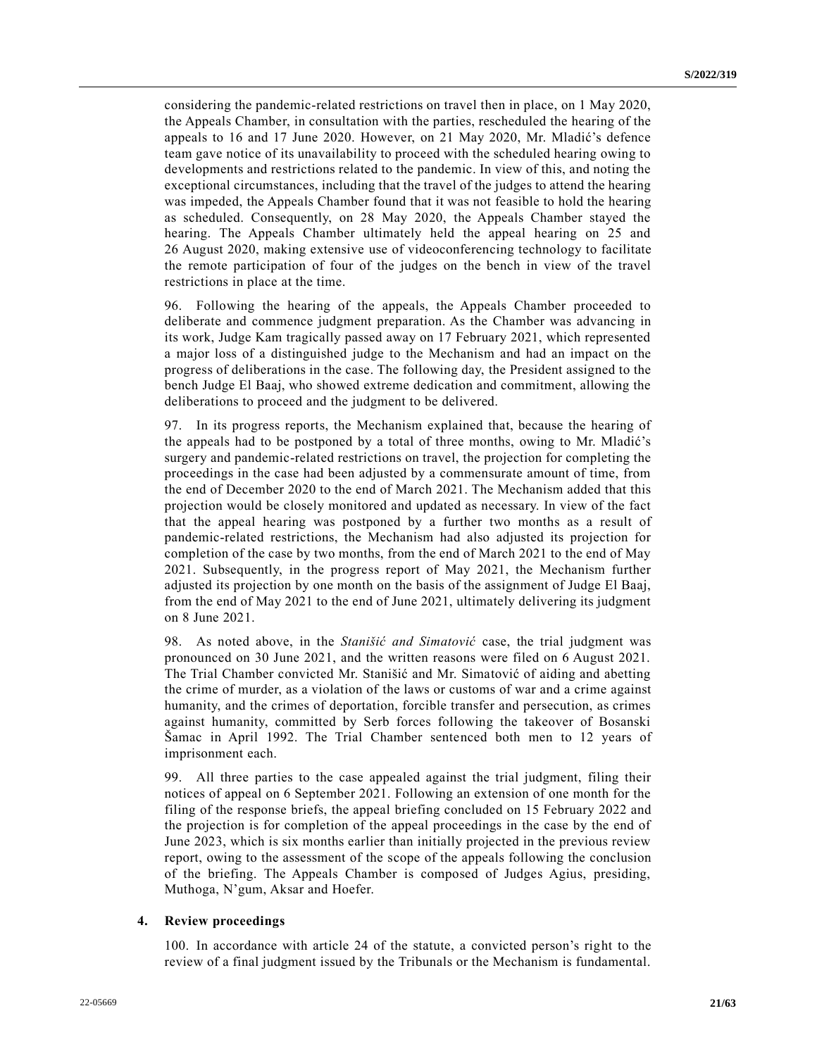considering the pandemic-related restrictions on travel then in place, on 1 May 2020, the Appeals Chamber, in consultation with the parties, rescheduled the hearing of the appeals to 16 and 17 June 2020. However, on 21 May 2020, Mr. Mladić's defence team gave notice of its unavailability to proceed with the scheduled hearing owing to developments and restrictions related to the pandemic. In view of this, and noting the exceptional circumstances, including that the travel of the judges to attend the hearing was impeded, the Appeals Chamber found that it was not feasible to hold the hearing as scheduled. Consequently, on 28 May 2020, the Appeals Chamber stayed the hearing. The Appeals Chamber ultimately held the appeal hearing on 25 and 26 August 2020, making extensive use of videoconferencing technology to facilitate the remote participation of four of the judges on the bench in view of the travel restrictions in place at the time.

96. Following the hearing of the appeals, the Appeals Chamber proceeded to deliberate and commence judgment preparation. As the Chamber was advancing in its work, Judge Kam tragically passed away on 17 February 2021, which represented a major loss of a distinguished judge to the Mechanism and had an impact on the progress of deliberations in the case. The following day, the President assigned to the bench Judge El Baaj, who showed extreme dedication and commitment, allowing the deliberations to proceed and the judgment to be delivered.

97. In its progress reports, the Mechanism explained that, because the hearing of the appeals had to be postponed by a total of three months, owing to Mr. Mladić's surgery and pandemic-related restrictions on travel, the projection for completing the proceedings in the case had been adjusted by a commensurate amount of time, from the end of December 2020 to the end of March 2021. The Mechanism added that this projection would be closely monitored and updated as necessary. In view of the fact that the appeal hearing was postponed by a further two months as a result of pandemic-related restrictions, the Mechanism had also adjusted its projection for completion of the case by two months, from the end of March 2021 to the end of May 2021. Subsequently, in the progress report of May 2021, the Mechanism further adjusted its projection by one month on the basis of the assignment of Judge El Baaj, from the end of May 2021 to the end of June 2021, ultimately delivering its judgment on 8 June 2021.

98. As noted above, in the *Stanišić and Simatović* case, the trial judgment was pronounced on 30 June 2021, and the written reasons were filed on 6 August 2021. The Trial Chamber convicted Mr. Stanišić and Mr. Simatović of aiding and abetting the crime of murder, as a violation of the laws or customs of war and a crime against humanity, and the crimes of deportation, forcible transfer and persecution, as crimes against humanity, committed by Serb forces following the takeover of Bosanski Šamac in April 1992. The Trial Chamber sentenced both men to 12 years of imprisonment each.

99. All three parties to the case appealed against the trial judgment, filing their notices of appeal on 6 September 2021. Following an extension of one month for the filing of the response briefs, the appeal briefing concluded on 15 February 2022 and the projection is for completion of the appeal proceedings in the case by the end of June 2023, which is six months earlier than initially projected in the previous review report, owing to the assessment of the scope of the appeals following the conclusion of the briefing. The Appeals Chamber is composed of Judges Agius, presiding, Muthoga, N'gum, Aksar and Hoefer.

### 4. Review proceedings

100. In accordance with article 24 of the statute, a convicted person's right to the review of a final judgment issued by the Tribunals or the Mechanism is fundamental.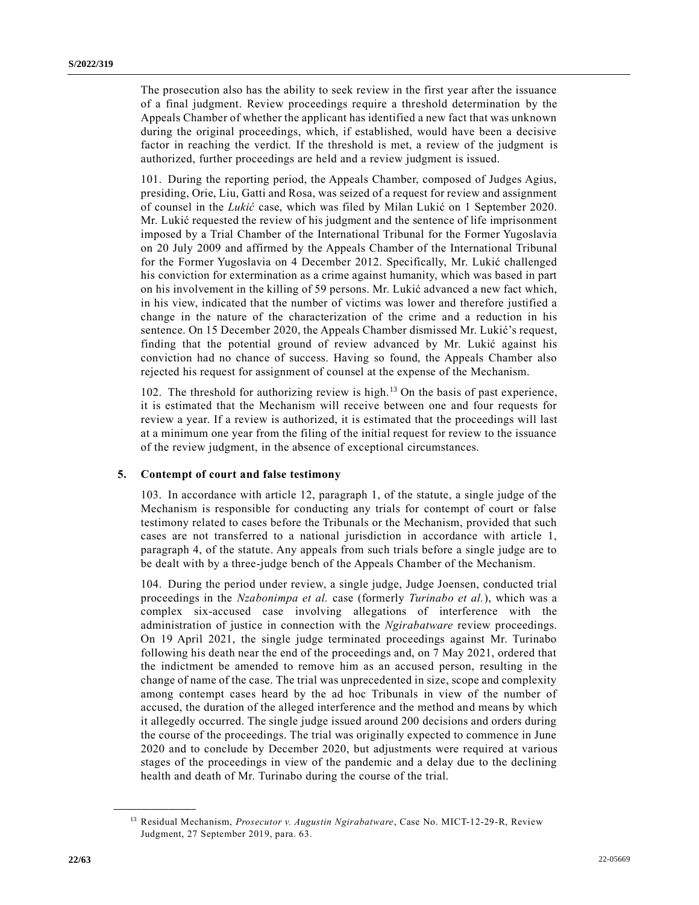The prosecution also has the ability to seek review in the first year after the issuance of a final judgment. Review proceedings require a threshold determination by the Appeals Chamber of whether the applicant has identified a new fact that was unknown during the original proceedings, which, if established, would have been a decisive factor in reaching the verdict. If the threshold is met, a review of the judgment is authorized, further proceedings are held and a review judgment is issued.

101. During the reporting period, the Appeals Chamber, composed of Judges Agius, presiding, Orie, Liu, Gatti and Rosa, was seized of a request for review and assignment of counsel in the *Lukić* case, which was filed by Milan Lukić on 1 September 2020. Mr. Lukić requested the review of his judgment and the sentence of life imprisonment imposed by a Trial Chamber of the International Tribunal for the Former Yugoslavia on 20 July 2009 and affirmed by the Appeals Chamber of the International Tribunal for the Former Yugoslavia on 4 December 2012. Specifically, Mr. Lukić challenged his conviction for extermination as a crime against humanity, which was based in part on his involvement in the killing of 59 persons. Mr. Lukić advanced a new fact which, in his view, indicated that the number of victims was lower and therefore justified a change in the nature of the characterization of the crime and a reduction in his sentence. On 15 December 2020, the Appeals Chamber dismissed Mr. Lukić's request, finding that the potential ground of review advanced by Mr. Lukić against his conviction had no chance of success. Having so found, the Appeals Chamber also rejected his request for assignment of counsel at the expense of the Mechanism.

102. The threshold for authorizing review is high.[13] On the basis of past experience, it is estimated that the Mechanism will receive between one and four requests for review a year. If a review is authorized, it is estimated that the proceedings will last at a minimum one year from the filing of the initial request for review to the issuance of the review judgment, in the absence of exceptional circumstances.

### 5. Contempt of court and false testimony

103. In accordance with article 12, paragraph 1, of the statute, a single judge of the Mechanism is responsible for conducting any trials for contempt of court or false testimony related to cases before the Tribunals or the Mechanism, provided that such cases are not transferred to a national jurisdiction in accordance with article 1, paragraph 4, of the statute. Any appeals from such trials before a single judge are to be dealt with by a three-judge bench of the Appeals Chamber of the Mechanism.

104. During the period under review, a single judge, Judge Joensen, conducted trial proceedings in the *Nzabonimpa et al.* case (formerly *Turinabo et al.*), which was a complex six-accused case involving allegations of interference with the administration of justice in connection with the *Ngirabatware* review proceedings. On 19 April 2021, the single judge terminated proceedings against Mr. Turinabo following his death near the end of the proceedings and, on 7 May 2021, ordered that the indictment be amended to remove him as an accused person, resulting in the change of name of the case. The trial was unprecedented in size, scope and complexity among contempt cases heard by the ad hoc Tribunals in view of the number of accused, the duration of the alleged interference and the method and means by which it allegedly occurred. The single judge issued around 200 decisions and orders during the course of the proceedings. The trial was originally expected to commence in June 2020 and to conclude by December 2020, but adjustments were required at various stages of the proceedings in view of the pandemic and a delay due to the declining health and death of Mr. Turinabo during the course of the trial.

---

[13] Residual Mechanism, *Prosecutor v. Augustin Ngirabatware*, Case No. MICT-12-29-R, Review Judgment, 27 September 2019, para. 63.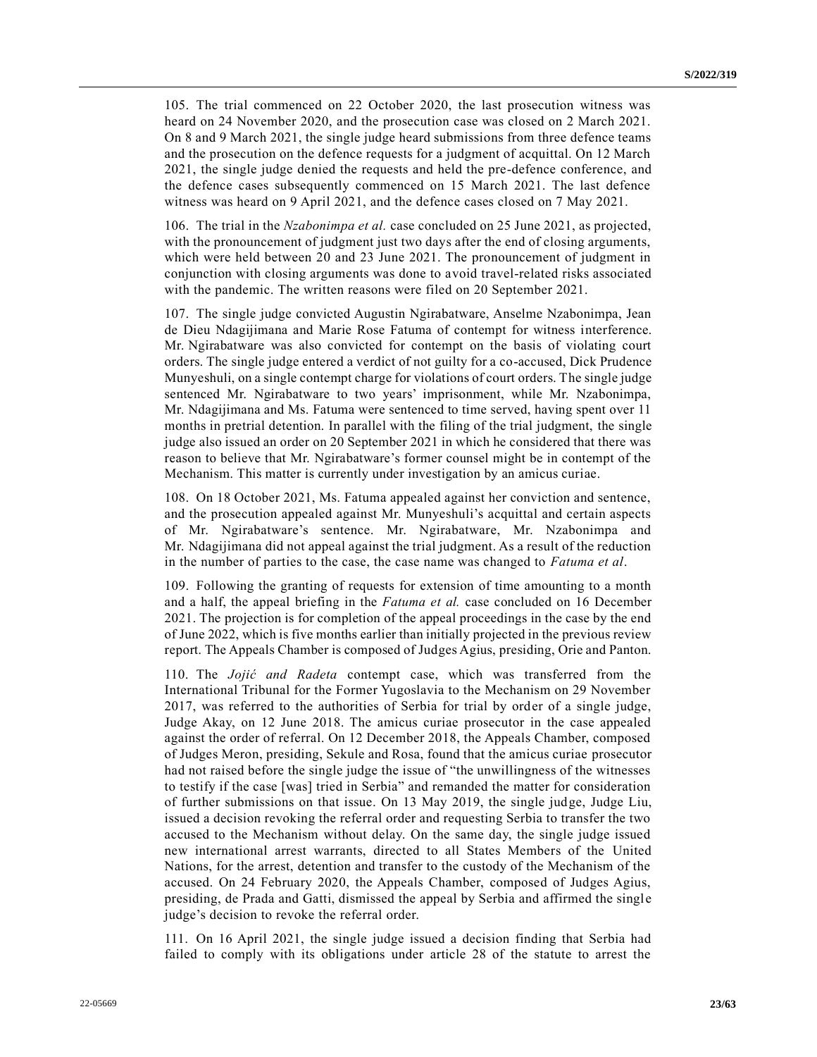105. The trial commenced on 22 October 2020, the last prosecution witness was heard on 24 November 2020, and the prosecution case was closed on 2 March 2021. On 8 and 9 March 2021, the single judge heard submissions from three defence teams and the prosecution on the defence requests for a judgment of acquittal. On 12 March 2021, the single judge denied the requests and held the pre-defence conference, and the defence cases subsequently commenced on 15 March 2021. The last defence witness was heard on 9 April 2021, and the defence cases closed on 7 May 2021.

106. The trial in the *Nzabonimpa et al.* case concluded on 25 June 2021, as projected, with the pronouncement of judgment just two days after the end of closing arguments, which were held between 20 and 23 June 2021. The pronouncement of judgment in conjunction with closing arguments was done to avoid travel-related risks associated with the pandemic. The written reasons were filed on 20 September 2021.

107. The single judge convicted Augustin Ngirabatware, Anselme Nzabonimpa, Jean de Dieu Ndagijimana and Marie Rose Fatuma of contempt for witness interference. Mr. Ngirabatware was also convicted for contempt on the basis of violating court orders. The single judge entered a verdict of not guilty for a co-accused, Dick Prudence Munyeshuli, on a single contempt charge for violations of court orders. The single judge sentenced Mr. Ngirabatware to two years' imprisonment, while Mr. Nzabonimpa, Mr. Ndagijimana and Ms. Fatuma were sentenced to time served, having spent over 11 months in pretrial detention. In parallel with the filing of the trial judgment, the single judge also issued an order on 20 September 2021 in which he considered that there was reason to believe that Mr. Ngirabatware's former counsel might be in contempt of the Mechanism. This matter is currently under investigation by an amicus curiae.

108. On 18 October 2021, Ms. Fatuma appealed against her conviction and sentence, and the prosecution appealed against Mr. Munyeshuli's acquittal and certain aspects of Mr. Ngirabatware's sentence. Mr. Ngirabatware, Mr. Nzabonimpa and Mr. Ndagijimana did not appeal against the trial judgment. As a result of the reduction in the number of parties to the case, the case name was changed to *Fatuma et al*.

109. Following the granting of requests for extension of time amounting to a month and a half, the appeal briefing in the *Fatuma et al.* case concluded on 16 December 2021. The projection is for completion of the appeal proceedings in the case by the end of June 2022, which is five months earlier than initially projected in the previous review report. The Appeals Chamber is composed of Judges Agius, presiding, Orie and Panton.

110. The *Jojić and Radeta* contempt case, which was transferred from the International Tribunal for the Former Yugoslavia to the Mechanism on 29 November 2017, was referred to the authorities of Serbia for trial by order of a single judge, Judge Akay, on 12 June 2018. The amicus curiae prosecutor in the case appealed against the order of referral. On 12 December 2018, the Appeals Chamber, composed of Judges Meron, presiding, Sekule and Rosa, found that the amicus curiae prosecutor had not raised before the single judge the issue of "the unwillingness of the witnesses to testify if the case [was] tried in Serbia" and remanded the matter for consideration of further submissions on that issue. On 13 May 2019, the single judge, Judge Liu, issued a decision revoking the referral order and requesting Serbia to transfer the two accused to the Mechanism without delay. On the same day, the single judge issued new international arrest warrants, directed to all States Members of the United Nations, for the arrest, detention and transfer to the custody of the Mechanism of the accused. On 24 February 2020, the Appeals Chamber, composed of Judges Agius, presiding, de Prada and Gatti, dismissed the appeal by Serbia and affirmed the single judge's decision to revoke the referral order.

111. On 16 April 2021, the single judge issued a decision finding that Serbia had failed to comply with its obligations under article 28 of the statute to arrest the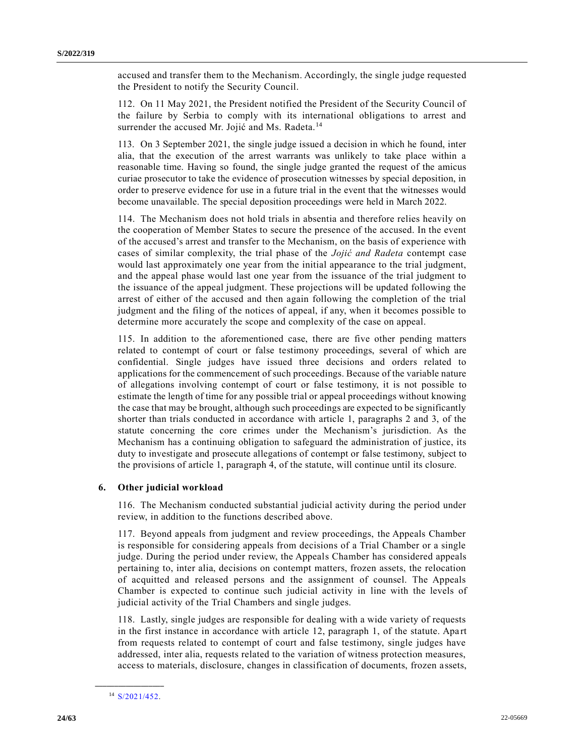accused and transfer them to the Mechanism. Accordingly, the single judge requested the President to notify the Security Council.

112. On 11 May 2021, the President notified the President of the Security Council of the failure by Serbia to comply with its international obligations to arrest and surrender the accused Mr. Jojić and Ms. Radeta.[14]

113. On 3 September 2021, the single judge issued a decision in which he found, inter alia, that the execution of the arrest warrants was unlikely to take place within a reasonable time. Having so found, the single judge granted the request of the amicus curiae prosecutor to take the evidence of prosecution witnesses by special deposition, in order to preserve evidence for use in a future trial in the event that the witnesses would become unavailable. The special deposition proceedings were held in March 2022.

114. The Mechanism does not hold trials in absentia and therefore relies heavily on the cooperation of Member States to secure the presence of the accused. In the event of the accused's arrest and transfer to the Mechanism, on the basis of experience with cases of similar complexity, the trial phase of the *Jojić and Radeta* contempt case would last approximately one year from the initial appearance to the trial judgment, and the appeal phase would last one year from the issuance of the trial judgment to the issuance of the appeal judgment. These projections will be updated following the arrest of either of the accused and then again following the completion of the trial judgment and the filing of the notices of appeal, if any, when it becomes possible to determine more accurately the scope and complexity of the case on appeal.

115. In addition to the aforementioned case, there are five other pending matters related to contempt of court or false testimony proceedings, several of which are confidential. Single judges have issued three decisions and orders related to applications for the commencement of such proceedings. Because of the variable nature of allegations involving contempt of court or false testimony, it is not possible to estimate the length of time for any possible trial or appeal proceedings without knowing the case that may be brought, although such proceedings are expected to be significantly shorter than trials conducted in accordance with article 1, paragraphs 2 and 3, of the statute concerning the core crimes under the Mechanism's jurisdiction. As the Mechanism has a continuing obligation to safeguard the administration of justice, its duty to investigate and prosecute allegations of contempt or false testimony, subject to the provisions of article 1, paragraph 4, of the statute, will continue until its closure.

### 6. Other judicial workload

116. The Mechanism conducted substantial judicial activity during the period under review, in addition to the functions described above.

117. Beyond appeals from judgment and review proceedings, the Appeals Chamber is responsible for considering appeals from decisions of a Trial Chamber or a single judge. During the period under review, the Appeals Chamber has considered appeals pertaining to, inter alia, decisions on contempt matters, frozen assets, the relocation of acquitted and released persons and the assignment of counsel. The Appeals Chamber is expected to continue such judicial activity in line with the levels of judicial activity of the Trial Chambers and single judges.

118. Lastly, single judges are responsible for dealing with a wide variety of requests in the first instance in accordance with article 12, paragraph 1, of the statute. Apart from requests related to contempt of court and false testimony, single judges have addressed, inter alia, requests related to the variation of witness protection measures, access to materials, disclosure, changes in classification of documents, frozen assets,

---

[14] S/2021/452.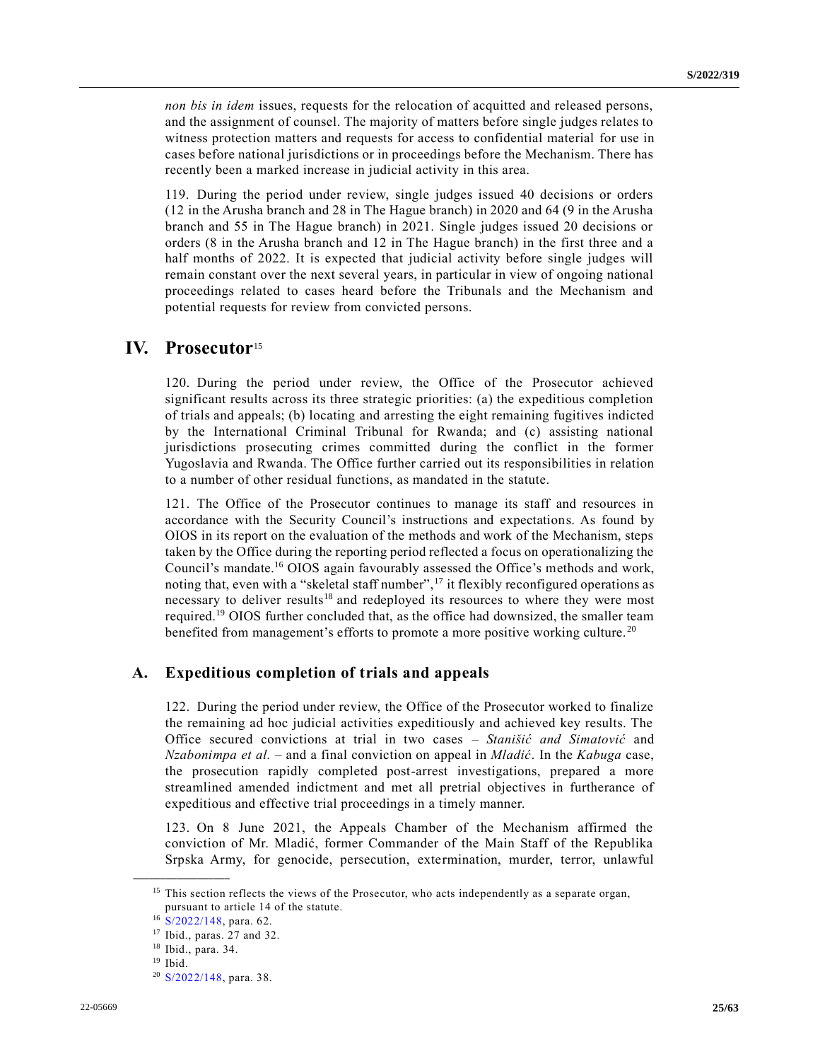*non bis in idem* issues, requests for the relocation of acquitted and released persons, and the assignment of counsel. The majority of matters before single judges relates to witness protection matters and requests for access to confidential material for use in cases before national jurisdictions or in proceedings before the Mechanism. There has recently been a marked increase in judicial activity in this area.

119. During the period under review, single judges issued 40 decisions or orders (12 in the Arusha branch and 28 in The Hague branch) in 2020 and 64 (9 in the Arusha branch and 55 in The Hague branch) in 2021. Single judges issued 20 decisions or orders (8 in the Arusha branch and 12 in The Hague branch) in the first three and a half months of 2022. It is expected that judicial activity before single judges will remain constant over the next several years, in particular in view of ongoing national proceedings related to cases heard before the Tribunals and the Mechanism and potential requests for review from convicted persons.

# IV. Prosecutor[15]

120. During the period under review, the Office of the Prosecutor achieved significant results across its three strategic priorities: (a) the expeditious completion of trials and appeals; (b) locating and arresting the eight remaining fugitives indicted by the International Criminal Tribunal for Rwanda; and (c) assisting national jurisdictions prosecuting crimes committed during the conflict in the former Yugoslavia and Rwanda. The Office further carried out its responsibilities in relation to a number of other residual functions, as mandated in the statute.

121. The Office of the Prosecutor continues to manage its staff and resources in accordance with the Security Council's instructions and expectations. As found by OIOS in its report on the evaluation of the methods and work of the Mechanism, steps taken by the Office during the reporting period reflected a focus on operationalizing the Council's mandate.[16] OIOS again favourably assessed the Office's methods and work, noting that, even with a "skeletal staff number",[17] it flexibly reconfigured operations as necessary to deliver results[18] and redeployed its resources to where they were most required.[19] OIOS further concluded that, as the office had downsized, the smaller team benefited from management's efforts to promote a more positive working culture.[20]

## A. Expeditious completion of trials and appeals

122. During the period under review, the Office of the Prosecutor worked to finalize the remaining ad hoc judicial activities expeditiously and achieved key results. The Office secured convictions at trial in two cases – *Stanišić and Simatović* and *Nzabonimpa et al.* – and a final conviction on appeal in *Mladić*. In the *Kabuga* case, the prosecution rapidly completed post-arrest investigations, prepared a more streamlined amended indictment and met all pretrial objectives in furtherance of expeditious and effective trial proceedings in a timely manner.

123. On 8 June 2021, the Appeals Chamber of the Mechanism affirmed the conviction of Mr. Mladić, former Commander of the Main Staff of the Republika Srpska Army, for genocide, persecution, extermination, murder, terror, unlawful

---

[15] This section reflects the views of the Prosecutor, who acts independently as a separate organ, pursuant to article 14 of the statute.

[16] S/2022/148, para. 62.

[17] Ibid., paras. 27 and 32.

[18] Ibid., para. 34.

[19] Ibid.

[20] S/2022/148, para. 38.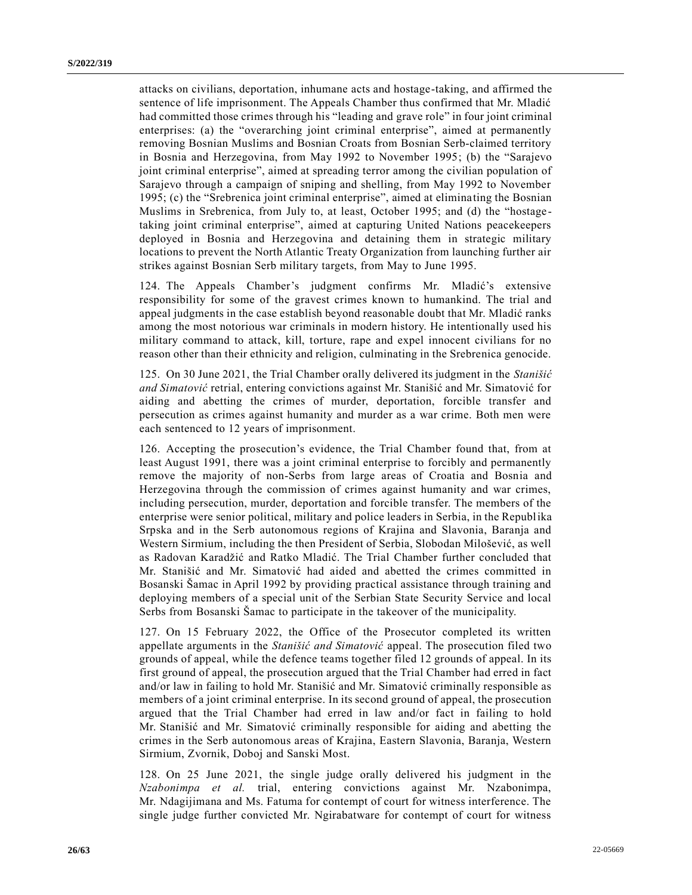attacks on civilians, deportation, inhumane acts and hostage-taking, and affirmed the sentence of life imprisonment. The Appeals Chamber thus confirmed that Mr. Mladić had committed those crimes through his "leading and grave role" in four joint criminal enterprises: (a) the "overarching joint criminal enterprise", aimed at permanently removing Bosnian Muslims and Bosnian Croats from Bosnian Serb-claimed territory in Bosnia and Herzegovina, from May 1992 to November 1995; (b) the "Sarajevo joint criminal enterprise", aimed at spreading terror among the civilian population of Sarajevo through a campaign of sniping and shelling, from May 1992 to November 1995; (c) the "Srebrenica joint criminal enterprise", aimed at eliminating the Bosnian Muslims in Srebrenica, from July to, at least, October 1995; and (d) the "hostage-taking joint criminal enterprise", aimed at capturing United Nations peacekeepers deployed in Bosnia and Herzegovina and detaining them in strategic military locations to prevent the North Atlantic Treaty Organization from launching further air strikes against Bosnian Serb military targets, from May to June 1995.

124. The Appeals Chamber's judgment confirms Mr. Mladić's extensive responsibility for some of the gravest crimes known to humankind. The trial and appeal judgments in the case establish beyond reasonable doubt that Mr. Mladić ranks among the most notorious war criminals in modern history. He intentionally used his military command to attack, kill, torture, rape and expel innocent civilians for no reason other than their ethnicity and religion, culminating in the Srebrenica genocide.

125. On 30 June 2021, the Trial Chamber orally delivered its judgment in the *Stanišić and Simatović* retrial, entering convictions against Mr. Stanišić and Mr. Simatović for aiding and abetting the crimes of murder, deportation, forcible transfer and persecution as crimes against humanity and murder as a war crime. Both men were each sentenced to 12 years of imprisonment.

126. Accepting the prosecution's evidence, the Trial Chamber found that, from at least August 1991, there was a joint criminal enterprise to forcibly and permanently remove the majority of non-Serbs from large areas of Croatia and Bosnia and Herzegovina through the commission of crimes against humanity and war crimes, including persecution, murder, deportation and forcible transfer. The members of the enterprise were senior political, military and police leaders in Serbia, in the Republika Srpska and in the Serb autonomous regions of Krajina and Slavonia, Baranja and Western Sirmium, including the then President of Serbia, Slobodan Milošević, as well as Radovan Karadžić and Ratko Mladić. The Trial Chamber further concluded that Mr. Stanišić and Mr. Simatović had aided and abetted the crimes committed in Bosanski Šamac in April 1992 by providing practical assistance through training and deploying members of a special unit of the Serbian State Security Service and local Serbs from Bosanski Šamac to participate in the takeover of the municipality.

127. On 15 February 2022, the Office of the Prosecutor completed its written appellate arguments in the *Stanišić and Simatović* appeal. The prosecution filed two grounds of appeal, while the defence teams together filed 12 grounds of appeal. In its first ground of appeal, the prosecution argued that the Trial Chamber had erred in fact and/or law in failing to hold Mr. Stanišić and Mr. Simatović criminally responsible as members of a joint criminal enterprise. In its second ground of appeal, the prosecution argued that the Trial Chamber had erred in law and/or fact in failing to hold Mr. Stanišić and Mr. Simatović criminally responsible for aiding and abetting the crimes in the Serb autonomous areas of Krajina, Eastern Slavonia, Baranja, Western Sirmium, Zvornik, Doboj and Sanski Most.

128. On 25 June 2021, the single judge orally delivered his judgment in the *Nzabonimpa et al.* trial, entering convictions against Mr. Nzabonimpa, Mr. Ndagijimana and Ms. Fatuma for contempt of court for witness interference. The single judge further convicted Mr. Ngirabatware for contempt of court for witness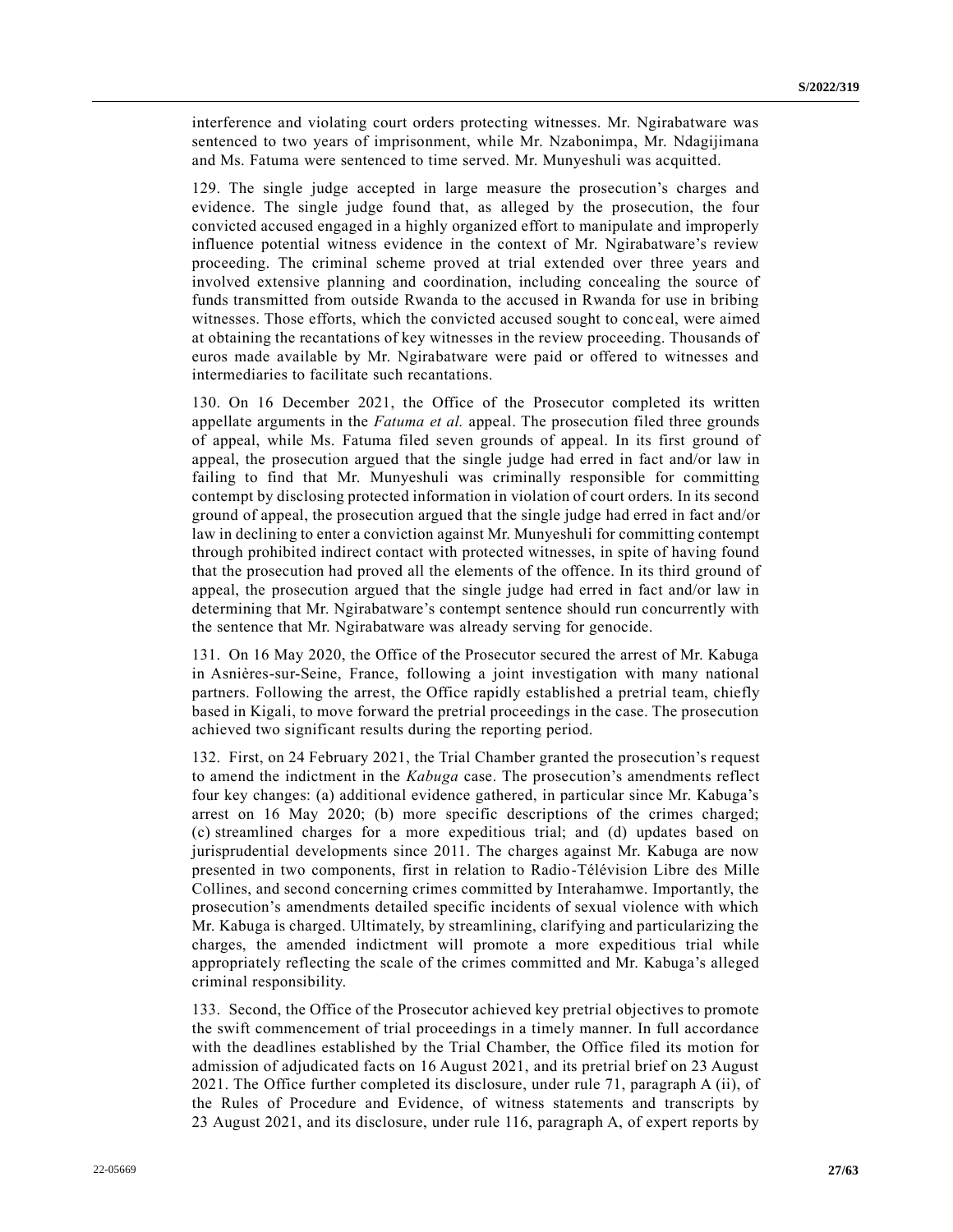interference and violating court orders protecting witnesses. Mr. Ngirabatware was sentenced to two years of imprisonment, while Mr. Nzabonimpa, Mr. Ndagijimana and Ms. Fatuma were sentenced to time served. Mr. Munyeshuli was acquitted.

129. The single judge accepted in large measure the prosecution's charges and evidence. The single judge found that, as alleged by the prosecution, the four convicted accused engaged in a highly organized effort to manipulate and improperly influence potential witness evidence in the context of Mr. Ngirabatware's review proceeding. The criminal scheme proved at trial extended over three years and involved extensive planning and coordination, including concealing the source of funds transmitted from outside Rwanda to the accused in Rwanda for use in bribing witnesses. Those efforts, which the convicted accused sought to conceal, were aimed at obtaining the recantations of key witnesses in the review proceeding. Thousands of euros made available by Mr. Ngirabatware were paid or offered to witnesses and intermediaries to facilitate such recantations.

130. On 16 December 2021, the Office of the Prosecutor completed its written appellate arguments in the *Fatuma et al.* appeal. The prosecution filed three grounds of appeal, while Ms. Fatuma filed seven grounds of appeal. In its first ground of appeal, the prosecution argued that the single judge had erred in fact and/or law in failing to find that Mr. Munyeshuli was criminally responsible for committing contempt by disclosing protected information in violation of court orders. In its second ground of appeal, the prosecution argued that the single judge had erred in fact and/or law in declining to enter a conviction against Mr. Munyeshuli for committing contempt through prohibited indirect contact with protected witnesses, in spite of having found that the prosecution had proved all the elements of the offence. In its third ground of appeal, the prosecution argued that the single judge had erred in fact and/or law in determining that Mr. Ngirabatware's contempt sentence should run concurrently with the sentence that Mr. Ngirabatware was already serving for genocide.

131. On 16 May 2020, the Office of the Prosecutor secured the arrest of Mr. Kabuga in Asnières-sur-Seine, France, following a joint investigation with many national partners. Following the arrest, the Office rapidly established a pretrial team, chiefly based in Kigali, to move forward the pretrial proceedings in the case. The prosecution achieved two significant results during the reporting period.

132. First, on 24 February 2021, the Trial Chamber granted the prosecution's request to amend the indictment in the *Kabuga* case. The prosecution's amendments reflect four key changes: (a) additional evidence gathered, in particular since Mr. Kabuga's arrest on 16 May 2020; (b) more specific descriptions of the crimes charged; (c) streamlined charges for a more expeditious trial; and (d) updates based on jurisprudential developments since 2011. The charges against Mr. Kabuga are now presented in two components, first in relation to Radio-Télévision Libre des Mille Collines, and second concerning crimes committed by Interahamwe. Importantly, the prosecution's amendments detailed specific incidents of sexual violence with which Mr. Kabuga is charged. Ultimately, by streamlining, clarifying and particularizing the charges, the amended indictment will promote a more expeditious trial while appropriately reflecting the scale of the crimes committed and Mr. Kabuga's alleged criminal responsibility.

133. Second, the Office of the Prosecutor achieved key pretrial objectives to promote the swift commencement of trial proceedings in a timely manner. In full accordance with the deadlines established by the Trial Chamber, the Office filed its motion for admission of adjudicated facts on 16 August 2021, and its pretrial brief on 23 August 2021. The Office further completed its disclosure, under rule 71, paragraph A (ii), of the Rules of Procedure and Evidence, of witness statements and transcripts by 23 August 2021, and its disclosure, under rule 116, paragraph A, of expert reports by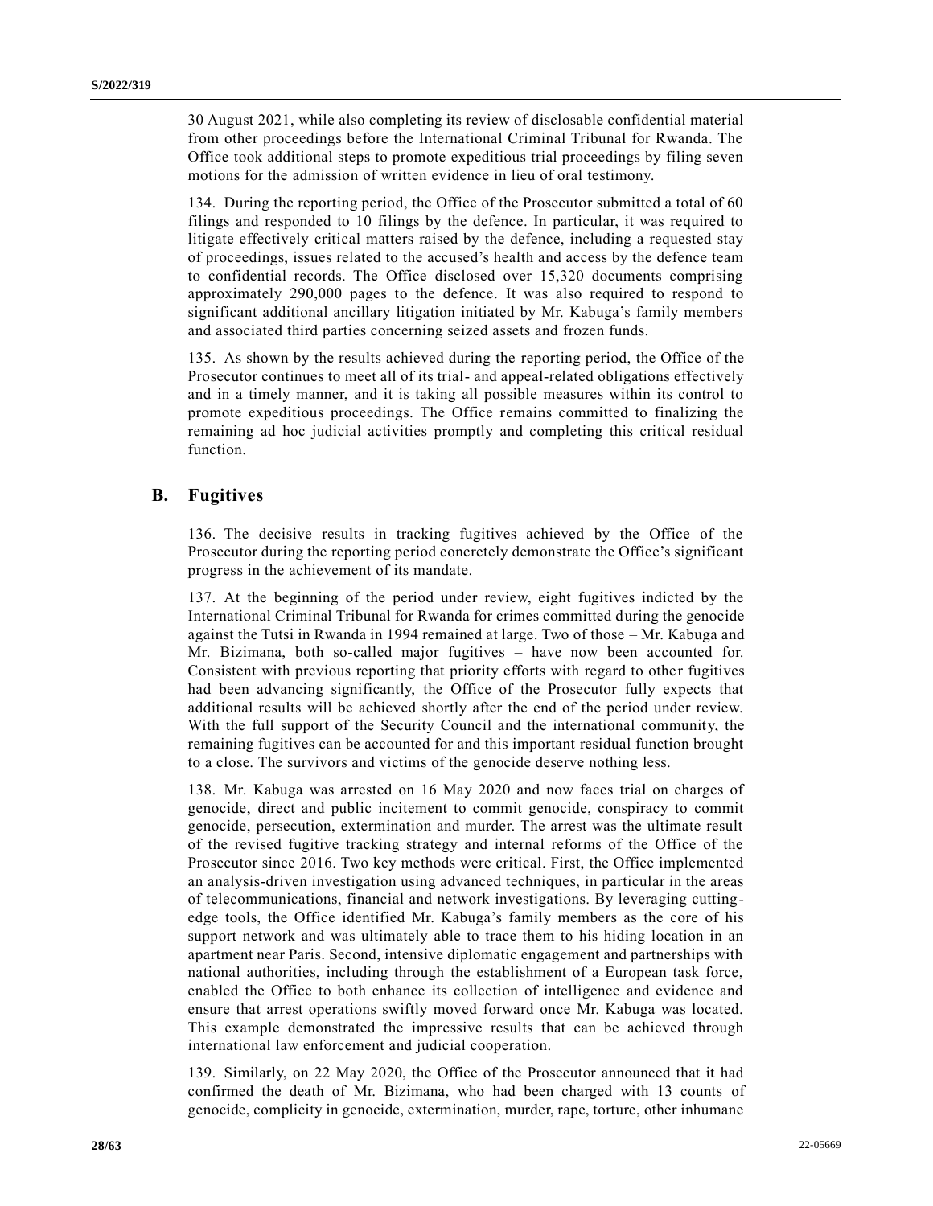30 August 2021, while also completing its review of disclosable confidential material from other proceedings before the International Criminal Tribunal for Rwanda. The Office took additional steps to promote expeditious trial proceedings by filing seven motions for the admission of written evidence in lieu of oral testimony.

134. During the reporting period, the Office of the Prosecutor submitted a total of 60 filings and responded to 10 filings by the defence. In particular, it was required to litigate effectively critical matters raised by the defence, including a requested stay of proceedings, issues related to the accused's health and access by the defence team to confidential records. The Office disclosed over 15,320 documents comprising approximately 290,000 pages to the defence. It was also required to respond to significant additional ancillary litigation initiated by Mr. Kabuga's family members and associated third parties concerning seized assets and frozen funds.

135. As shown by the results achieved during the reporting period, the Office of the Prosecutor continues to meet all of its trial- and appeal-related obligations effectively and in a timely manner, and it is taking all possible measures within its control to promote expeditious proceedings. The Office remains committed to finalizing the remaining ad hoc judicial activities promptly and completing this critical residual function.

## B. Fugitives

136. The decisive results in tracking fugitives achieved by the Office of the Prosecutor during the reporting period concretely demonstrate the Office's significant progress in the achievement of its mandate.

137. At the beginning of the period under review, eight fugitives indicted by the International Criminal Tribunal for Rwanda for crimes committed during the genocide against the Tutsi in Rwanda in 1994 remained at large. Two of those – Mr. Kabuga and Mr. Bizimana, both so-called major fugitives – have now been accounted for. Consistent with previous reporting that priority efforts with regard to other fugitives had been advancing significantly, the Office of the Prosecutor fully expects that additional results will be achieved shortly after the end of the period under review. With the full support of the Security Council and the international community, the remaining fugitives can be accounted for and this important residual function brought to a close. The survivors and victims of the genocide deserve nothing less.

138. Mr. Kabuga was arrested on 16 May 2020 and now faces trial on charges of genocide, direct and public incitement to commit genocide, conspiracy to commit genocide, persecution, extermination and murder. The arrest was the ultimate result of the revised fugitive tracking strategy and internal reforms of the Office of the Prosecutor since 2016. Two key methods were critical. First, the Office implemented an analysis-driven investigation using advanced techniques, in particular in the areas of telecommunications, financial and network investigations. By leveraging cutting-edge tools, the Office identified Mr. Kabuga's family members as the core of his support network and was ultimately able to trace them to his hiding location in an apartment near Paris. Second, intensive diplomatic engagement and partnerships with national authorities, including through the establishment of a European task force, enabled the Office to both enhance its collection of intelligence and evidence and ensure that arrest operations swiftly moved forward once Mr. Kabuga was located. This example demonstrated the impressive results that can be achieved through international law enforcement and judicial cooperation.

139. Similarly, on 22 May 2020, the Office of the Prosecutor announced that it had confirmed the death of Mr. Bizimana, who had been charged with 13 counts of genocide, complicity in genocide, extermination, murder, rape, torture, other inhumane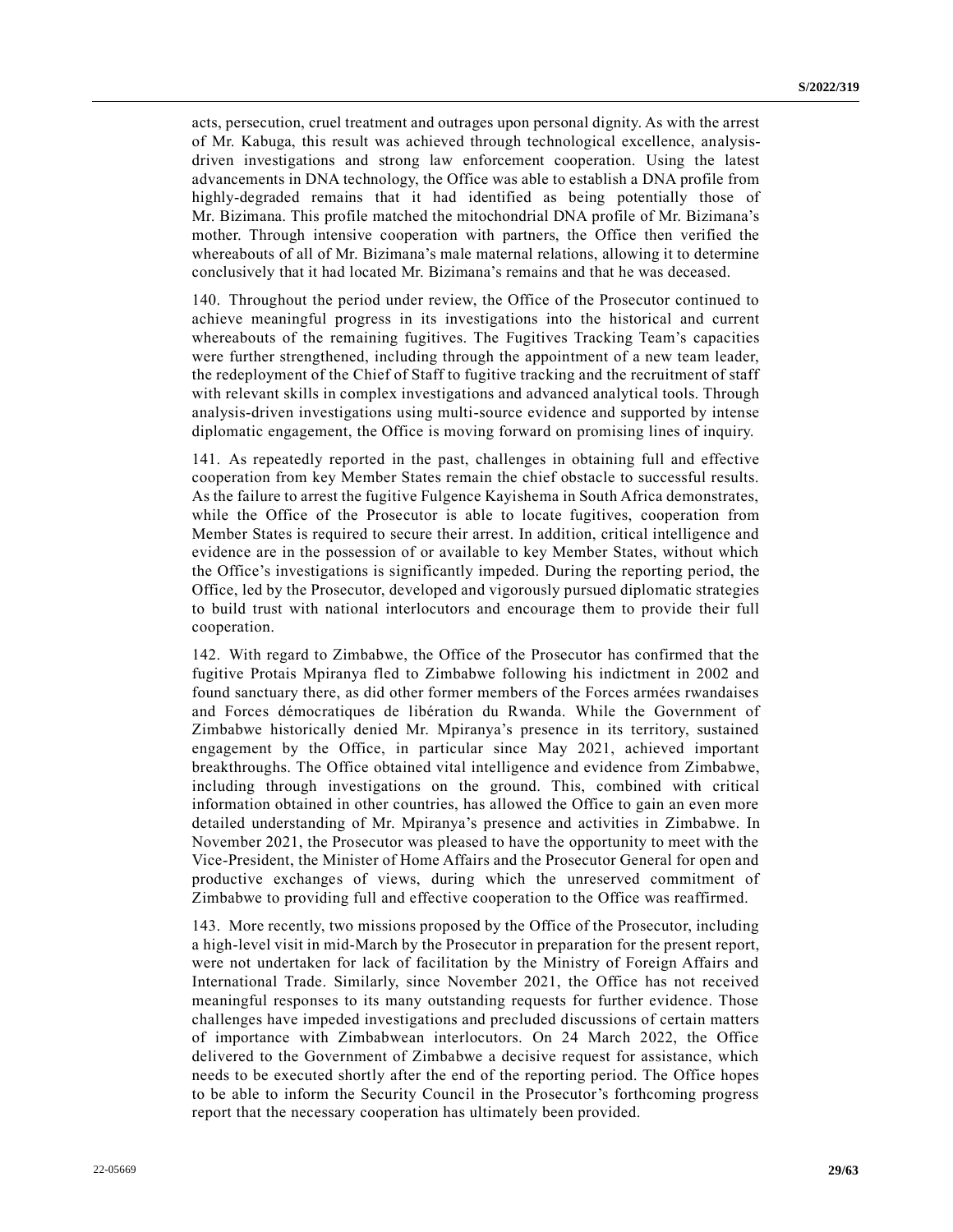acts, persecution, cruel treatment and outrages upon personal dignity. As with the arrest of Mr. Kabuga, this result was achieved through technological excellence, analysis-driven investigations and strong law enforcement cooperation. Using the latest advancements in DNA technology, the Office was able to establish a DNA profile from highly-degraded remains that it had identified as being potentially those of Mr. Bizimana. This profile matched the mitochondrial DNA profile of Mr. Bizimana's mother. Through intensive cooperation with partners, the Office then verified the whereabouts of all of Mr. Bizimana's male maternal relations, allowing it to determine conclusively that it had located Mr. Bizimana's remains and that he was deceased.

140. Throughout the period under review, the Office of the Prosecutor continued to achieve meaningful progress in its investigations into the historical and current whereabouts of the remaining fugitives. The Fugitives Tracking Team's capacities were further strengthened, including through the appointment of a new team leader, the redeployment of the Chief of Staff to fugitive tracking and the recruitment of staff with relevant skills in complex investigations and advanced analytical tools. Through analysis-driven investigations using multi-source evidence and supported by intense diplomatic engagement, the Office is moving forward on promising lines of inquiry.

141. As repeatedly reported in the past, challenges in obtaining full and effective cooperation from key Member States remain the chief obstacle to successful results. As the failure to arrest the fugitive Fulgence Kayishema in South Africa demonstrates, while the Office of the Prosecutor is able to locate fugitives, cooperation from Member States is required to secure their arrest. In addition, critical intelligence and evidence are in the possession of or available to key Member States, without which the Office's investigations is significantly impeded. During the reporting period, the Office, led by the Prosecutor, developed and vigorously pursued diplomatic strategies to build trust with national interlocutors and encourage them to provide their full cooperation.

142. With regard to Zimbabwe, the Office of the Prosecutor has confirmed that the fugitive Protais Mpiranya fled to Zimbabwe following his indictment in 2002 and found sanctuary there, as did other former members of the Forces armées rwandaises and Forces démocratiques de libération du Rwanda. While the Government of Zimbabwe historically denied Mr. Mpiranya's presence in its territory, sustained engagement by the Office, in particular since May 2021, achieved important breakthroughs. The Office obtained vital intelligence and evidence from Zimbabwe, including through investigations on the ground. This, combined with critical information obtained in other countries, has allowed the Office to gain an even more detailed understanding of Mr. Mpiranya's presence and activities in Zimbabwe. In November 2021, the Prosecutor was pleased to have the opportunity to meet with the Vice-President, the Minister of Home Affairs and the Prosecutor General for open and productive exchanges of views, during which the unreserved commitment of Zimbabwe to providing full and effective cooperation to the Office was reaffirmed.

143. More recently, two missions proposed by the Office of the Prosecutor, including a high-level visit in mid-March by the Prosecutor in preparation for the present report, were not undertaken for lack of facilitation by the Ministry of Foreign Affairs and International Trade. Similarly, since November 2021, the Office has not received meaningful responses to its many outstanding requests for further evidence. Those challenges have impeded investigations and precluded discussions of certain matters of importance with Zimbabwean interlocutors. On 24 March 2022, the Office delivered to the Government of Zimbabwe a decisive request for assistance, which needs to be executed shortly after the end of the reporting period. The Office hopes to be able to inform the Security Council in the Prosecutor's forthcoming progress report that the necessary cooperation has ultimately been provided.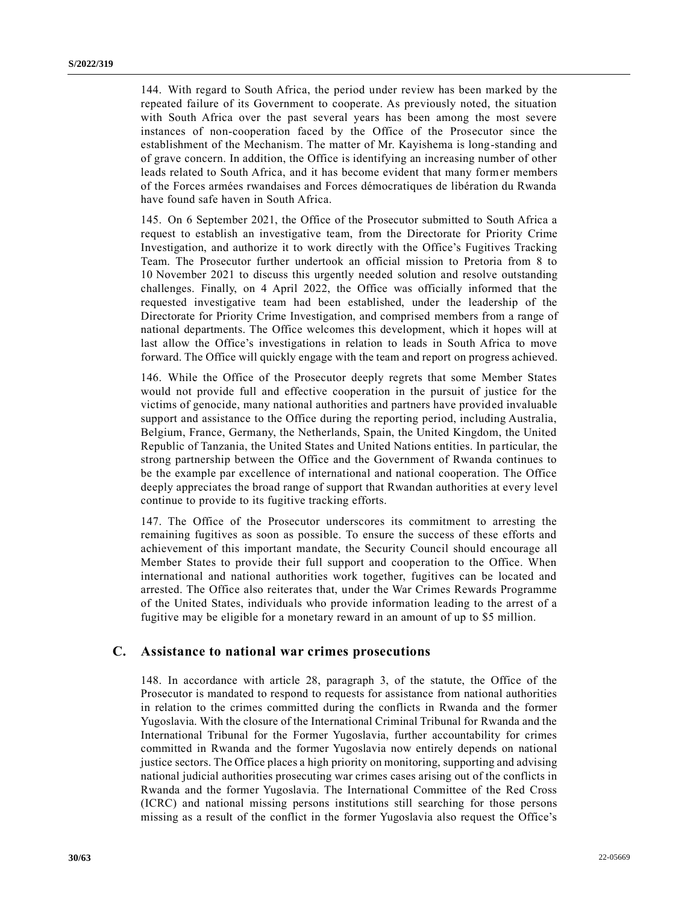144. With regard to South Africa, the period under review has been marked by the repeated failure of its Government to cooperate. As previously noted, the situation with South Africa over the past several years has been among the most severe instances of non-cooperation faced by the Office of the Prosecutor since the establishment of the Mechanism. The matter of Mr. Kayishema is long-standing and of grave concern. In addition, the Office is identifying an increasing number of other leads related to South Africa, and it has become evident that many former members of the Forces armées rwandaises and Forces démocratiques de libération du Rwanda have found safe haven in South Africa.

145. On 6 September 2021, the Office of the Prosecutor submitted to South Africa a request to establish an investigative team, from the Directorate for Priority Crime Investigation, and authorize it to work directly with the Office's Fugitives Tracking Team. The Prosecutor further undertook an official mission to Pretoria from 8 to 10 November 2021 to discuss this urgently needed solution and resolve outstanding challenges. Finally, on 4 April 2022, the Office was officially informed that the requested investigative team had been established, under the leadership of the Directorate for Priority Crime Investigation, and comprised members from a range of national departments. The Office welcomes this development, which it hopes will at last allow the Office's investigations in relation to leads in South Africa to move forward. The Office will quickly engage with the team and report on progress achieved.

146. While the Office of the Prosecutor deeply regrets that some Member States would not provide full and effective cooperation in the pursuit of justice for the victims of genocide, many national authorities and partners have provided invaluable support and assistance to the Office during the reporting period, including Australia, Belgium, France, Germany, the Netherlands, Spain, the United Kingdom, the United Republic of Tanzania, the United States and United Nations entities. In particular, the strong partnership between the Office and the Government of Rwanda continues to be the example par excellence of international and national cooperation. The Office deeply appreciates the broad range of support that Rwandan authorities at every level continue to provide to its fugitive tracking efforts.

147. The Office of the Prosecutor underscores its commitment to arresting the remaining fugitives as soon as possible. To ensure the success of these efforts and achievement of this important mandate, the Security Council should encourage all Member States to provide their full support and cooperation to the Office. When international and national authorities work together, fugitives can be located and arrested. The Office also reiterates that, under the War Crimes Rewards Programme of the United States, individuals who provide information leading to the arrest of a fugitive may be eligible for a monetary reward in an amount of up to $5 million.

## C. Assistance to national war crimes prosecutions

148. In accordance with article 28, paragraph 3, of the statute, the Office of the Prosecutor is mandated to respond to requests for assistance from national authorities in relation to the crimes committed during the conflicts in Rwanda and the former Yugoslavia. With the closure of the International Criminal Tribunal for Rwanda and the International Tribunal for the Former Yugoslavia, further accountability for crimes committed in Rwanda and the former Yugoslavia now entirely depends on national justice sectors. The Office places a high priority on monitoring, supporting and advising national judicial authorities prosecuting war crimes cases arising out of the conflicts in Rwanda and the former Yugoslavia. The International Committee of the Red Cross (ICRC) and national missing persons institutions still searching for those persons missing as a result of the conflict in the former Yugoslavia also request the Office's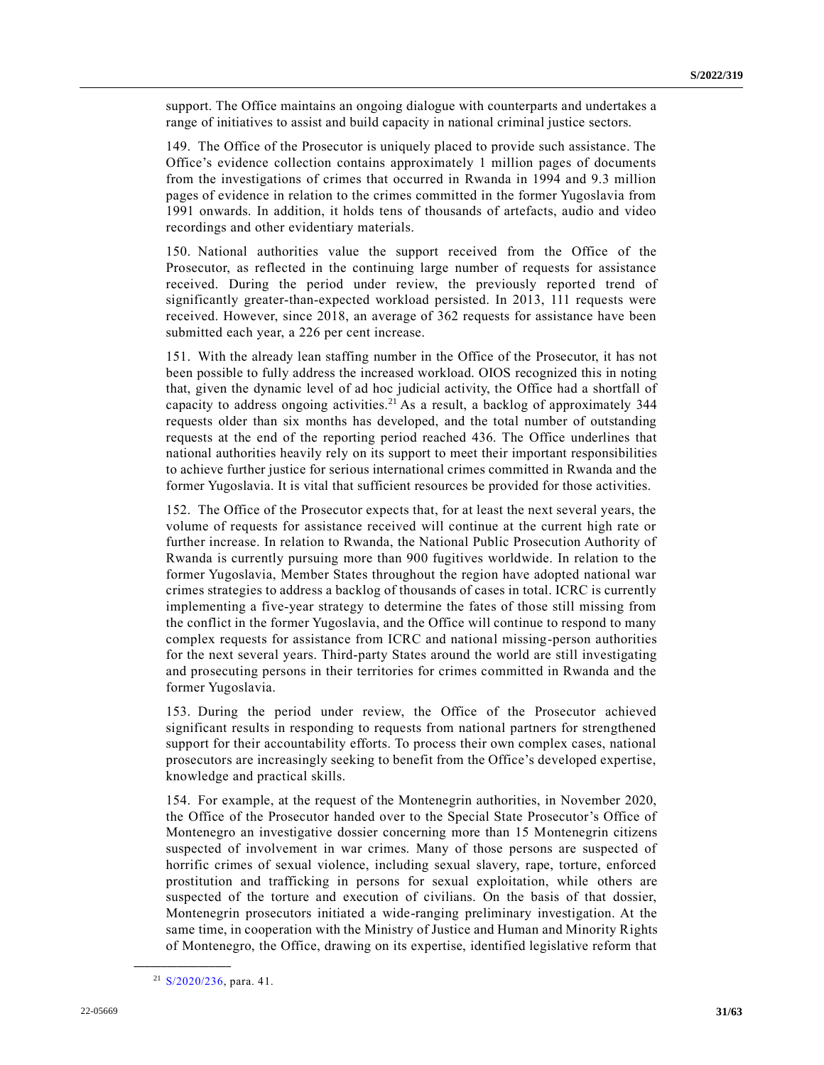support. The Office maintains an ongoing dialogue with counterparts and undertakes a range of initiatives to assist and build capacity in national criminal justice sectors.

149. The Office of the Prosecutor is uniquely placed to provide such assistance. The Office's evidence collection contains approximately 1 million pages of documents from the investigations of crimes that occurred in Rwanda in 1994 and 9.3 million pages of evidence in relation to the crimes committed in the former Yugoslavia from 1991 onwards. In addition, it holds tens of thousands of artefacts, audio and video recordings and other evidentiary materials.

150. National authorities value the support received from the Office of the Prosecutor, as reflected in the continuing large number of requests for assistance received. During the period under review, the previously reported trend of significantly greater-than-expected workload persisted. In 2013, 111 requests were received. However, since 2018, an average of 362 requests for assistance have been submitted each year, a 226 per cent increase.

151. With the already lean staffing number in the Office of the Prosecutor, it has not been possible to fully address the increased workload. OIOS recognized this in noting that, given the dynamic level of ad hoc judicial activity, the Office had a shortfall of capacity to address ongoing activities.[21] As a result, a backlog of approximately 344 requests older than six months has developed, and the total number of outstanding requests at the end of the reporting period reached 436. The Office underlines that national authorities heavily rely on its support to meet their important responsibilities to achieve further justice for serious international crimes committed in Rwanda and the former Yugoslavia. It is vital that sufficient resources be provided for those activities.

152. The Office of the Prosecutor expects that, for at least the next several years, the volume of requests for assistance received will continue at the current high rate or further increase. In relation to Rwanda, the National Public Prosecution Authority of Rwanda is currently pursuing more than 900 fugitives worldwide. In relation to the former Yugoslavia, Member States throughout the region have adopted national war crimes strategies to address a backlog of thousands of cases in total. ICRC is currently implementing a five-year strategy to determine the fates of those still missing from the conflict in the former Yugoslavia, and the Office will continue to respond to many complex requests for assistance from ICRC and national missing-person authorities for the next several years. Third-party States around the world are still investigating and prosecuting persons in their territories for crimes committed in Rwanda and the former Yugoslavia.

153. During the period under review, the Office of the Prosecutor achieved significant results in responding to requests from national partners for strengthened support for their accountability efforts. To process their own complex cases, national prosecutors are increasingly seeking to benefit from the Office's developed expertise, knowledge and practical skills.

154. For example, at the request of the Montenegrin authorities, in November 2020, the Office of the Prosecutor handed over to the Special State Prosecutor's Office of Montenegro an investigative dossier concerning more than 15 Montenegrin citizens suspected of involvement in war crimes. Many of those persons are suspected of horrific crimes of sexual violence, including sexual slavery, rape, torture, enforced prostitution and trafficking in persons for sexual exploitation, while others are suspected of the torture and execution of civilians. On the basis of that dossier, Montenegrin prosecutors initiated a wide-ranging preliminary investigation. At the same time, in cooperation with the Ministry of Justice and Human and Minority Rights of Montenegro, the Office, drawing on its expertise, identified legislative reform that

---

[21] S/2020/236, para. 41.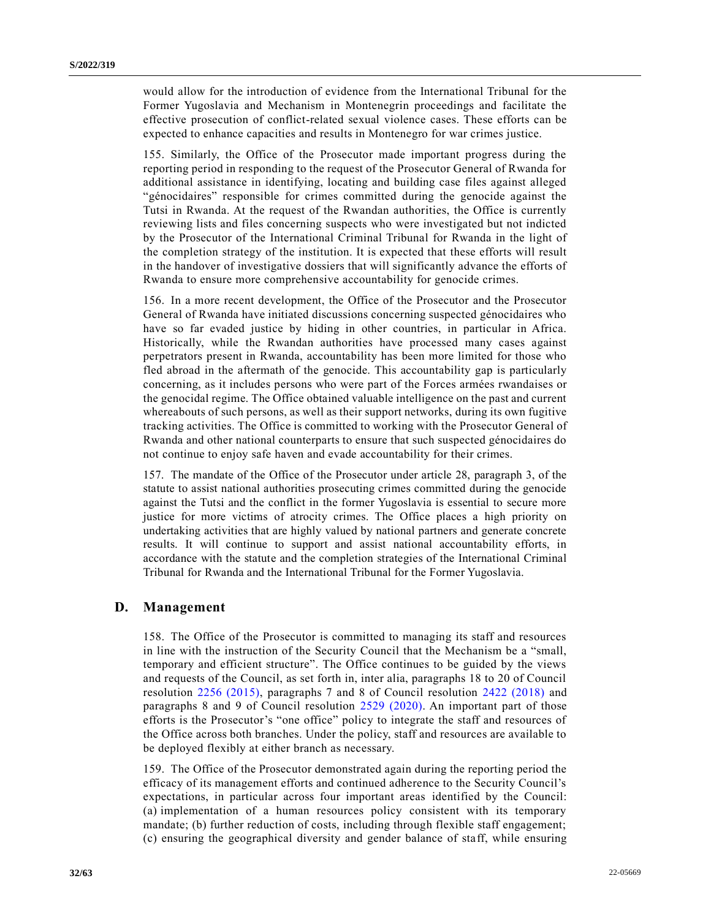would allow for the introduction of evidence from the International Tribunal for the Former Yugoslavia and Mechanism in Montenegrin proceedings and facilitate the effective prosecution of conflict-related sexual violence cases. These efforts can be expected to enhance capacities and results in Montenegro for war crimes justice.

155. Similarly, the Office of the Prosecutor made important progress during the reporting period in responding to the request of the Prosecutor General of Rwanda for additional assistance in identifying, locating and building case files against alleged "génocidaires" responsible for crimes committed during the genocide against the Tutsi in Rwanda. At the request of the Rwandan authorities, the Office is currently reviewing lists and files concerning suspects who were investigated but not indicted by the Prosecutor of the International Criminal Tribunal for Rwanda in the light of the completion strategy of the institution. It is expected that these efforts will result in the handover of investigative dossiers that will significantly advance the efforts of Rwanda to ensure more comprehensive accountability for genocide crimes.

156. In a more recent development, the Office of the Prosecutor and the Prosecutor General of Rwanda have initiated discussions concerning suspected génocidaires who have so far evaded justice by hiding in other countries, in particular in Africa. Historically, while the Rwandan authorities have processed many cases against perpetrators present in Rwanda, accountability has been more limited for those who fled abroad in the aftermath of the genocide. This accountability gap is particularly concerning, as it includes persons who were part of the Forces armées rwandaises or the genocidal regime. The Office obtained valuable intelligence on the past and current whereabouts of such persons, as well as their support networks, during its own fugitive tracking activities. The Office is committed to working with the Prosecutor General of Rwanda and other national counterparts to ensure that such suspected génocidaires do not continue to enjoy safe haven and evade accountability for their crimes.

157. The mandate of the Office of the Prosecutor under article 28, paragraph 3, of the statute to assist national authorities prosecuting crimes committed during the genocide against the Tutsi and the conflict in the former Yugoslavia is essential to secure more justice for more victims of atrocity crimes. The Office places a high priority on undertaking activities that are highly valued by national partners and generate concrete results. It will continue to support and assist national accountability efforts, in accordance with the statute and the completion strategies of the International Criminal Tribunal for Rwanda and the International Tribunal for the Former Yugoslavia.

## D. Management

158. The Office of the Prosecutor is committed to managing its staff and resources in line with the instruction of the Security Council that the Mechanism be a "small, temporary and efficient structure". The Office continues to be guided by the views and requests of the Council, as set forth in, inter alia, paragraphs 18 to 20 of Council resolution 2256 (2015), paragraphs 7 and 8 of Council resolution 2422 (2018) and paragraphs 8 and 9 of Council resolution 2529 (2020). An important part of those efforts is the Prosecutor's "one office" policy to integrate the staff and resources of the Office across both branches. Under the policy, staff and resources are available to be deployed flexibly at either branch as necessary.

159. The Office of the Prosecutor demonstrated again during the reporting period the efficacy of its management efforts and continued adherence to the Security Council's expectations, in particular across four important areas identified by the Council: (a) implementation of a human resources policy consistent with its temporary mandate; (b) further reduction of costs, including through flexible staff engagement; (c) ensuring the geographical diversity and gender balance of staff, while ensuring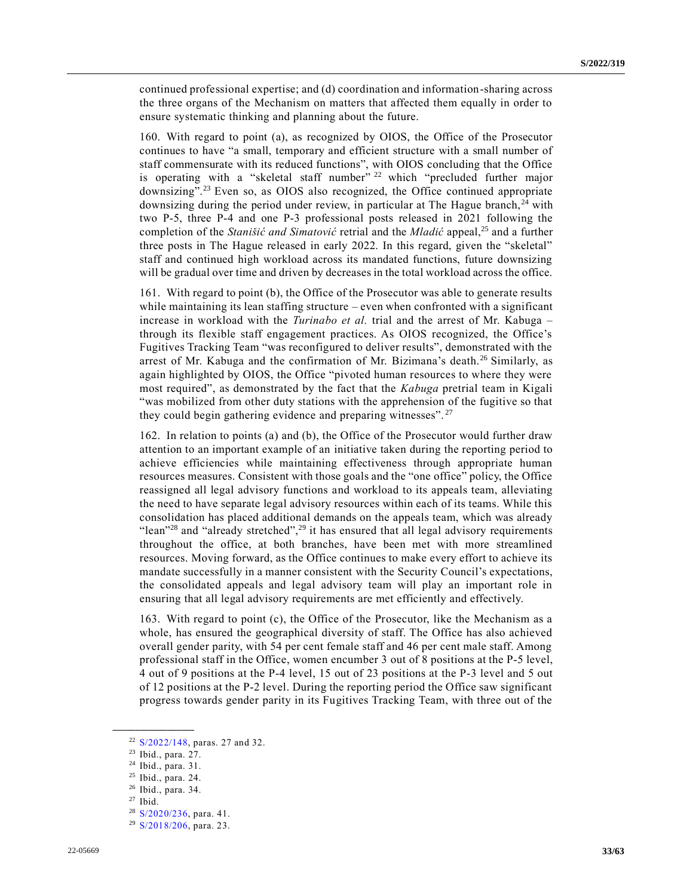continued professional expertise; and (d) coordination and information-sharing across the three organs of the Mechanism on matters that affected them equally in order to ensure systematic thinking and planning about the future.

160. With regard to point (a), as recognized by OIOS, the Office of the Prosecutor continues to have "a small, temporary and efficient structure with a small number of staff commensurate with its reduced functions", with OIOS concluding that the Office is operating with a "skeletal staff number"[22] which "precluded further major downsizing".[23] Even so, as OIOS also recognized, the Office continued appropriate downsizing during the period under review, in particular at The Hague branch,[24] with two P-5, three P-4 and one P-3 professional posts released in 2021 following the completion of the *Stanišić and Simatović* retrial and the *Mladić* appeal,[25] and a further three posts in The Hague released in early 2022. In this regard, given the "skeletal" staff and continued high workload across its mandated functions, future downsizing will be gradual over time and driven by decreases in the total workload across the office.

161. With regard to point (b), the Office of the Prosecutor was able to generate results while maintaining its lean staffing structure – even when confronted with a significant increase in workload with the *Turinabo et al.* trial and the arrest of Mr. Kabuga – through its flexible staff engagement practices. As OIOS recognized, the Office's Fugitives Tracking Team "was reconfigured to deliver results", demonstrated with the arrest of Mr. Kabuga and the confirmation of Mr. Bizimana's death.[26] Similarly, as again highlighted by OIOS, the Office "pivoted human resources to where they were most required", as demonstrated by the fact that the *Kabuga* pretrial team in Kigali "was mobilized from other duty stations with the apprehension of the fugitive so that they could begin gathering evidence and preparing witnesses".[27]

162. In relation to points (a) and (b), the Office of the Prosecutor would further draw attention to an important example of an initiative taken during the reporting period to achieve efficiencies while maintaining effectiveness through appropriate human resources measures. Consistent with those goals and the "one office" policy, the Office reassigned all legal advisory functions and workload to its appeals team, alleviating the need to have separate legal advisory resources within each of its teams. While this consolidation has placed additional demands on the appeals team, which was already "lean"[28] and "already stretched",[29] it has ensured that all legal advisory requirements throughout the office, at both branches, have been met with more streamlined resources. Moving forward, as the Office continues to make every effort to achieve its mandate successfully in a manner consistent with the Security Council's expectations, the consolidated appeals and legal advisory team will play an important role in ensuring that all legal advisory requirements are met efficiently and effectively.

163. With regard to point (c), the Office of the Prosecutor, like the Mechanism as a whole, has ensured the geographical diversity of staff. The Office has also achieved overall gender parity, with 54 per cent female staff and 46 per cent male staff. Among professional staff in the Office, women encumber 3 out of 8 positions at the P-5 level, 4 out of 9 positions at the P-4 level, 15 out of 23 positions at the P-3 level and 5 out of 12 positions at the P-2 level. During the reporting period the Office saw significant progress towards gender parity in its Fugitives Tracking Team, with three out of the

---

[22] S/2022/148, paras. 27 and 32.

[23] Ibid., para. 27.

[24] Ibid., para. 31.

[25] Ibid., para. 24.

[26] Ibid., para. 34.

[27] Ibid.

[28] S/2020/236, para. 41.

[29] S/2018/206, para. 23.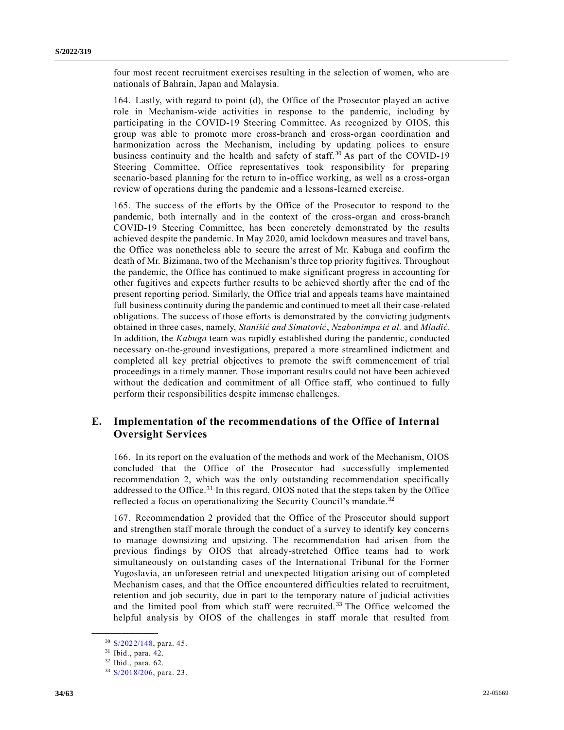four most recent recruitment exercises resulting in the selection of women, who are nationals of Bahrain, Japan and Malaysia.

164. Lastly, with regard to point (d), the Office of the Prosecutor played an active role in Mechanism-wide activities in response to the pandemic, including by participating in the COVID-19 Steering Committee. As recognized by OIOS, this group was able to promote more cross-branch and cross-organ coordination and harmonization across the Mechanism, including by updating polices to ensure business continuity and the health and safety of staff.[30] As part of the COVID-19 Steering Committee, Office representatives took responsibility for preparing scenario-based planning for the return to in-office working, as well as a cross-organ review of operations during the pandemic and a lessons-learned exercise.

165. The success of the efforts by the Office of the Prosecutor to respond to the pandemic, both internally and in the context of the cross-organ and cross-branch COVID-19 Steering Committee, has been concretely demonstrated by the results achieved despite the pandemic. In May 2020, amid lockdown measures and travel bans, the Office was nonetheless able to secure the arrest of Mr. Kabuga and confirm the death of Mr. Bizimana, two of the Mechanism's three top priority fugitives. Throughout the pandemic, the Office has continued to make significant progress in accounting for other fugitives and expects further results to be achieved shortly after the end of the present reporting period. Similarly, the Office trial and appeals teams have maintained full business continuity during the pandemic and continued to meet all their case-related obligations. The success of those efforts is demonstrated by the convicting judgments obtained in three cases, namely, *Stanišić and Simatović*, *Nzabonimpa et al.* and *Mladić*. In addition, the *Kabuga* team was rapidly established during the pandemic, conducted necessary on-the-ground investigations, prepared a more streamlined indictment and completed all key pretrial objectives to promote the swift commencement of trial proceedings in a timely manner. Those important results could not have been achieved without the dedication and commitment of all Office staff, who continued to fully perform their responsibilities despite immense challenges.

## E. Implementation of the recommendations of the Office of Internal Oversight Services

166. In its report on the evaluation of the methods and work of the Mechanism, OIOS concluded that the Office of the Prosecutor had successfully implemented recommendation 2, which was the only outstanding recommendation specifically addressed to the Office.[31] In this regard, OIOS noted that the steps taken by the Office reflected a focus on operationalizing the Security Council's mandate.[32]

167. Recommendation 2 provided that the Office of the Prosecutor should support and strengthen staff morale through the conduct of a survey to identify key concerns to manage downsizing and upsizing. The recommendation had arisen from the previous findings by OIOS that already-stretched Office teams had to work simultaneously on outstanding cases of the International Tribunal for the Former Yugoslavia, an unforeseen retrial and unexpected litigation arising out of completed Mechanism cases, and that the Office encountered difficulties related to recruitment, retention and job security, due in part to the temporary nature of judicial activities and the limited pool from which staff were recruited.[33] The Office welcomed the helpful analysis by OIOS of the challenges in staff morale that resulted from

---

[30] S/2022/148, para. 45.

[31] Ibid., para. 42.

[32] Ibid., para. 62.

[33] S/2018/206, para. 23.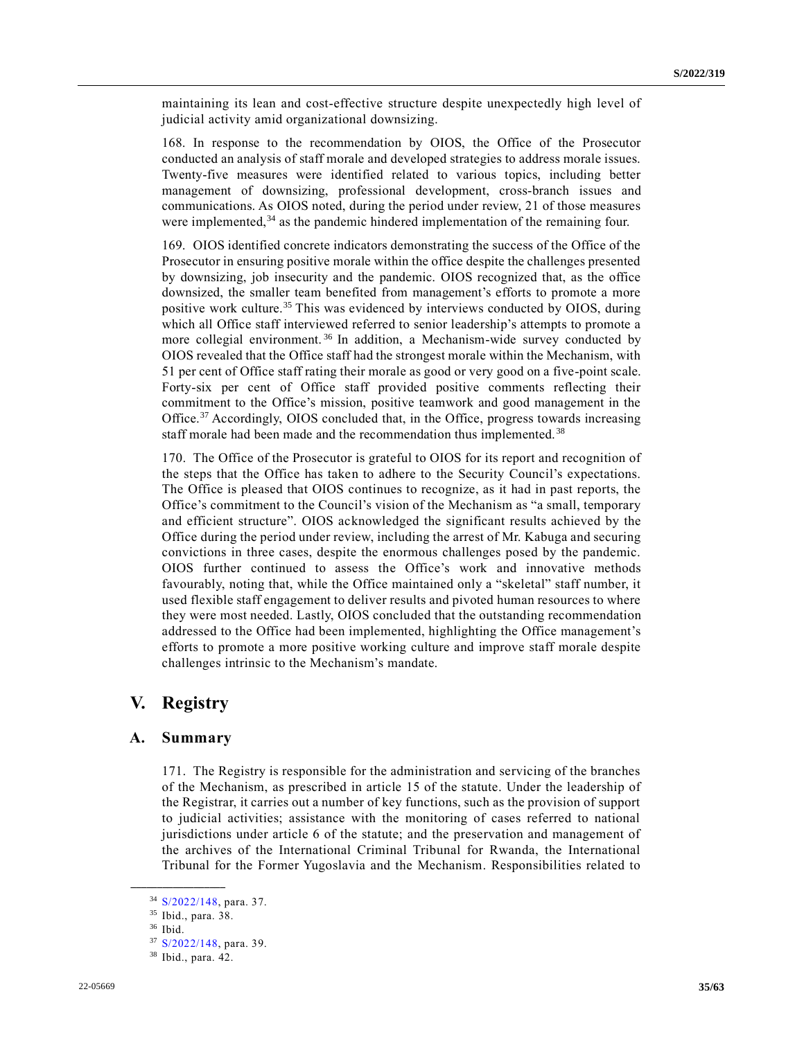maintaining its lean and cost-effective structure despite unexpectedly high level of judicial activity amid organizational downsizing.

168. In response to the recommendation by OIOS, the Office of the Prosecutor conducted an analysis of staff morale and developed strategies to address morale issues. Twenty-five measures were identified related to various topics, including better management of downsizing, professional development, cross-branch issues and communications. As OIOS noted, during the period under review, 21 of those measures were implemented,[34] as the pandemic hindered implementation of the remaining four.

169. OIOS identified concrete indicators demonstrating the success of the Office of the Prosecutor in ensuring positive morale within the office despite the challenges presented by downsizing, job insecurity and the pandemic. OIOS recognized that, as the office downsized, the smaller team benefited from management's efforts to promote a more positive work culture.[35] This was evidenced by interviews conducted by OIOS, during which all Office staff interviewed referred to senior leadership's attempts to promote a more collegial environment.[36] In addition, a Mechanism-wide survey conducted by OIOS revealed that the Office staff had the strongest morale within the Mechanism, with 51 per cent of Office staff rating their morale as good or very good on a five-point scale. Forty-six per cent of Office staff provided positive comments reflecting their commitment to the Office's mission, positive teamwork and good management in the Office.[37] Accordingly, OIOS concluded that, in the Office, progress towards increasing staff morale had been made and the recommendation thus implemented.[38]

170. The Office of the Prosecutor is grateful to OIOS for its report and recognition of the steps that the Office has taken to adhere to the Security Council's expectations. The Office is pleased that OIOS continues to recognize, as it had in past reports, the Office's commitment to the Council's vision of the Mechanism as "a small, temporary and efficient structure". OIOS acknowledged the significant results achieved by the Office during the period under review, including the arrest of Mr. Kabuga and securing convictions in three cases, despite the enormous challenges posed by the pandemic. OIOS further continued to assess the Office's work and innovative methods favourably, noting that, while the Office maintained only a "skeletal" staff number, it used flexible staff engagement to deliver results and pivoted human resources to where they were most needed. Lastly, OIOS concluded that the outstanding recommendation addressed to the Office had been implemented, highlighting the Office management's efforts to promote a more positive working culture and improve staff morale despite challenges intrinsic to the Mechanism's mandate.

# V. Registry

## A. Summary

171. The Registry is responsible for the administration and servicing of the branches of the Mechanism, as prescribed in article 15 of the statute. Under the leadership of the Registrar, it carries out a number of key functions, such as the provision of support to judicial activities; assistance with the monitoring of cases referred to national jurisdictions under article 6 of the statute; and the preservation and management of the archives of the International Criminal Tribunal for Rwanda, the International Tribunal for the Former Yugoslavia and the Mechanism. Responsibilities related to

---

[34] S/2022/148, para. 37.

[35] Ibid., para. 38.

[36] Ibid.

[37] S/2022/148, para. 39.

[38] Ibid., para. 42.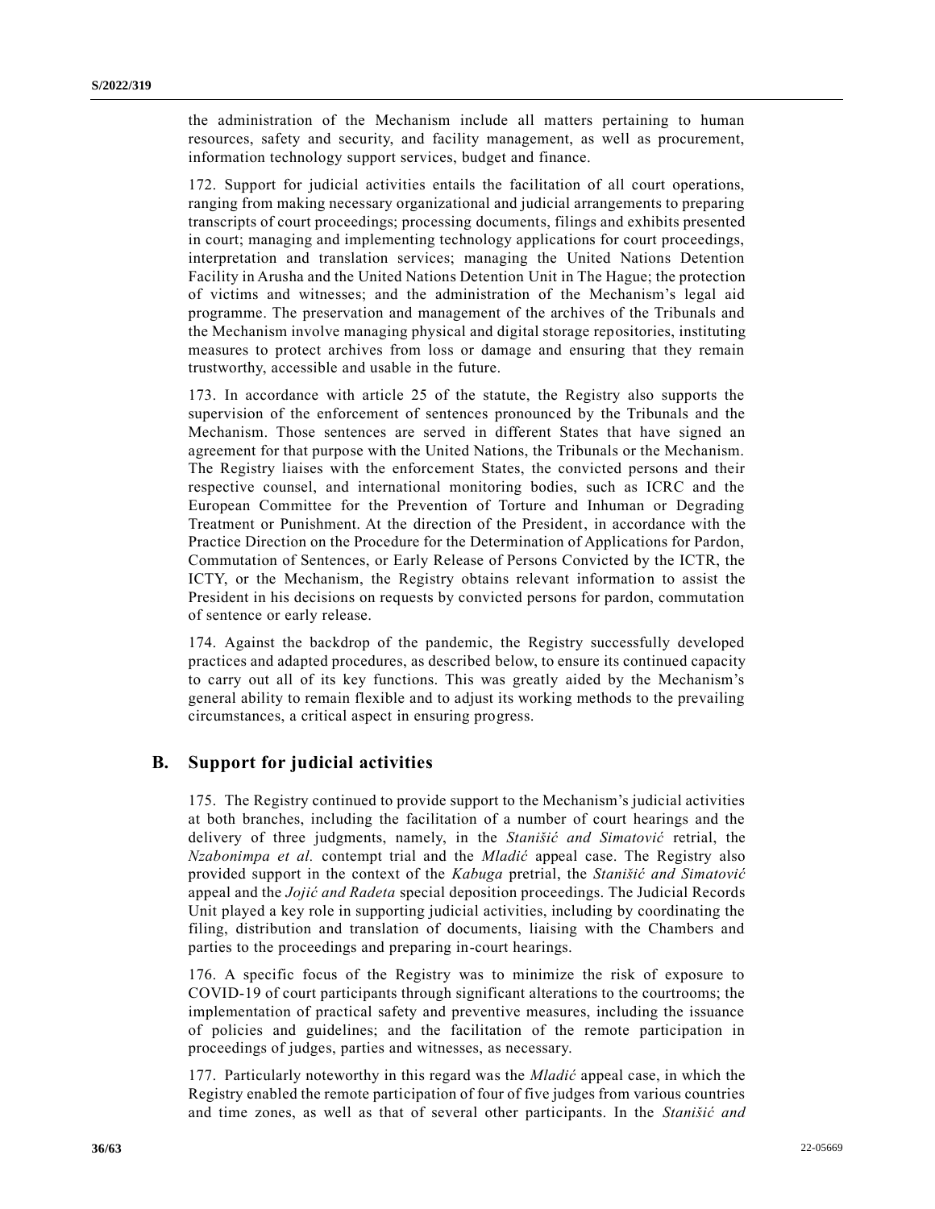the administration of the Mechanism include all matters pertaining to human resources, safety and security, and facility management, as well as procurement, information technology support services, budget and finance.

172. Support for judicial activities entails the facilitation of all court operations, ranging from making necessary organizational and judicial arrangements to preparing transcripts of court proceedings; processing documents, filings and exhibits presented in court; managing and implementing technology applications for court proceedings, interpretation and translation services; managing the United Nations Detention Facility in Arusha and the United Nations Detention Unit in The Hague; the protection of victims and witnesses; and the administration of the Mechanism's legal aid programme. The preservation and management of the archives of the Tribunals and the Mechanism involve managing physical and digital storage repositories, instituting measures to protect archives from loss or damage and ensuring that they remain trustworthy, accessible and usable in the future.

173. In accordance with article 25 of the statute, the Registry also supports the supervision of the enforcement of sentences pronounced by the Tribunals and the Mechanism. Those sentences are served in different States that have signed an agreement for that purpose with the United Nations, the Tribunals or the Mechanism. The Registry liaises with the enforcement States, the convicted persons and their respective counsel, and international monitoring bodies, such as ICRC and the European Committee for the Prevention of Torture and Inhuman or Degrading Treatment or Punishment. At the direction of the President, in accordance with the Practice Direction on the Procedure for the Determination of Applications for Pardon, Commutation of Sentences, or Early Release of Persons Convicted by the ICTR, the ICTY, or the Mechanism, the Registry obtains relevant information to assist the President in his decisions on requests by convicted persons for pardon, commutation of sentence or early release.

174. Against the backdrop of the pandemic, the Registry successfully developed practices and adapted procedures, as described below, to ensure its continued capacity to carry out all of its key functions. This was greatly aided by the Mechanism's general ability to remain flexible and to adjust its working methods to the prevailing circumstances, a critical aspect in ensuring progress.

## B. Support for judicial activities

175. The Registry continued to provide support to the Mechanism's judicial activities at both branches, including the facilitation of a number of court hearings and the delivery of three judgments, namely, in the *Stanišić and Simatović* retrial, the *Nzabonimpa et al.* contempt trial and the *Mladić* appeal case. The Registry also provided support in the context of the *Kabuga* pretrial, the *Stanišić and Simatović* appeal and the *Jojić and Radeta* special deposition proceedings. The Judicial Records Unit played a key role in supporting judicial activities, including by coordinating the filing, distribution and translation of documents, liaising with the Chambers and parties to the proceedings and preparing in-court hearings.

176. A specific focus of the Registry was to minimize the risk of exposure to COVID-19 of court participants through significant alterations to the courtrooms; the implementation of practical safety and preventive measures, including the issuance of policies and guidelines; and the facilitation of the remote participation in proceedings of judges, parties and witnesses, as necessary.

177. Particularly noteworthy in this regard was the *Mladić* appeal case, in which the Registry enabled the remote participation of four of five judges from various countries and time zones, as well as that of several other participants. In the *Stanišić and*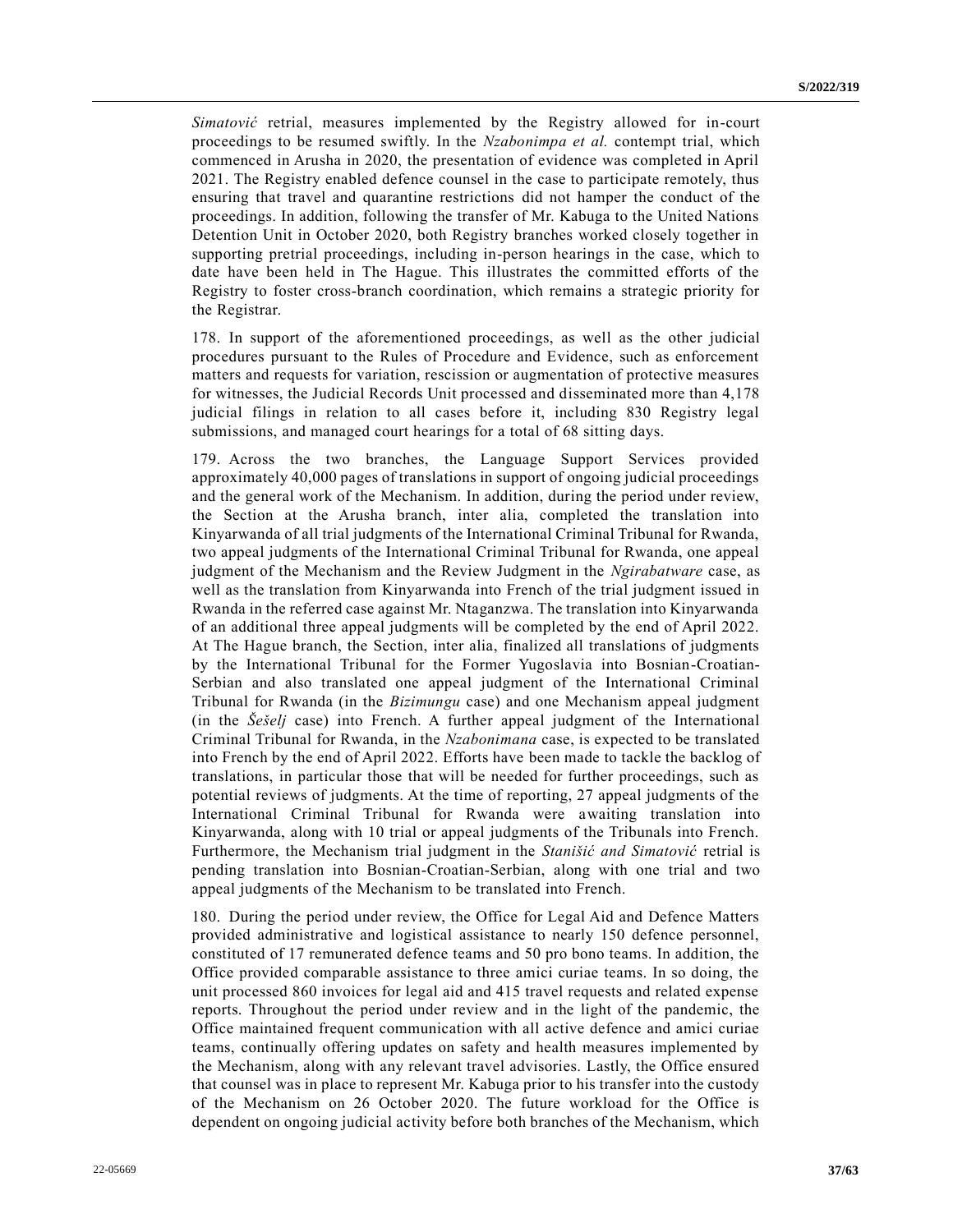*Simatović* retrial, measures implemented by the Registry allowed for in-court proceedings to be resumed swiftly. In the *Nzabonimpa et al.* contempt trial, which commenced in Arusha in 2020, the presentation of evidence was completed in April 2021. The Registry enabled defence counsel in the case to participate remotely, thus ensuring that travel and quarantine restrictions did not hamper the conduct of the proceedings. In addition, following the transfer of Mr. Kabuga to the United Nations Detention Unit in October 2020, both Registry branches worked closely together in supporting pretrial proceedings, including in-person hearings in the case, which to date have been held in The Hague. This illustrates the committed efforts of the Registry to foster cross-branch coordination, which remains a strategic priority for the Registrar.

178. In support of the aforementioned proceedings, as well as the other judicial procedures pursuant to the Rules of Procedure and Evidence, such as enforcement matters and requests for variation, rescission or augmentation of protective measures for witnesses, the Judicial Records Unit processed and disseminated more than 4,178 judicial filings in relation to all cases before it, including 830 Registry legal submissions, and managed court hearings for a total of 68 sitting days.

179. Across the two branches, the Language Support Services provided approximately 40,000 pages of translations in support of ongoing judicial proceedings and the general work of the Mechanism. In addition, during the period under review, the Section at the Arusha branch, inter alia, completed the translation into Kinyarwanda of all trial judgments of the International Criminal Tribunal for Rwanda, two appeal judgments of the International Criminal Tribunal for Rwanda, one appeal judgment of the Mechanism and the Review Judgment in the *Ngirabatware* case, as well as the translation from Kinyarwanda into French of the trial judgment issued in Rwanda in the referred case against Mr. Ntaganzwa. The translation into Kinyarwanda of an additional three appeal judgments will be completed by the end of April 2022. At The Hague branch, the Section, inter alia, finalized all translations of judgments by the International Tribunal for the Former Yugoslavia into Bosnian-Croatian-Serbian and also translated one appeal judgment of the International Criminal Tribunal for Rwanda (in the *Bizimungu* case) and one Mechanism appeal judgment (in the *Šešelj* case) into French. A further appeal judgment of the International Criminal Tribunal for Rwanda, in the *Nzabonimana* case, is expected to be translated into French by the end of April 2022. Efforts have been made to tackle the backlog of translations, in particular those that will be needed for further proceedings, such as potential reviews of judgments. At the time of reporting, 27 appeal judgments of the International Criminal Tribunal for Rwanda were awaiting translation into Kinyarwanda, along with 10 trial or appeal judgments of the Tribunals into French. Furthermore, the Mechanism trial judgment in the *Stanišić and Simatović* retrial is pending translation into Bosnian-Croatian-Serbian, along with one trial and two appeal judgments of the Mechanism to be translated into French.

180. During the period under review, the Office for Legal Aid and Defence Matters provided administrative and logistical assistance to nearly 150 defence personnel, constituted of 17 remunerated defence teams and 50 pro bono teams. In addition, the Office provided comparable assistance to three amici curiae teams. In so doing, the unit processed 860 invoices for legal aid and 415 travel requests and related expense reports. Throughout the period under review and in the light of the pandemic, the Office maintained frequent communication with all active defence and amici curiae teams, continually offering updates on safety and health measures implemented by the Mechanism, along with any relevant travel advisories. Lastly, the Office ensured that counsel was in place to represent Mr. Kabuga prior to his transfer into the custody of the Mechanism on 26 October 2020. The future workload for the Office is dependent on ongoing judicial activity before both branches of the Mechanism, which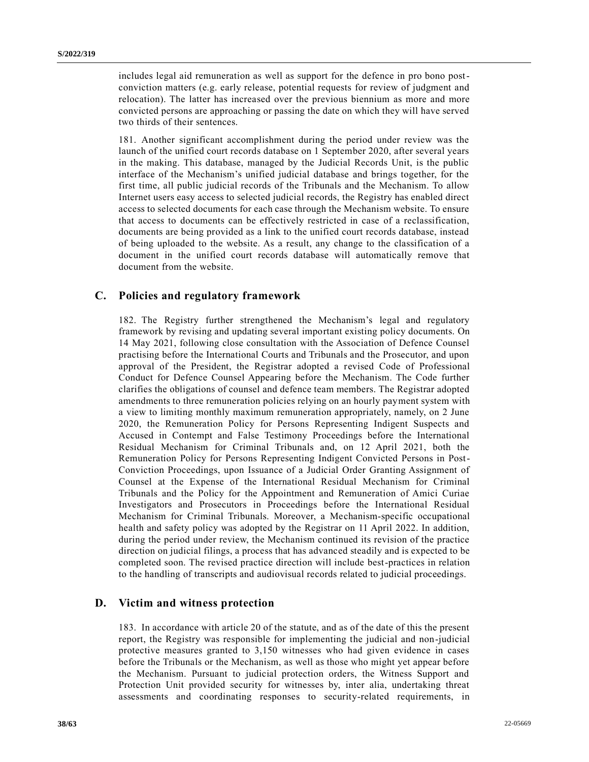includes legal aid remuneration as well as support for the defence in pro bono post-conviction matters (e.g. early release, potential requests for review of judgment and relocation). The latter has increased over the previous biennium as more and more convicted persons are approaching or passing the date on which they will have served two thirds of their sentences.

181. Another significant accomplishment during the period under review was the launch of the unified court records database on 1 September 2020, after several years in the making. This database, managed by the Judicial Records Unit, is the public interface of the Mechanism's unified judicial database and brings together, for the first time, all public judicial records of the Tribunals and the Mechanism. To allow Internet users easy access to selected judicial records, the Registry has enabled direct access to selected documents for each case through the Mechanism website. To ensure that access to documents can be effectively restricted in case of a reclassification, documents are being provided as a link to the unified court records database, instead of being uploaded to the website. As a result, any change to the classification of a document in the unified court records database will automatically remove that document from the website.

## C. Policies and regulatory framework

182. The Registry further strengthened the Mechanism's legal and regulatory framework by revising and updating several important existing policy documents. On 14 May 2021, following close consultation with the Association of Defence Counsel practising before the International Courts and Tribunals and the Prosecutor, and upon approval of the President, the Registrar adopted a revised Code of Professional Conduct for Defence Counsel Appearing before the Mechanism. The Code further clarifies the obligations of counsel and defence team members. The Registrar adopted amendments to three remuneration policies relying on an hourly payment system with a view to limiting monthly maximum remuneration appropriately, namely, on 2 June 2020, the Remuneration Policy for Persons Representing Indigent Suspects and Accused in Contempt and False Testimony Proceedings before the International Residual Mechanism for Criminal Tribunals and, on 12 April 2021, both the Remuneration Policy for Persons Representing Indigent Convicted Persons in Post-Conviction Proceedings, upon Issuance of a Judicial Order Granting Assignment of Counsel at the Expense of the International Residual Mechanism for Criminal Tribunals and the Policy for the Appointment and Remuneration of Amici Curiae Investigators and Prosecutors in Proceedings before the International Residual Mechanism for Criminal Tribunals. Moreover, a Mechanism-specific occupational health and safety policy was adopted by the Registrar on 11 April 2022. In addition, during the period under review, the Mechanism continued its revision of the practice direction on judicial filings, a process that has advanced steadily and is expected to be completed soon. The revised practice direction will include best-practices in relation to the handling of transcripts and audiovisual records related to judicial proceedings.

## D. Victim and witness protection

183. In accordance with article 20 of the statute, and as of the date of this the present report, the Registry was responsible for implementing the judicial and non-judicial protective measures granted to 3,150 witnesses who had given evidence in cases before the Tribunals or the Mechanism, as well as those who might yet appear before the Mechanism. Pursuant to judicial protection orders, the Witness Support and Protection Unit provided security for witnesses by, inter alia, undertaking threat assessments and coordinating responses to security-related requirements, in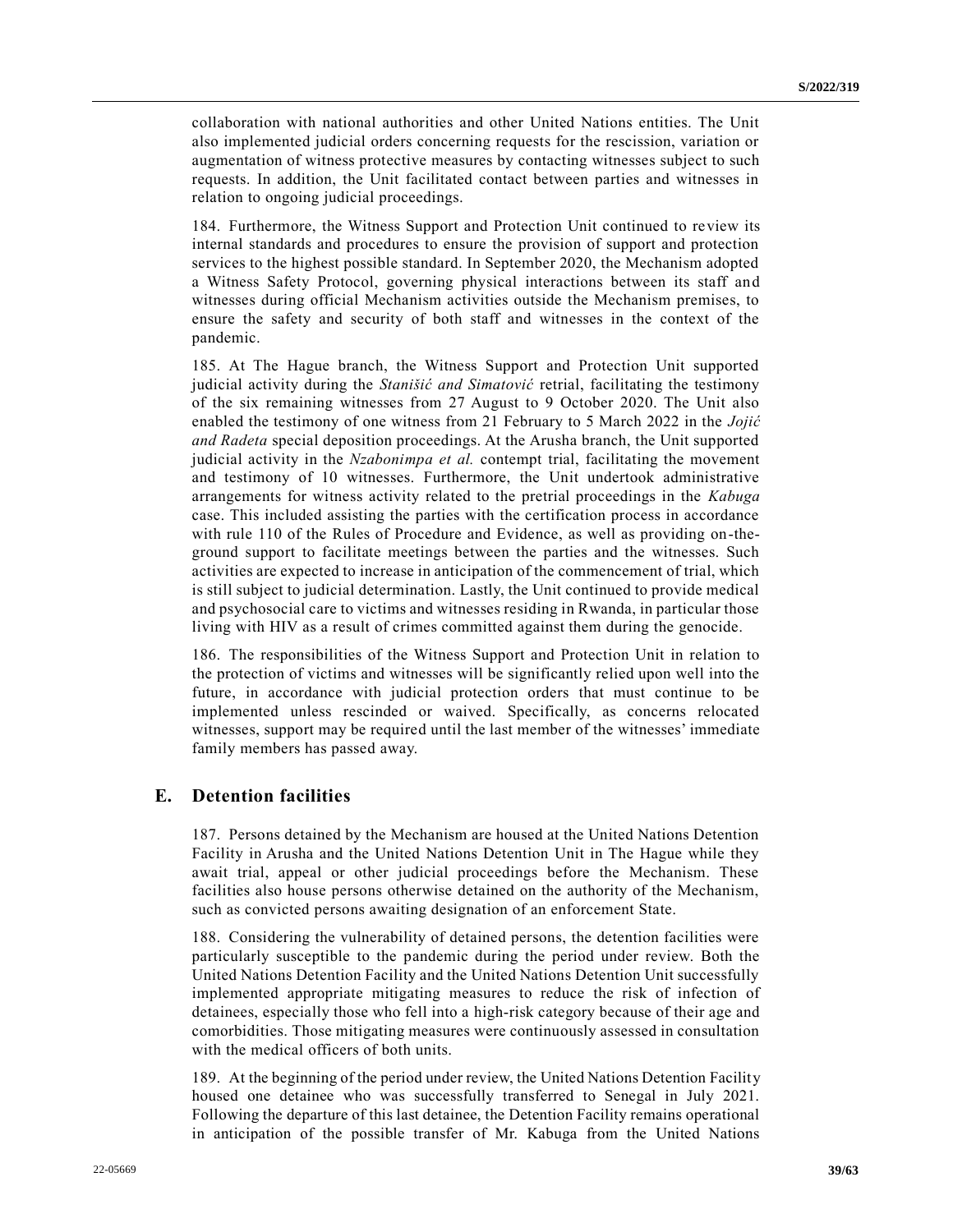collaboration with national authorities and other United Nations entities. The Unit also implemented judicial orders concerning requests for the rescission, variation or augmentation of witness protective measures by contacting witnesses subject to such requests. In addition, the Unit facilitated contact between parties and witnesses in relation to ongoing judicial proceedings.

184. Furthermore, the Witness Support and Protection Unit continued to review its internal standards and procedures to ensure the provision of support and protection services to the highest possible standard. In September 2020, the Mechanism adopted a Witness Safety Protocol, governing physical interactions between its staff and witnesses during official Mechanism activities outside the Mechanism premises, to ensure the safety and security of both staff and witnesses in the context of the pandemic.

185. At The Hague branch, the Witness Support and Protection Unit supported judicial activity during the *Stanišić and Simatović* retrial, facilitating the testimony of the six remaining witnesses from 27 August to 9 October 2020. The Unit also enabled the testimony of one witness from 21 February to 5 March 2022 in the *Jojić and Radeta* special deposition proceedings. At the Arusha branch, the Unit supported judicial activity in the *Nzabonimpa et al.* contempt trial, facilitating the movement and testimony of 10 witnesses. Furthermore, the Unit undertook administrative arrangements for witness activity related to the pretrial proceedings in the *Kabuga* case. This included assisting the parties with the certification process in accordance with rule 110 of the Rules of Procedure and Evidence, as well as providing on-the-ground support to facilitate meetings between the parties and the witnesses. Such activities are expected to increase in anticipation of the commencement of trial, which is still subject to judicial determination. Lastly, the Unit continued to provide medical and psychosocial care to victims and witnesses residing in Rwanda, in particular those living with HIV as a result of crimes committed against them during the genocide.

186. The responsibilities of the Witness Support and Protection Unit in relation to the protection of victims and witnesses will be significantly relied upon well into the future, in accordance with judicial protection orders that must continue to be implemented unless rescinded or waived. Specifically, as concerns relocated witnesses, support may be required until the last member of the witnesses' immediate family members has passed away.

## E. Detention facilities

187. Persons detained by the Mechanism are housed at the United Nations Detention Facility in Arusha and the United Nations Detention Unit in The Hague while they await trial, appeal or other judicial proceedings before the Mechanism. These facilities also house persons otherwise detained on the authority of the Mechanism, such as convicted persons awaiting designation of an enforcement State.

188. Considering the vulnerability of detained persons, the detention facilities were particularly susceptible to the pandemic during the period under review. Both the United Nations Detention Facility and the United Nations Detention Unit successfully implemented appropriate mitigating measures to reduce the risk of infection of detainees, especially those who fell into a high-risk category because of their age and comorbidities. Those mitigating measures were continuously assessed in consultation with the medical officers of both units.

189. At the beginning of the period under review, the United Nations Detention Facility housed one detainee who was successfully transferred to Senegal in July 2021. Following the departure of this last detainee, the Detention Facility remains operational in anticipation of the possible transfer of Mr. Kabuga from the United Nations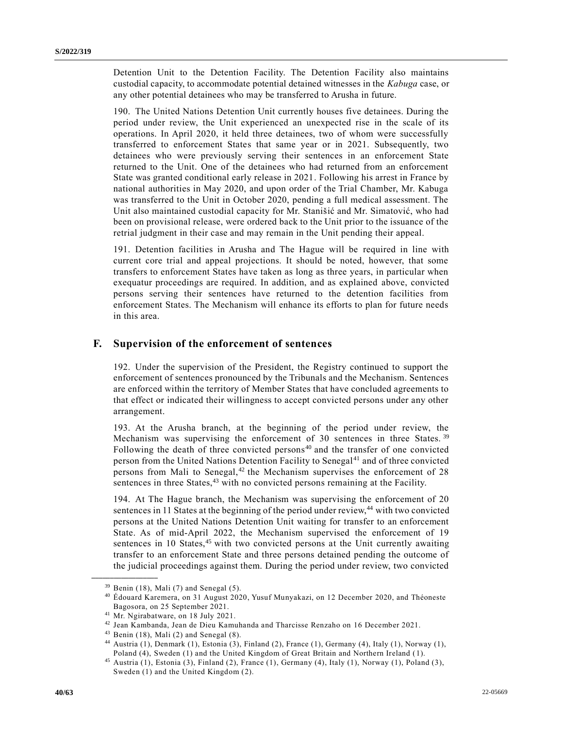Detention Unit to the Detention Facility. The Detention Facility also maintains custodial capacity, to accommodate potential detained witnesses in the *Kabuga* case, or any other potential detainees who may be transferred to Arusha in future.

190. The United Nations Detention Unit currently houses five detainees. During the period under review, the Unit experienced an unexpected rise in the scale of its operations. In April 2020, it held three detainees, two of whom were successfully transferred to enforcement States that same year or in 2021. Subsequently, two detainees who were previously serving their sentences in an enforcement State returned to the Unit. One of the detainees who had returned from an enforcement State was granted conditional early release in 2021. Following his arrest in France by national authorities in May 2020, and upon order of the Trial Chamber, Mr. Kabuga was transferred to the Unit in October 2020, pending a full medical assessment. The Unit also maintained custodial capacity for Mr. Stanišić and Mr. Simatović, who had been on provisional release, were ordered back to the Unit prior to the issuance of the retrial judgment in their case and may remain in the Unit pending their appeal.

191. Detention facilities in Arusha and The Hague will be required in line with current core trial and appeal projections. It should be noted, however, that some transfers to enforcement States have taken as long as three years, in particular when exequatur proceedings are required. In addition, and as explained above, convicted persons serving their sentences have returned to the detention facilities from enforcement States. The Mechanism will enhance its efforts to plan for future needs in this area.

## F. Supervision of the enforcement of sentences

192. Under the supervision of the President, the Registry continued to support the enforcement of sentences pronounced by the Tribunals and the Mechanism. Sentences are enforced within the territory of Member States that have concluded agreements to that effect or indicated their willingness to accept convicted persons under any other arrangement.

193. At the Arusha branch, at the beginning of the period under review, the Mechanism was supervising the enforcement of 30 sentences in three States.[39] Following the death of three convicted persons[40] and the transfer of one convicted person from the United Nations Detention Facility to Senegal[41] and of three convicted persons from Mali to Senegal,[42] the Mechanism supervises the enforcement of 28 sentences in three States,[43] with no convicted persons remaining at the Facility.

194. At The Hague branch, the Mechanism was supervising the enforcement of 20 sentences in 11 States at the beginning of the period under review,[44] with two convicted persons at the United Nations Detention Unit waiting for transfer to an enforcement State. As of mid-April 2022, the Mechanism supervised the enforcement of 19 sentences in 10 States,[45] with two convicted persons at the Unit currently awaiting transfer to an enforcement State and three persons detained pending the outcome of the judicial proceedings against them. During the period under review, two convicted

---

[39] Benin (18), Mali (7) and Senegal (5).

[40] Édouard Karemera, on 31 August 2020, Yusuf Munyakazi, on 12 December 2020, and Théoneste Bagosora, on 25 September 2021.

[41] Mr. Ngirabatware, on 18 July 2021.

[42] Jean Kambanda, Jean de Dieu Kamuhanda and Tharcisse Renzaho on 16 December 2021.

[43] Benin (18), Mali (2) and Senegal (8).

[44] Austria (1), Denmark (1), Estonia (3), Finland (2), France (1), Germany (4), Italy (1), Norway (1), Poland (4), Sweden (1) and the United Kingdom of Great Britain and Northern Ireland (1).

[45] Austria (1), Estonia (3), Finland (2), France (1), Germany (4), Italy (1), Norway (1), Poland (3), Sweden (1) and the United Kingdom (2).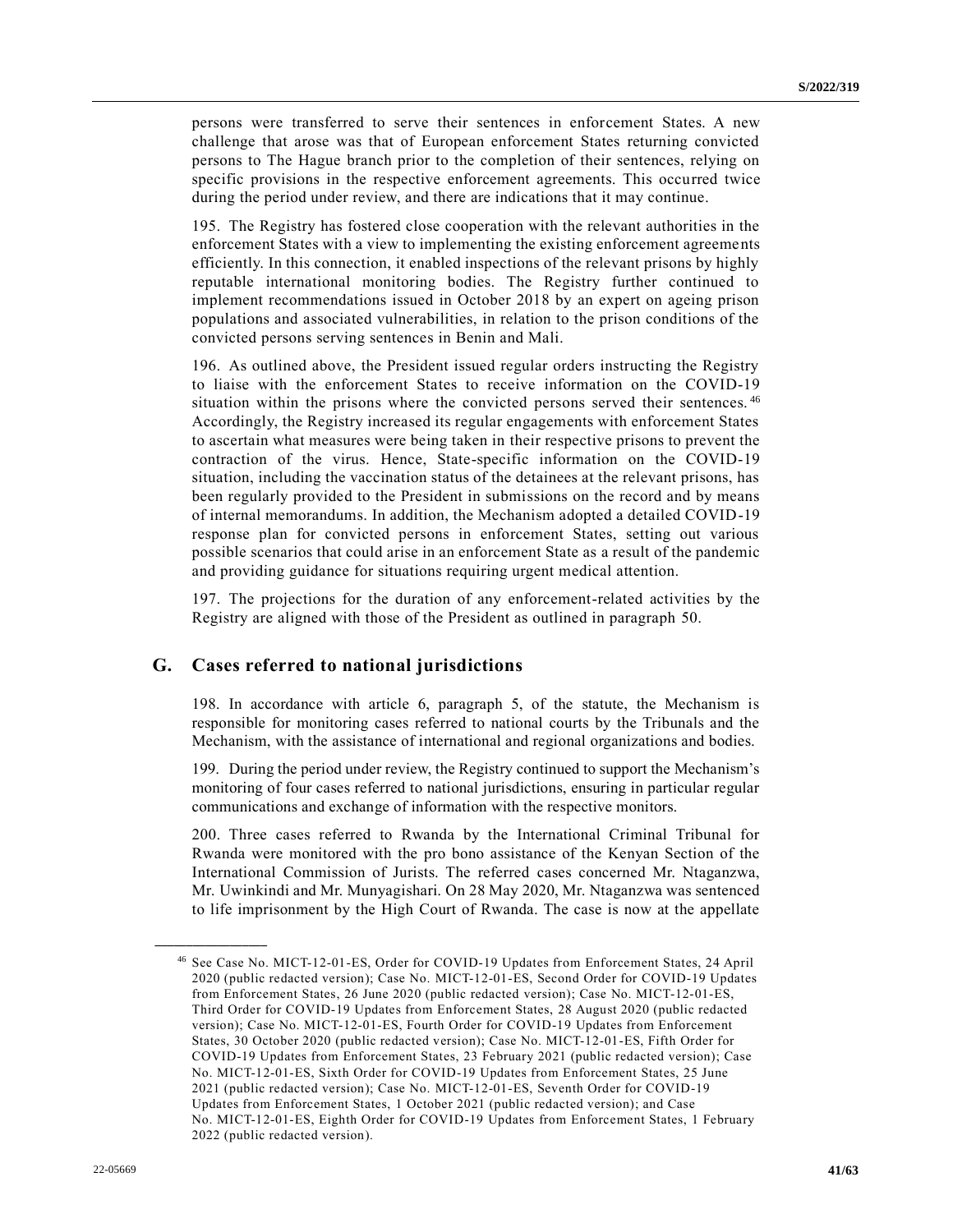persons were transferred to serve their sentences in enforcement States. A new challenge that arose was that of European enforcement States returning convicted persons to The Hague branch prior to the completion of their sentences, relying on specific provisions in the respective enforcement agreements. This occurred twice during the period under review, and there are indications that it may continue.

195. The Registry has fostered close cooperation with the relevant authorities in the enforcement States with a view to implementing the existing enforcement agreements efficiently. In this connection, it enabled inspections of the relevant prisons by highly reputable international monitoring bodies. The Registry further continued to implement recommendations issued in October 2018 by an expert on ageing prison populations and associated vulnerabilities, in relation to the prison conditions of the convicted persons serving sentences in Benin and Mali.

196. As outlined above, the President issued regular orders instructing the Registry to liaise with the enforcement States to receive information on the COVID-19 situation within the prisons where the convicted persons served their sentences.[46] Accordingly, the Registry increased its regular engagements with enforcement States to ascertain what measures were being taken in their respective prisons to prevent the contraction of the virus. Hence, State-specific information on the COVID-19 situation, including the vaccination status of the detainees at the relevant prisons, has been regularly provided to the President in submissions on the record and by means of internal memorandums. In addition, the Mechanism adopted a detailed COVID-19 response plan for convicted persons in enforcement States, setting out various possible scenarios that could arise in an enforcement State as a result of the pandemic and providing guidance for situations requiring urgent medical attention.

197. The projections for the duration of any enforcement-related activities by the Registry are aligned with those of the President as outlined in paragraph 50.

## G. Cases referred to national jurisdictions

198. In accordance with article 6, paragraph 5, of the statute, the Mechanism is responsible for monitoring cases referred to national courts by the Tribunals and the Mechanism, with the assistance of international and regional organizations and bodies.

199. During the period under review, the Registry continued to support the Mechanism's monitoring of four cases referred to national jurisdictions, ensuring in particular regular communications and exchange of information with the respective monitors.

200. Three cases referred to Rwanda by the International Criminal Tribunal for Rwanda were monitored with the pro bono assistance of the Kenyan Section of the International Commission of Jurists. The referred cases concerned Mr. Ntaganzwa, Mr. Uwinkindi and Mr. Munyagishari. On 28 May 2020, Mr. Ntaganzwa was sentenced to life imprisonment by the High Court of Rwanda. The case is now at the appellate

---

[46] See Case No. MICT-12-01-ES, Order for COVID-19 Updates from Enforcement States, 24 April 2020 (public redacted version); Case No. MICT-12-01-ES, Second Order for COVID-19 Updates from Enforcement States, 26 June 2020 (public redacted version); Case No. MICT-12-01-ES, Third Order for COVID-19 Updates from Enforcement States, 28 August 2020 (public redacted version); Case No. MICT-12-01-ES, Fourth Order for COVID-19 Updates from Enforcement States, 30 October 2020 (public redacted version); Case No. MICT-12-01-ES, Fifth Order for COVID-19 Updates from Enforcement States, 23 February 2021 (public redacted version); Case No. MICT-12-01-ES, Sixth Order for COVID-19 Updates from Enforcement States, 25 June 2021 (public redacted version); Case No. MICT-12-01-ES, Seventh Order for COVID-19 Updates from Enforcement States, 1 October 2021 (public redacted version); and Case No. MICT-12-01-ES, Eighth Order for COVID-19 Updates from Enforcement States, 1 February 2022 (public redacted version).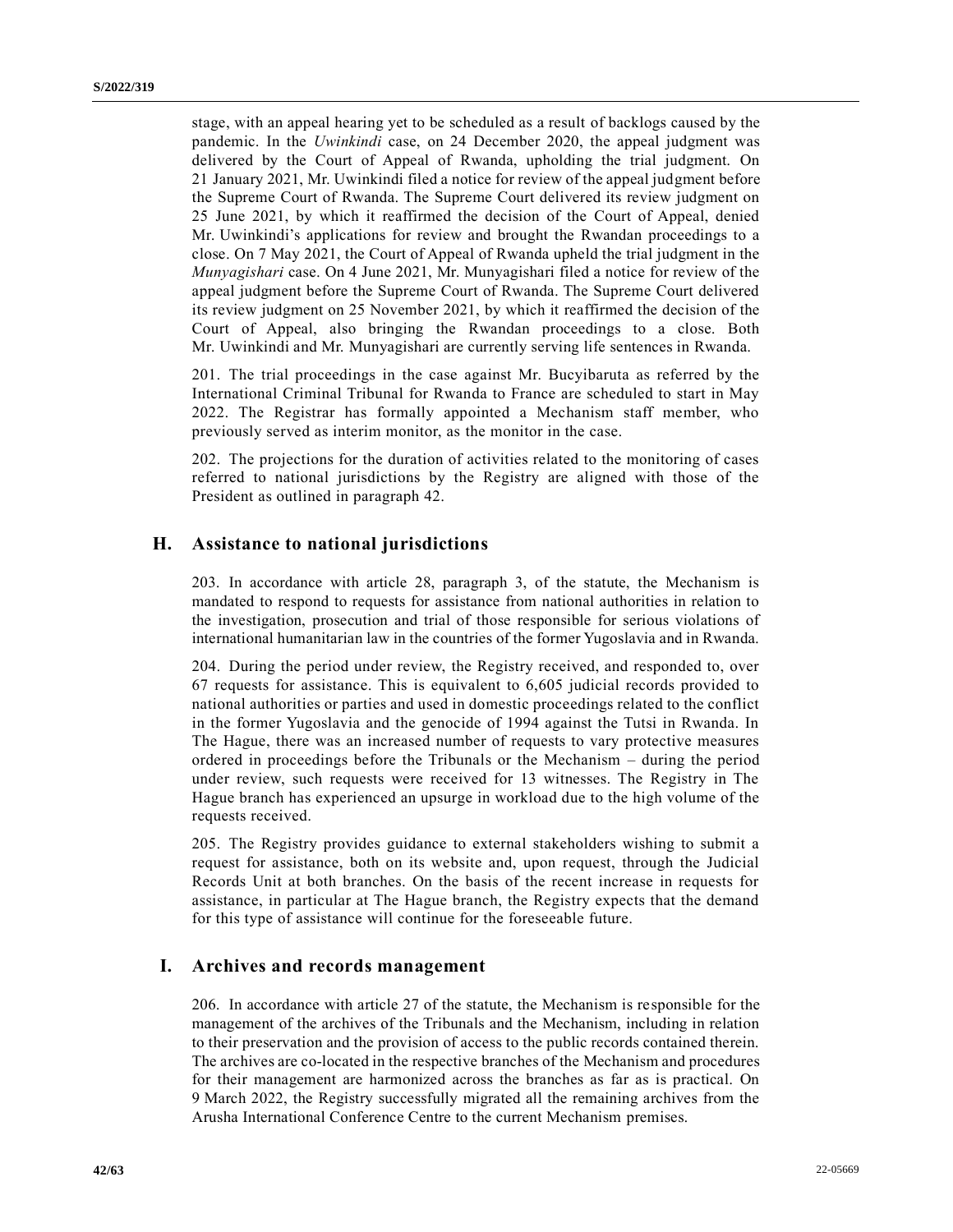stage, with an appeal hearing yet to be scheduled as a result of backlogs caused by the pandemic. In the *Uwinkindi* case, on 24 December 2020, the appeal judgment was delivered by the Court of Appeal of Rwanda, upholding the trial judgment. On 21 January 2021, Mr. Uwinkindi filed a notice for review of the appeal judgment before the Supreme Court of Rwanda. The Supreme Court delivered its review judgment on 25 June 2021, by which it reaffirmed the decision of the Court of Appeal, denied Mr. Uwinkindi's applications for review and brought the Rwandan proceedings to a close. On 7 May 2021, the Court of Appeal of Rwanda upheld the trial judgment in the *Munyagishari* case. On 4 June 2021, Mr. Munyagishari filed a notice for review of the appeal judgment before the Supreme Court of Rwanda. The Supreme Court delivered its review judgment on 25 November 2021, by which it reaffirmed the decision of the Court of Appeal, also bringing the Rwandan proceedings to a close. Both Mr. Uwinkindi and Mr. Munyagishari are currently serving life sentences in Rwanda.

201. The trial proceedings in the case against Mr. Bucyibaruta as referred by the International Criminal Tribunal for Rwanda to France are scheduled to start in May 2022. The Registrar has formally appointed a Mechanism staff member, who previously served as interim monitor, as the monitor in the case.

202. The projections for the duration of activities related to the monitoring of cases referred to national jurisdictions by the Registry are aligned with those of the President as outlined in paragraph 42.

## H. Assistance to national jurisdictions

203. In accordance with article 28, paragraph 3, of the statute, the Mechanism is mandated to respond to requests for assistance from national authorities in relation to the investigation, prosecution and trial of those responsible for serious violations of international humanitarian law in the countries of the former Yugoslavia and in Rwanda.

204. During the period under review, the Registry received, and responded to, over 67 requests for assistance. This is equivalent to 6,605 judicial records provided to national authorities or parties and used in domestic proceedings related to the conflict in the former Yugoslavia and the genocide of 1994 against the Tutsi in Rwanda. In The Hague, there was an increased number of requests to vary protective measures ordered in proceedings before the Tribunals or the Mechanism – during the period under review, such requests were received for 13 witnesses. The Registry in The Hague branch has experienced an upsurge in workload due to the high volume of the requests received.

205. The Registry provides guidance to external stakeholders wishing to submit a request for assistance, both on its website and, upon request, through the Judicial Records Unit at both branches. On the basis of the recent increase in requests for assistance, in particular at The Hague branch, the Registry expects that the demand for this type of assistance will continue for the foreseeable future.

## I. Archives and records management

206. In accordance with article 27 of the statute, the Mechanism is responsible for the management of the archives of the Tribunals and the Mechanism, including in relation to their preservation and the provision of access to the public records contained therein. The archives are co-located in the respective branches of the Mechanism and procedures for their management are harmonized across the branches as far as is practical. On 9 March 2022, the Registry successfully migrated all the remaining archives from the Arusha International Conference Centre to the current Mechanism premises.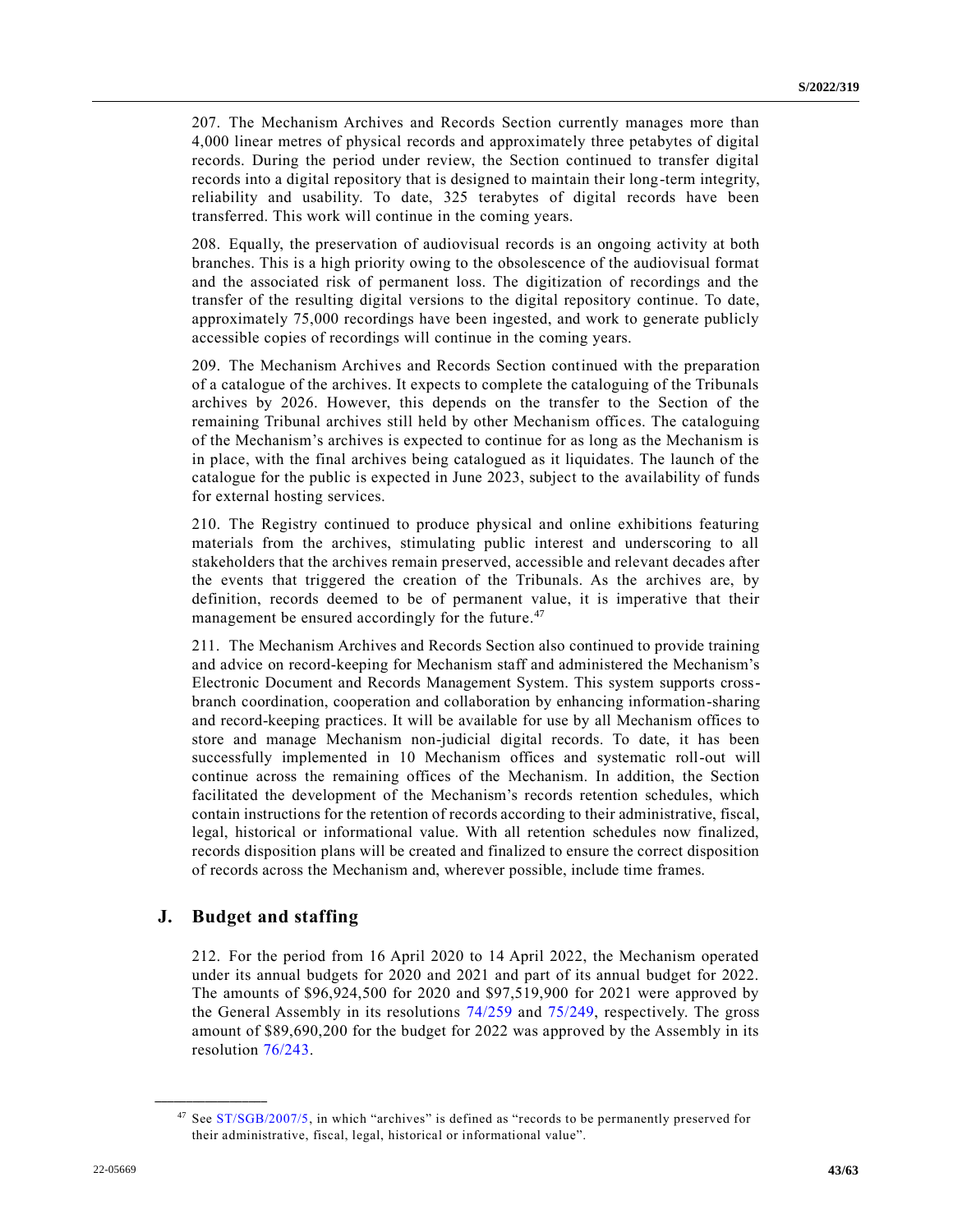207. The Mechanism Archives and Records Section currently manages more than 4,000 linear metres of physical records and approximately three petabytes of digital records. During the period under review, the Section continued to transfer digital records into a digital repository that is designed to maintain their long-term integrity, reliability and usability. To date, 325 terabytes of digital records have been transferred. This work will continue in the coming years.

208. Equally, the preservation of audiovisual records is an ongoing activity at both branches. This is a high priority owing to the obsolescence of the audiovisual format and the associated risk of permanent loss. The digitization of recordings and the transfer of the resulting digital versions to the digital repository continue. To date, approximately 75,000 recordings have been ingested, and work to generate publicly accessible copies of recordings will continue in the coming years.

209. The Mechanism Archives and Records Section continued with the preparation of a catalogue of the archives. It expects to complete the cataloguing of the Tribunals archives by 2026. However, this depends on the transfer to the Section of the remaining Tribunal archives still held by other Mechanism offices. The cataloguing of the Mechanism's archives is expected to continue for as long as the Mechanism is in place, with the final archives being catalogued as it liquidates. The launch of the catalogue for the public is expected in June 2023, subject to the availability of funds for external hosting services.

210. The Registry continued to produce physical and online exhibitions featuring materials from the archives, stimulating public interest and underscoring to all stakeholders that the archives remain preserved, accessible and relevant decades after the events that triggered the creation of the Tribunals. As the archives are, by definition, records deemed to be of permanent value, it is imperative that their management be ensured accordingly for the future.[47]

211. The Mechanism Archives and Records Section also continued to provide training and advice on record-keeping for Mechanism staff and administered the Mechanism's Electronic Document and Records Management System. This system supports cross-branch coordination, cooperation and collaboration by enhancing information-sharing and record-keeping practices. It will be available for use by all Mechanism offices to store and manage Mechanism non-judicial digital records. To date, it has been successfully implemented in 10 Mechanism offices and systematic roll-out will continue across the remaining offices of the Mechanism. In addition, the Section facilitated the development of the Mechanism's records retention schedules, which contain instructions for the retention of records according to their administrative, fiscal, legal, historical or informational value. With all retention schedules now finalized, records disposition plans will be created and finalized to ensure the correct disposition of records across the Mechanism and, wherever possible, include time frames.

## J. Budget and staffing

212. For the period from 16 April 2020 to 14 April 2022, the Mechanism operated under its annual budgets for 2020 and 2021 and part of its annual budget for 2022. The amounts of $96,924,500 for 2020 and $97,519,900 for 2021 were approved by the General Assembly in its resolutions 74/259 and 75/249, respectively. The gross amount of $89,690,200 for the budget for 2022 was approved by the Assembly in its resolution 76/243.

---

[47] See ST/SGB/2007/5, in which "archives" is defined as "records to be permanently preserved for their administrative, fiscal, legal, historical or informational value".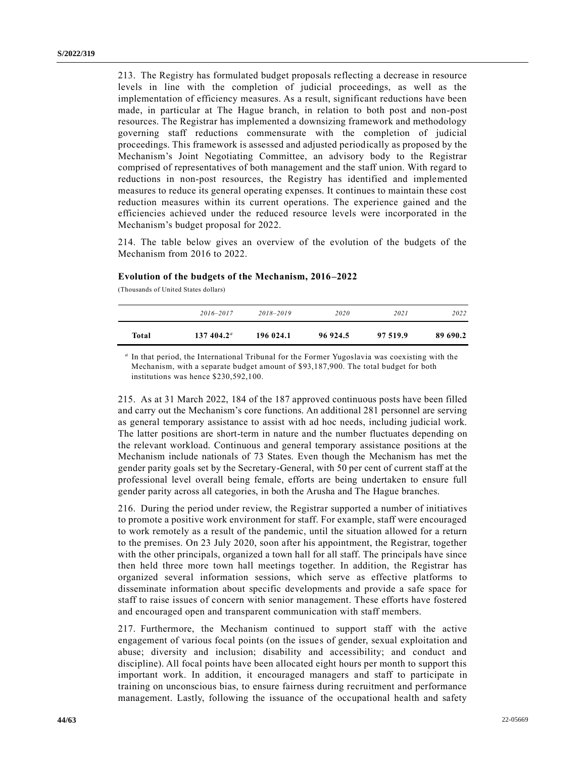213. The Registry has formulated budget proposals reflecting a decrease in resource levels in line with the completion of judicial proceedings, as well as the implementation of efficiency measures. As a result, significant reductions have been made, in particular at The Hague branch, in relation to both post and non-post resources. The Registrar has implemented a downsizing framework and methodology governing staff reductions commensurate with the completion of judicial proceedings. This framework is assessed and adjusted periodically as proposed by the Mechanism's Joint Negotiating Committee, an advisory body to the Registrar comprised of representatives of both management and the staff union. With regard to reductions in non-post resources, the Registry has identified and implemented measures to reduce its general operating expenses. It continues to maintain these cost reduction measures within its current operations. The experience gained and the efficiencies achieved under the reduced resource levels were incorporated in the Mechanism's budget proposal for 2022.

214. The table below gives an overview of the evolution of the budgets of the Mechanism from 2016 to 2022.

**Evolution of the budgets of the Mechanism, 2016–2022**

(Thousands of United States dollars)

| | *2016–2017* | *2018–2019* | *2020* | *2021* | *2022* |
|---|---|---|---|---|---|
| **Total** | **137 404.2**[a] | **196 024.1** | **96 924.5** | **97 519.9** | **89 690.2** |

[a] In that period, the International Tribunal for the Former Yugoslavia was coexisting with the Mechanism, with a separate budget amount of $93,187,900. The total budget for both institutions was hence $230,592,100.

215. As at 31 March 2022, 184 of the 187 approved continuous posts have been filled and carry out the Mechanism's core functions. An additional 281 personnel are serving as general temporary assistance to assist with ad hoc needs, including judicial work. The latter positions are short-term in nature and the number fluctuates depending on the relevant workload. Continuous and general temporary assistance positions at the Mechanism include nationals of 73 States. Even though the Mechanism has met the gender parity goals set by the Secretary-General, with 50 per cent of current staff at the professional level overall being female, efforts are being undertaken to ensure full gender parity across all categories, in both the Arusha and The Hague branches.

216. During the period under review, the Registrar supported a number of initiatives to promote a positive work environment for staff. For example, staff were encouraged to work remotely as a result of the pandemic, until the situation allowed for a return to the premises. On 23 July 2020, soon after his appointment, the Registrar, together with the other principals, organized a town hall for all staff. The principals have since then held three more town hall meetings together. In addition, the Registrar has organized several information sessions, which serve as effective platforms to disseminate information about specific developments and provide a safe space for staff to raise issues of concern with senior management. These efforts have fostered and encouraged open and transparent communication with staff members.

217. Furthermore, the Mechanism continued to support staff with the active engagement of various focal points (on the issues of gender, sexual exploitation and abuse; diversity and inclusion; disability and accessibility; and conduct and discipline). All focal points have been allocated eight hours per month to support this important work. In addition, it encouraged managers and staff to participate in training on unconscious bias, to ensure fairness during recruitment and performance management. Lastly, following the issuance of the occupational health and safety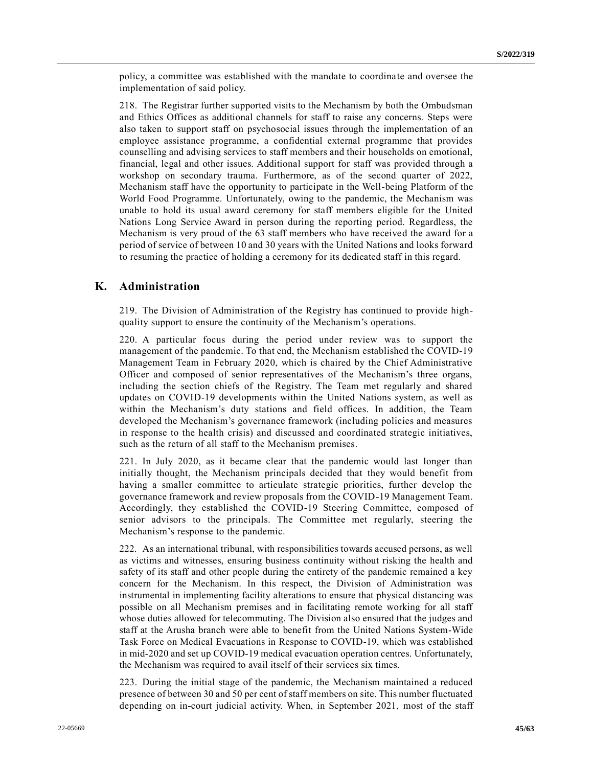policy, a committee was established with the mandate to coordinate and oversee the implementation of said policy.

218. The Registrar further supported visits to the Mechanism by both the Ombudsman and Ethics Offices as additional channels for staff to raise any concerns. Steps were also taken to support staff on psychosocial issues through the implementation of an employee assistance programme, a confidential external programme that provides counselling and advising services to staff members and their households on emotional, financial, legal and other issues. Additional support for staff was provided through a workshop on secondary trauma. Furthermore, as of the second quarter of 2022, Mechanism staff have the opportunity to participate in the Well-being Platform of the World Food Programme. Unfortunately, owing to the pandemic, the Mechanism was unable to hold its usual award ceremony for staff members eligible for the United Nations Long Service Award in person during the reporting period. Regardless, the Mechanism is very proud of the 63 staff members who have received the award for a period of service of between 10 and 30 years with the United Nations and looks forward to resuming the practice of holding a ceremony for its dedicated staff in this regard.

## K. Administration

219. The Division of Administration of the Registry has continued to provide high-quality support to ensure the continuity of the Mechanism's operations.

220. A particular focus during the period under review was to support the management of the pandemic. To that end, the Mechanism established the COVID-19 Management Team in February 2020, which is chaired by the Chief Administrative Officer and composed of senior representatives of the Mechanism's three organs, including the section chiefs of the Registry. The Team met regularly and shared updates on COVID-19 developments within the United Nations system, as well as within the Mechanism's duty stations and field offices. In addition, the Team developed the Mechanism's governance framework (including policies and measures in response to the health crisis) and discussed and coordinated strategic initiatives, such as the return of all staff to the Mechanism premises.

221. In July 2020, as it became clear that the pandemic would last longer than initially thought, the Mechanism principals decided that they would benefit from having a smaller committee to articulate strategic priorities, further develop the governance framework and review proposals from the COVID-19 Management Team. Accordingly, they established the COVID-19 Steering Committee, composed of senior advisors to the principals. The Committee met regularly, steering the Mechanism's response to the pandemic.

222. As an international tribunal, with responsibilities towards accused persons, as well as victims and witnesses, ensuring business continuity without risking the health and safety of its staff and other people during the entirety of the pandemic remained a key concern for the Mechanism. In this respect, the Division of Administration was instrumental in implementing facility alterations to ensure that physical distancing was possible on all Mechanism premises and in facilitating remote working for all staff whose duties allowed for telecommuting. The Division also ensured that the judges and staff at the Arusha branch were able to benefit from the United Nations System-Wide Task Force on Medical Evacuations in Response to COVID-19, which was established in mid-2020 and set up COVID-19 medical evacuation operation centres. Unfortunately, the Mechanism was required to avail itself of their services six times.

223. During the initial stage of the pandemic, the Mechanism maintained a reduced presence of between 30 and 50 per cent of staff members on site. This number fluctuated depending on in-court judicial activity. When, in September 2021, most of the staff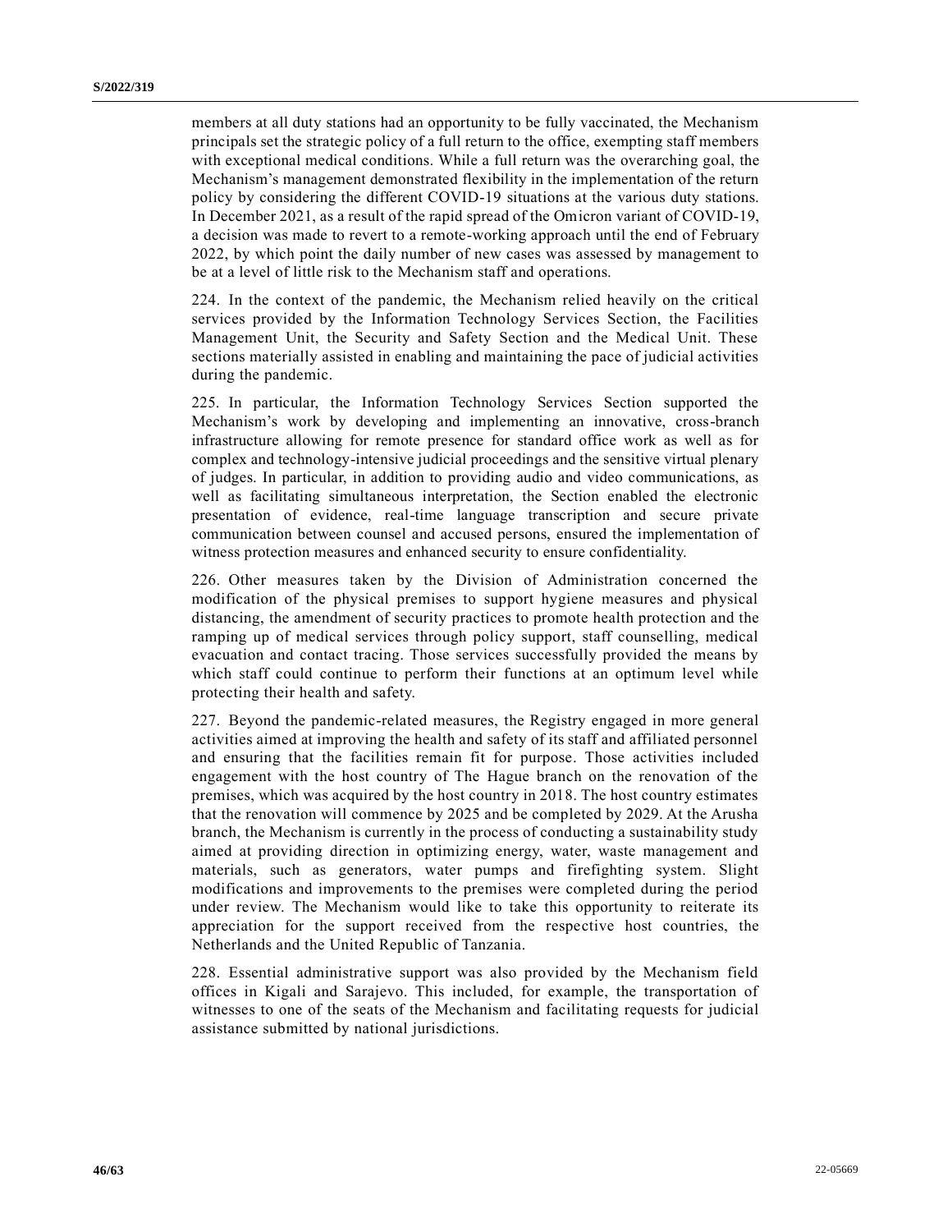members at all duty stations had an opportunity to be fully vaccinated, the Mechanism principals set the strategic policy of a full return to the office, exempting staff members with exceptional medical conditions. While a full return was the overarching goal, the Mechanism's management demonstrated flexibility in the implementation of the return policy by considering the different COVID-19 situations at the various duty stations. In December 2021, as a result of the rapid spread of the Omicron variant of COVID-19, a decision was made to revert to a remote-working approach until the end of February 2022, by which point the daily number of new cases was assessed by management to be at a level of little risk to the Mechanism staff and operations.

224. In the context of the pandemic, the Mechanism relied heavily on the critical services provided by the Information Technology Services Section, the Facilities Management Unit, the Security and Safety Section and the Medical Unit. These sections materially assisted in enabling and maintaining the pace of judicial activities during the pandemic.

225. In particular, the Information Technology Services Section supported the Mechanism's work by developing and implementing an innovative, cross-branch infrastructure allowing for remote presence for standard office work as well as for complex and technology-intensive judicial proceedings and the sensitive virtual plenary of judges. In particular, in addition to providing audio and video communications, as well as facilitating simultaneous interpretation, the Section enabled the electronic presentation of evidence, real-time language transcription and secure private communication between counsel and accused persons, ensured the implementation of witness protection measures and enhanced security to ensure confidentiality.

226. Other measures taken by the Division of Administration concerned the modification of the physical premises to support hygiene measures and physical distancing, the amendment of security practices to promote health protection and the ramping up of medical services through policy support, staff counselling, medical evacuation and contact tracing. Those services successfully provided the means by which staff could continue to perform their functions at an optimum level while protecting their health and safety.

227. Beyond the pandemic-related measures, the Registry engaged in more general activities aimed at improving the health and safety of its staff and affiliated personnel and ensuring that the facilities remain fit for purpose. Those activities included engagement with the host country of The Hague branch on the renovation of the premises, which was acquired by the host country in 2018. The host country estimates that the renovation will commence by 2025 and be completed by 2029. At the Arusha branch, the Mechanism is currently in the process of conducting a sustainability study aimed at providing direction in optimizing energy, water, waste management and materials, such as generators, water pumps and firefighting system. Slight modifications and improvements to the premises were completed during the period under review. The Mechanism would like to take this opportunity to reiterate its appreciation for the support received from the respective host countries, the Netherlands and the United Republic of Tanzania.

228. Essential administrative support was also provided by the Mechanism field offices in Kigali and Sarajevo. This included, for example, the transportation of witnesses to one of the seats of the Mechanism and facilitating requests for judicial assistance submitted by national jurisdictions.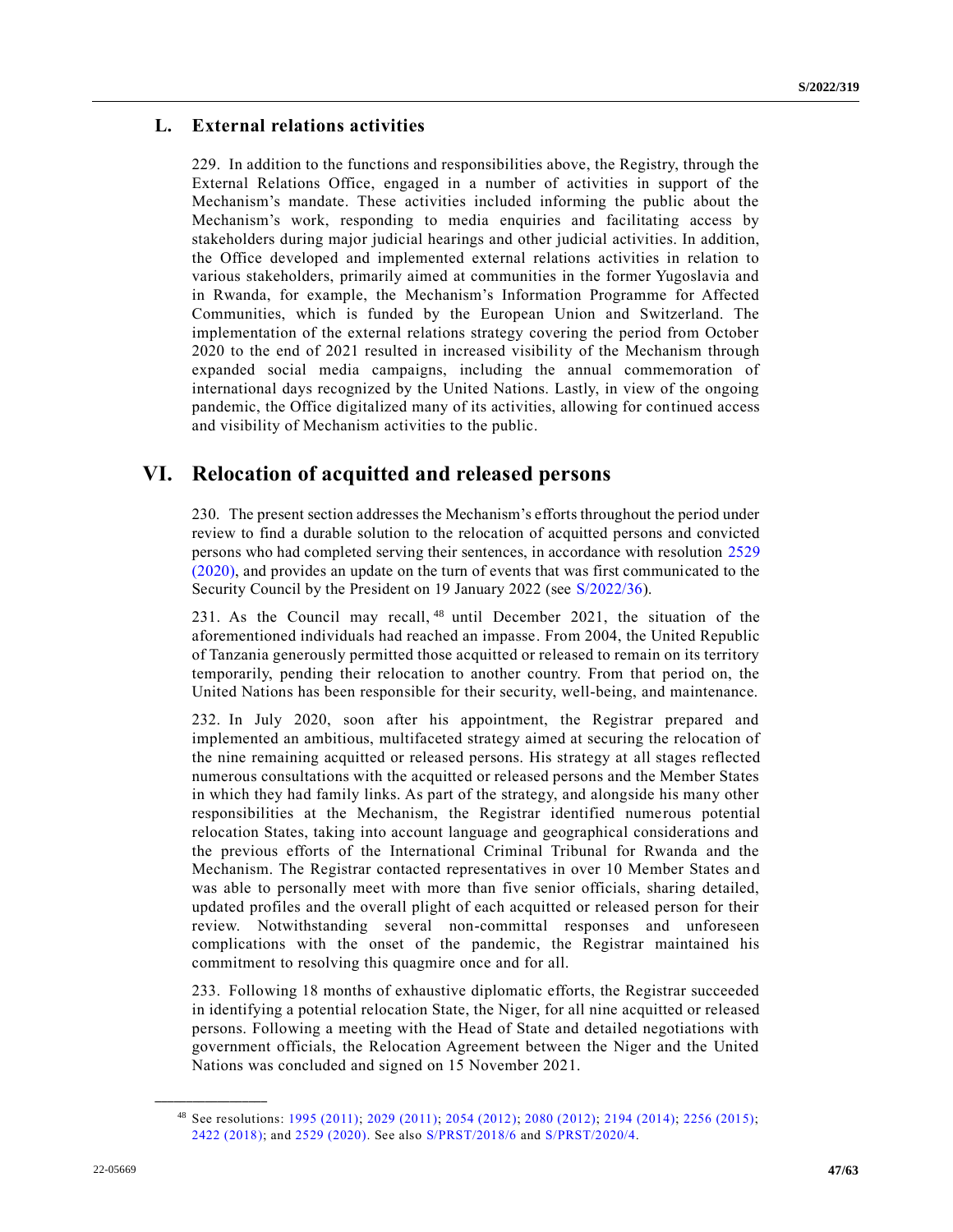## L. External relations activities

229. In addition to the functions and responsibilities above, the Registry, through the External Relations Office, engaged in a number of activities in support of the Mechanism's mandate. These activities included informing the public about the Mechanism's work, responding to media enquiries and facilitating access by stakeholders during major judicial hearings and other judicial activities. In addition, the Office developed and implemented external relations activities in relation to various stakeholders, primarily aimed at communities in the former Yugoslavia and in Rwanda, for example, the Mechanism's Information Programme for Affected Communities, which is funded by the European Union and Switzerland. The implementation of the external relations strategy covering the period from October 2020 to the end of 2021 resulted in increased visibility of the Mechanism through expanded social media campaigns, including the annual commemoration of international days recognized by the United Nations. Lastly, in view of the ongoing pandemic, the Office digitalized many of its activities, allowing for continued access and visibility of Mechanism activities to the public.

# VI. Relocation of acquitted and released persons

230. The present section addresses the Mechanism's efforts throughout the period under review to find a durable solution to the relocation of acquitted persons and convicted persons who had completed serving their sentences, in accordance with resolution 2529 (2020), and provides an update on the turn of events that was first communicated to the Security Council by the President on 19 January 2022 (see S/2022/36).

231. As the Council may recall,[48] until December 2021, the situation of the aforementioned individuals had reached an impasse. From 2004, the United Republic of Tanzania generously permitted those acquitted or released to remain on its territory temporarily, pending their relocation to another country. From that period on, the United Nations has been responsible for their security, well-being, and maintenance.

232. In July 2020, soon after his appointment, the Registrar prepared and implemented an ambitious, multifaceted strategy aimed at securing the relocation of the nine remaining acquitted or released persons. His strategy at all stages reflected numerous consultations with the acquitted or released persons and the Member States in which they had family links. As part of the strategy, and alongside his many other responsibilities at the Mechanism, the Registrar identified numerous potential relocation States, taking into account language and geographical considerations and the previous efforts of the International Criminal Tribunal for Rwanda and the Mechanism. The Registrar contacted representatives in over 10 Member States and was able to personally meet with more than five senior officials, sharing detailed, updated profiles and the overall plight of each acquitted or released person for their review. Notwithstanding several non-committal responses and unforeseen complications with the onset of the pandemic, the Registrar maintained his commitment to resolving this quagmire once and for all.

233. Following 18 months of exhaustive diplomatic efforts, the Registrar succeeded in identifying a potential relocation State, the Niger, for all nine acquitted or released persons. Following a meeting with the Head of State and detailed negotiations with government officials, the Relocation Agreement between the Niger and the United Nations was concluded and signed on 15 November 2021.

---

[48] See resolutions: 1995 (2011); 2029 (2011); 2054 (2012); 2080 (2012); 2194 (2014); 2256 (2015); 2422 (2018); and 2529 (2020). See also S/PRST/2018/6 and S/PRST/2020/4.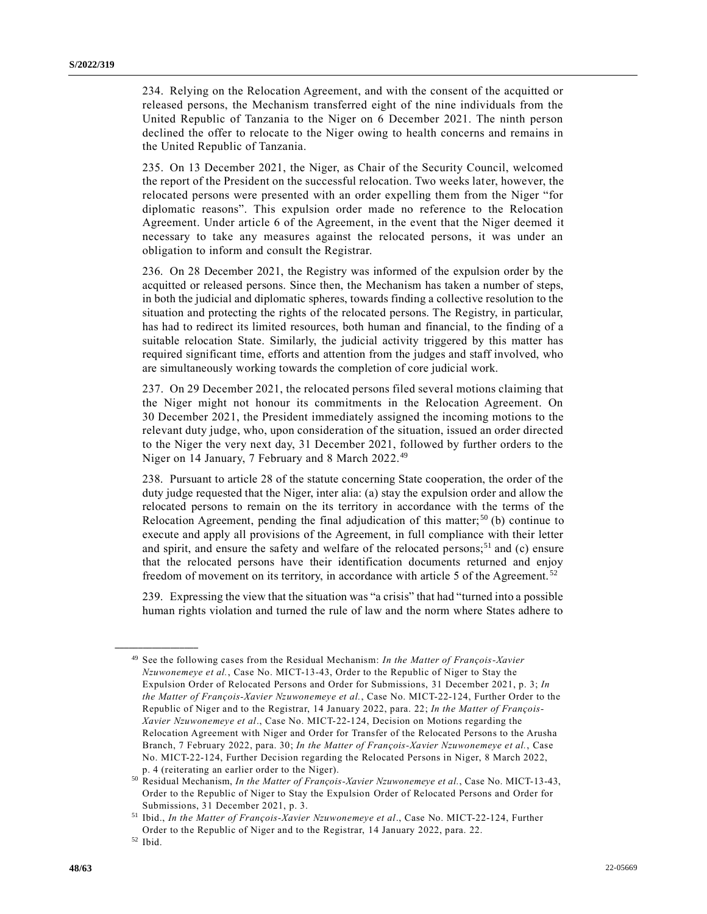234. Relying on the Relocation Agreement, and with the consent of the acquitted or released persons, the Mechanism transferred eight of the nine individuals from the United Republic of Tanzania to the Niger on 6 December 2021. The ninth person declined the offer to relocate to the Niger owing to health concerns and remains in the United Republic of Tanzania.

235. On 13 December 2021, the Niger, as Chair of the Security Council, welcomed the report of the President on the successful relocation. Two weeks later, however, the relocated persons were presented with an order expelling them from the Niger "for diplomatic reasons". This expulsion order made no reference to the Relocation Agreement. Under article 6 of the Agreement, in the event that the Niger deemed it necessary to take any measures against the relocated persons, it was under an obligation to inform and consult the Registrar.

236. On 28 December 2021, the Registry was informed of the expulsion order by the acquitted or released persons. Since then, the Mechanism has taken a number of steps, in both the judicial and diplomatic spheres, towards finding a collective resolution to the situation and protecting the rights of the relocated persons. The Registry, in particular, has had to redirect its limited resources, both human and financial, to the finding of a suitable relocation State. Similarly, the judicial activity triggered by this matter has required significant time, efforts and attention from the judges and staff involved, who are simultaneously working towards the completion of core judicial work.

237. On 29 December 2021, the relocated persons filed several motions claiming that the Niger might not honour its commitments in the Relocation Agreement. On 30 December 2021, the President immediately assigned the incoming motions to the relevant duty judge, who, upon consideration of the situation, issued an order directed to the Niger the very next day, 31 December 2021, followed by further orders to the Niger on 14 January, 7 February and 8 March 2022.[49]

238. Pursuant to article 28 of the statute concerning State cooperation, the order of the duty judge requested that the Niger, inter alia: (a) stay the expulsion order and allow the relocated persons to remain on the its territory in accordance with the terms of the Relocation Agreement, pending the final adjudication of this matter;[50] (b) continue to execute and apply all provisions of the Agreement, in full compliance with their letter and spirit, and ensure the safety and welfare of the relocated persons;[51] and (c) ensure that the relocated persons have their identification documents returned and enjoy freedom of movement on its territory, in accordance with article 5 of the Agreement.[52]

239. Expressing the view that the situation was "a crisis" that had "turned into a possible human rights violation and turned the rule of law and the norm where States adhere to

---

[49] See the following cases from the Residual Mechanism: *In the Matter of François-Xavier Nzuwonemeye et al.*, Case No. MICT-13-43, Order to the Republic of Niger to Stay the Expulsion Order of Relocated Persons and Order for Submissions, 31 December 2021, p. 3; *In the Matter of François-Xavier Nzuwonemeye et al.*, Case No. MICT-22-124, Further Order to the Republic of Niger and to the Registrar, 14 January 2022, para. 22; *In the Matter of François-Xavier Nzuwonemeye et al*., Case No. MICT-22-124, Decision on Motions regarding the Relocation Agreement with Niger and Order for Transfer of the Relocated Persons to the Arusha Branch, 7 February 2022, para. 30; *In the Matter of François-Xavier Nzuwonemeye et al.*, Case No. MICT-22-124, Further Decision regarding the Relocated Persons in Niger, 8 March 2022, p. 4 (reiterating an earlier order to the Niger).

[50] Residual Mechanism, *In the Matter of François-Xavier Nzuwonemeye et al.*, Case No. MICT-13-43, Order to the Republic of Niger to Stay the Expulsion Order of Relocated Persons and Order for Submissions, 31 December 2021, p. 3.

[51] Ibid., *In the Matter of François-Xavier Nzuwonemeye et al*., Case No. MICT-22-124, Further Order to the Republic of Niger and to the Registrar, 14 January 2022, para. 22.

[52] Ibid.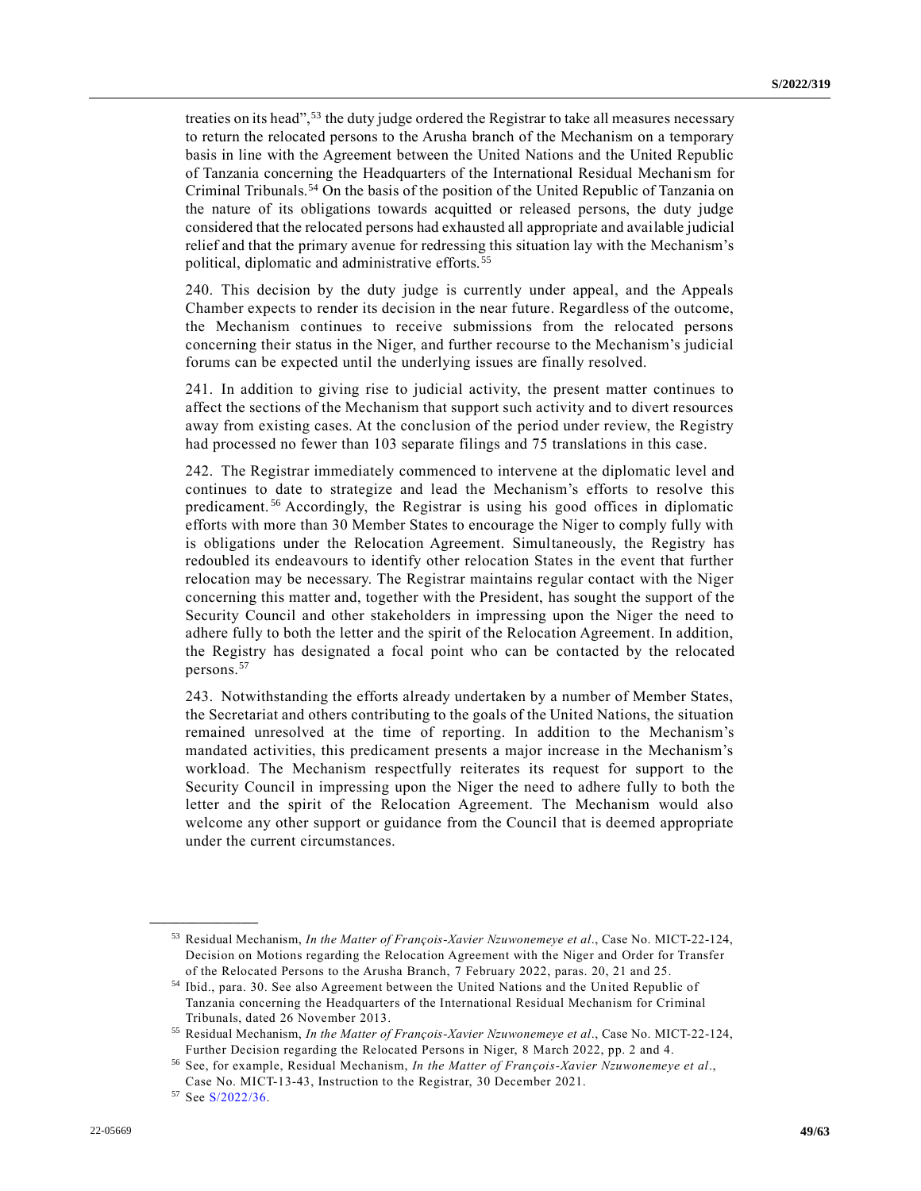treaties on its head",[53] the duty judge ordered the Registrar to take all measures necessary to return the relocated persons to the Arusha branch of the Mechanism on a temporary basis in line with the Agreement between the United Nations and the United Republic of Tanzania concerning the Headquarters of the International Residual Mechanism for Criminal Tribunals.[54] On the basis of the position of the United Republic of Tanzania on the nature of its obligations towards acquitted or released persons, the duty judge considered that the relocated persons had exhausted all appropriate and available judicial relief and that the primary avenue for redressing this situation lay with the Mechanism's political, diplomatic and administrative efforts.[55]

240. This decision by the duty judge is currently under appeal, and the Appeals Chamber expects to render its decision in the near future. Regardless of the outcome, the Mechanism continues to receive submissions from the relocated persons concerning their status in the Niger, and further recourse to the Mechanism's judicial forums can be expected until the underlying issues are finally resolved.

241. In addition to giving rise to judicial activity, the present matter continues to affect the sections of the Mechanism that support such activity and to divert resources away from existing cases. At the conclusion of the period under review, the Registry had processed no fewer than 103 separate filings and 75 translations in this case.

242. The Registrar immediately commenced to intervene at the diplomatic level and continues to date to strategize and lead the Mechanism's efforts to resolve this predicament.[56] Accordingly, the Registrar is using his good offices in diplomatic efforts with more than 30 Member States to encourage the Niger to comply fully with is obligations under the Relocation Agreement. Simultaneously, the Registry has redoubled its endeavours to identify other relocation States in the event that further relocation may be necessary. The Registrar maintains regular contact with the Niger concerning this matter and, together with the President, has sought the support of the Security Council and other stakeholders in impressing upon the Niger the need to adhere fully to both the letter and the spirit of the Relocation Agreement. In addition, the Registry has designated a focal point who can be contacted by the relocated persons.[57]

243. Notwithstanding the efforts already undertaken by a number of Member States, the Secretariat and others contributing to the goals of the United Nations, the situation remained unresolved at the time of reporting. In addition to the Mechanism's mandated activities, this predicament presents a major increase in the Mechanism's workload. The Mechanism respectfully reiterates its request for support to the Security Council in impressing upon the Niger the need to adhere fully to both the letter and the spirit of the Relocation Agreement. The Mechanism would also welcome any other support or guidance from the Council that is deemed appropriate under the current circumstances.

---

[53] Residual Mechanism, *In the Matter of François-Xavier Nzuwonemeye et al.*, Case No. MICT-22-124, Decision on Motions regarding the Relocation Agreement with the Niger and Order for Transfer of the Relocated Persons to the Arusha Branch, 7 February 2022, paras. 20, 21 and 25.

[54] Ibid., para. 30. See also Agreement between the United Nations and the United Republic of Tanzania concerning the Headquarters of the International Residual Mechanism for Criminal Tribunals, dated 26 November 2013.

[55] Residual Mechanism, *In the Matter of François-Xavier Nzuwonemeye et al.*, Case No. MICT-22-124, Further Decision regarding the Relocated Persons in Niger, 8 March 2022, pp. 2 and 4.

[56] See, for example, Residual Mechanism, *In the Matter of François-Xavier Nzuwonemeye et al.*, Case No. MICT-13-43, Instruction to the Registrar, 30 December 2021.

[57] See S/2022/36.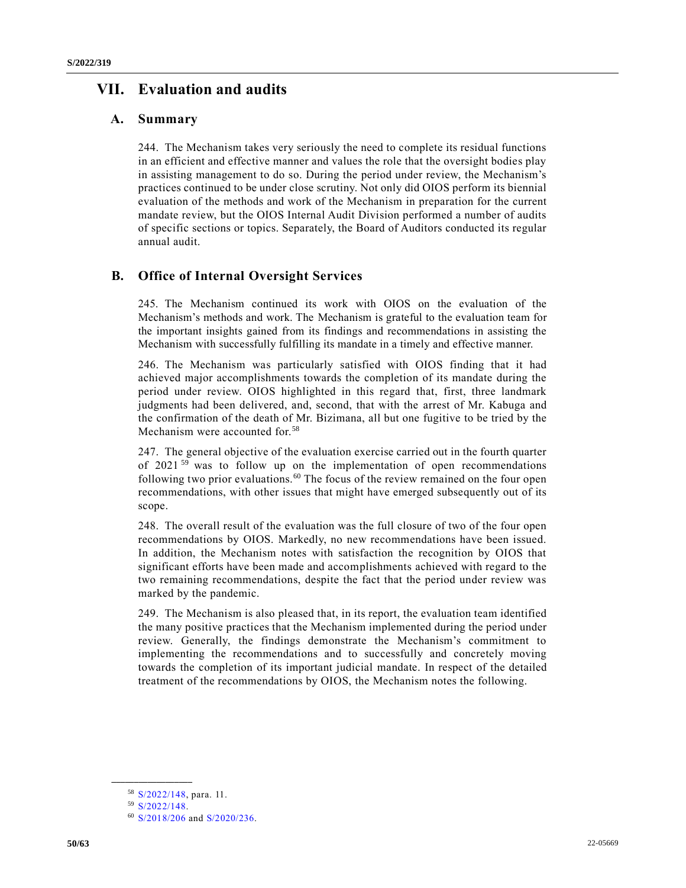# VII. Evaluation and audits

## A. Summary

244. The Mechanism takes very seriously the need to complete its residual functions in an efficient and effective manner and values the role that the oversight bodies play in assisting management to do so. During the period under review, the Mechanism's practices continued to be under close scrutiny. Not only did OIOS perform its biennial evaluation of the methods and work of the Mechanism in preparation for the current mandate review, but the OIOS Internal Audit Division performed a number of audits of specific sections or topics. Separately, the Board of Auditors conducted its regular annual audit.

## B. Office of Internal Oversight Services

245. The Mechanism continued its work with OIOS on the evaluation of the Mechanism's methods and work. The Mechanism is grateful to the evaluation team for the important insights gained from its findings and recommendations in assisting the Mechanism with successfully fulfilling its mandate in a timely and effective manner.

246. The Mechanism was particularly satisfied with OIOS finding that it had achieved major accomplishments towards the completion of its mandate during the period under review. OIOS highlighted in this regard that, first, three landmark judgments had been delivered, and, second, that with the arrest of Mr. Kabuga and the confirmation of the death of Mr. Bizimana, all but one fugitive to be tried by the Mechanism were accounted for.[58]

247. The general objective of the evaluation exercise carried out in the fourth quarter of 2021[59] was to follow up on the implementation of open recommendations following two prior evaluations.[60] The focus of the review remained on the four open recommendations, with other issues that might have emerged subsequently out of its scope.

248. The overall result of the evaluation was the full closure of two of the four open recommendations by OIOS. Markedly, no new recommendations have been issued. In addition, the Mechanism notes with satisfaction the recognition by OIOS that significant efforts have been made and accomplishments achieved with regard to the two remaining recommendations, despite the fact that the period under review was marked by the pandemic.

249. The Mechanism is also pleased that, in its report, the evaluation team identified the many positive practices that the Mechanism implemented during the period under review. Generally, the findings demonstrate the Mechanism's commitment to implementing the recommendations and to successfully and concretely moving towards the completion of its important judicial mandate. In respect of the detailed treatment of the recommendations by OIOS, the Mechanism notes the following.

---

[58] S/2022/148, para. 11.

[59] S/2022/148.

[60] S/2018/206 and S/2020/236.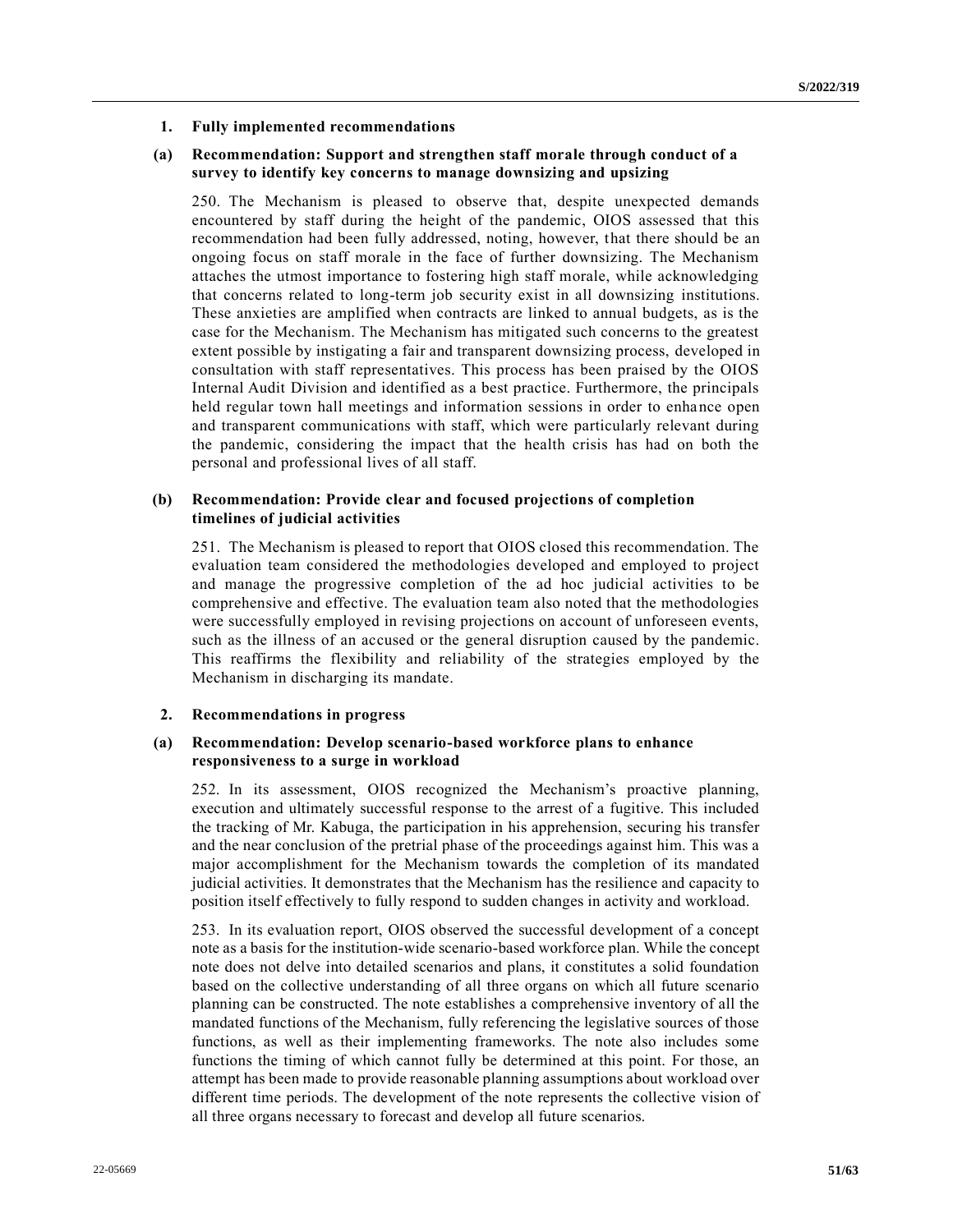### 1. Fully implemented recommendations

#### (a) Recommendation: Support and strengthen staff morale through conduct of a survey to identify key concerns to manage downsizing and upsizing

250. The Mechanism is pleased to observe that, despite unexpected demands encountered by staff during the height of the pandemic, OIOS assessed that this recommendation had been fully addressed, noting, however, that there should be an ongoing focus on staff morale in the face of further downsizing. The Mechanism attaches the utmost importance to fostering high staff morale, while acknowledging that concerns related to long-term job security exist in all downsizing institutions. These anxieties are amplified when contracts are linked to annual budgets, as is the case for the Mechanism. The Mechanism has mitigated such concerns to the greatest extent possible by instigating a fair and transparent downsizing process, developed in consultation with staff representatives. This process has been praised by the OIOS Internal Audit Division and identified as a best practice. Furthermore, the principals held regular town hall meetings and information sessions in order to enhance open and transparent communications with staff, which were particularly relevant during the pandemic, considering the impact that the health crisis has had on both the personal and professional lives of all staff.

#### (b) Recommendation: Provide clear and focused projections of completion timelines of judicial activities

251. The Mechanism is pleased to report that OIOS closed this recommendation. The evaluation team considered the methodologies developed and employed to project and manage the progressive completion of the ad hoc judicial activities to be comprehensive and effective. The evaluation team also noted that the methodologies were successfully employed in revising projections on account of unforeseen events, such as the illness of an accused or the general disruption caused by the pandemic. This reaffirms the flexibility and reliability of the strategies employed by the Mechanism in discharging its mandate.

### 2. Recommendations in progress

#### (a) Recommendation: Develop scenario-based workforce plans to enhance responsiveness to a surge in workload

252. In its assessment, OIOS recognized the Mechanism's proactive planning, execution and ultimately successful response to the arrest of a fugitive. This included the tracking of Mr. Kabuga, the participation in his apprehension, securing his transfer and the near conclusion of the pretrial phase of the proceedings against him. This was a major accomplishment for the Mechanism towards the completion of its mandated judicial activities. It demonstrates that the Mechanism has the resilience and capacity to position itself effectively to fully respond to sudden changes in activity and workload.

253. In its evaluation report, OIOS observed the successful development of a concept note as a basis for the institution-wide scenario-based workforce plan. While the concept note does not delve into detailed scenarios and plans, it constitutes a solid foundation based on the collective understanding of all three organs on which all future scenario planning can be constructed. The note establishes a comprehensive inventory of all the mandated functions of the Mechanism, fully referencing the legislative sources of those functions, as well as their implementing frameworks. The note also includes some functions the timing of which cannot fully be determined at this point. For those, an attempt has been made to provide reasonable planning assumptions about workload over different time periods. The development of the note represents the collective vision of all three organs necessary to forecast and develop all future scenarios.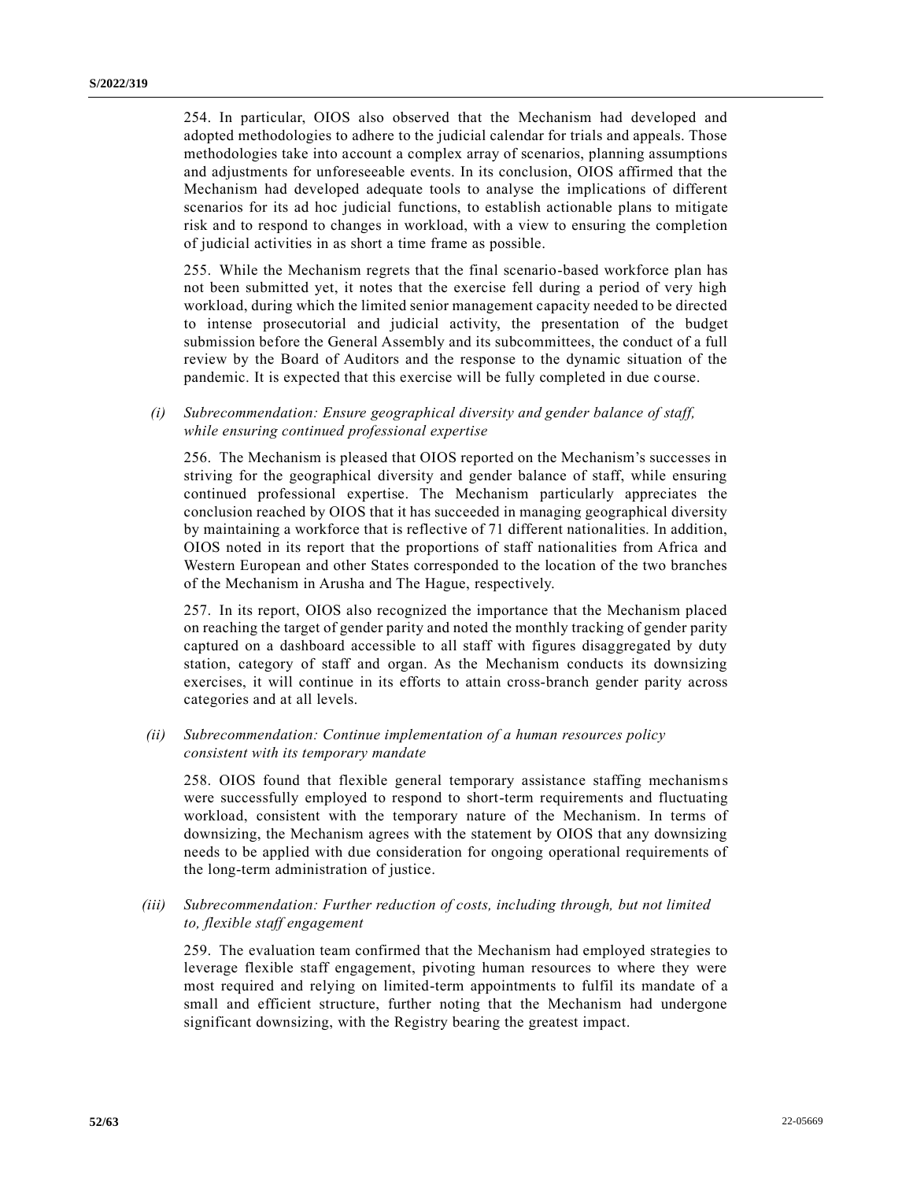254. In particular, OIOS also observed that the Mechanism had developed and adopted methodologies to adhere to the judicial calendar for trials and appeals. Those methodologies take into account a complex array of scenarios, planning assumptions and adjustments for unforeseeable events. In its conclusion, OIOS affirmed that the Mechanism had developed adequate tools to analyse the implications of different scenarios for its ad hoc judicial functions, to establish actionable plans to mitigate risk and to respond to changes in workload, with a view to ensuring the completion of judicial activities in as short a time frame as possible.

255. While the Mechanism regrets that the final scenario-based workforce plan has not been submitted yet, it notes that the exercise fell during a period of very high workload, during which the limited senior management capacity needed to be directed to intense prosecutorial and judicial activity, the presentation of the budget submission before the General Assembly and its subcommittees, the conduct of a full review by the Board of Auditors and the response to the dynamic situation of the pandemic. It is expected that this exercise will be fully completed in due course.

*(i) Subrecommendation: Ensure geographical diversity and gender balance of staff, while ensuring continued professional expertise*

256. The Mechanism is pleased that OIOS reported on the Mechanism's successes in striving for the geographical diversity and gender balance of staff, while ensuring continued professional expertise. The Mechanism particularly appreciates the conclusion reached by OIOS that it has succeeded in managing geographical diversity by maintaining a workforce that is reflective of 71 different nationalities. In addition, OIOS noted in its report that the proportions of staff nationalities from Africa and Western European and other States corresponded to the location of the two branches of the Mechanism in Arusha and The Hague, respectively.

257. In its report, OIOS also recognized the importance that the Mechanism placed on reaching the target of gender parity and noted the monthly tracking of gender parity captured on a dashboard accessible to all staff with figures disaggregated by duty station, category of staff and organ. As the Mechanism conducts its downsizing exercises, it will continue in its efforts to attain cross-branch gender parity across categories and at all levels.

*(ii) Subrecommendation: Continue implementation of a human resources policy consistent with its temporary mandate*

258. OIOS found that flexible general temporary assistance staffing mechanisms were successfully employed to respond to short-term requirements and fluctuating workload, consistent with the temporary nature of the Mechanism. In terms of downsizing, the Mechanism agrees with the statement by OIOS that any downsizing needs to be applied with due consideration for ongoing operational requirements of the long-term administration of justice.

*(iii) Subrecommendation: Further reduction of costs, including through, but not limited to, flexible staff engagement*

259. The evaluation team confirmed that the Mechanism had employed strategies to leverage flexible staff engagement, pivoting human resources to where they were most required and relying on limited-term appointments to fulfil its mandate of a small and efficient structure, further noting that the Mechanism had undergone significant downsizing, with the Registry bearing the greatest impact.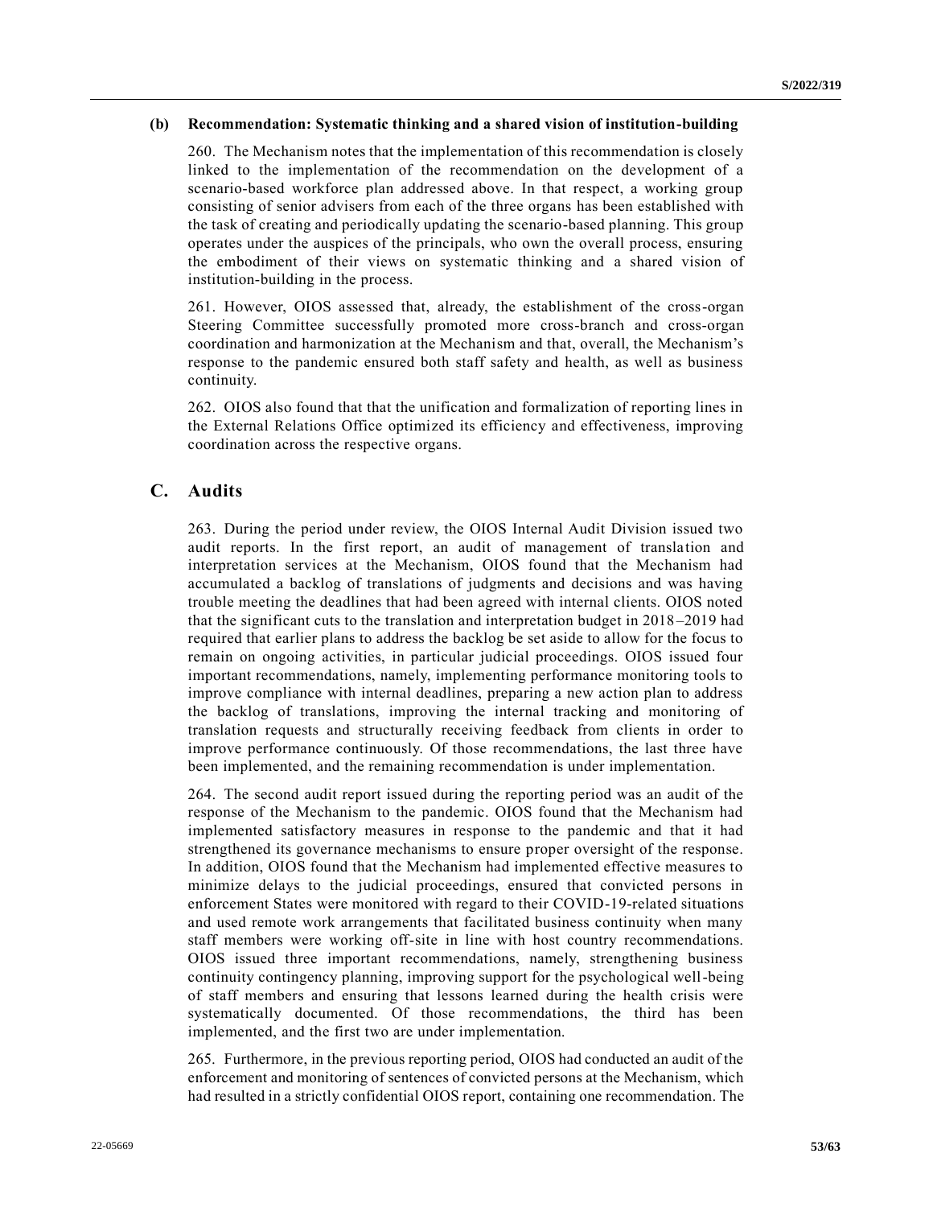#### (b) Recommendation: Systematic thinking and a shared vision of institution-building

260. The Mechanism notes that the implementation of this recommendation is closely linked to the implementation of the recommendation on the development of a scenario-based workforce plan addressed above. In that respect, a working group consisting of senior advisers from each of the three organs has been established with the task of creating and periodically updating the scenario-based planning. This group operates under the auspices of the principals, who own the overall process, ensuring the embodiment of their views on systematic thinking and a shared vision of institution-building in the process.

261. However, OIOS assessed that, already, the establishment of the cross-organ Steering Committee successfully promoted more cross-branch and cross-organ coordination and harmonization at the Mechanism and that, overall, the Mechanism's response to the pandemic ensured both staff safety and health, as well as business continuity.

262. OIOS also found that that the unification and formalization of reporting lines in the External Relations Office optimized its efficiency and effectiveness, improving coordination across the respective organs.

## C. Audits

263. During the period under review, the OIOS Internal Audit Division issued two audit reports. In the first report, an audit of management of translation and interpretation services at the Mechanism, OIOS found that the Mechanism had accumulated a backlog of translations of judgments and decisions and was having trouble meeting the deadlines that had been agreed with internal clients. OIOS noted that the significant cuts to the translation and interpretation budget in 2018–2019 had required that earlier plans to address the backlog be set aside to allow for the focus to remain on ongoing activities, in particular judicial proceedings. OIOS issued four important recommendations, namely, implementing performance monitoring tools to improve compliance with internal deadlines, preparing a new action plan to address the backlog of translations, improving the internal tracking and monitoring of translation requests and structurally receiving feedback from clients in order to improve performance continuously. Of those recommendations, the last three have been implemented, and the remaining recommendation is under implementation.

264. The second audit report issued during the reporting period was an audit of the response of the Mechanism to the pandemic. OIOS found that the Mechanism had implemented satisfactory measures in response to the pandemic and that it had strengthened its governance mechanisms to ensure proper oversight of the response. In addition, OIOS found that the Mechanism had implemented effective measures to minimize delays to the judicial proceedings, ensured that convicted persons in enforcement States were monitored with regard to their COVID-19-related situations and used remote work arrangements that facilitated business continuity when many staff members were working off-site in line with host country recommendations. OIOS issued three important recommendations, namely, strengthening business continuity contingency planning, improving support for the psychological well-being of staff members and ensuring that lessons learned during the health crisis were systematically documented. Of those recommendations, the third has been implemented, and the first two are under implementation.

265. Furthermore, in the previous reporting period, OIOS had conducted an audit of the enforcement and monitoring of sentences of convicted persons at the Mechanism, which had resulted in a strictly confidential OIOS report, containing one recommendation. The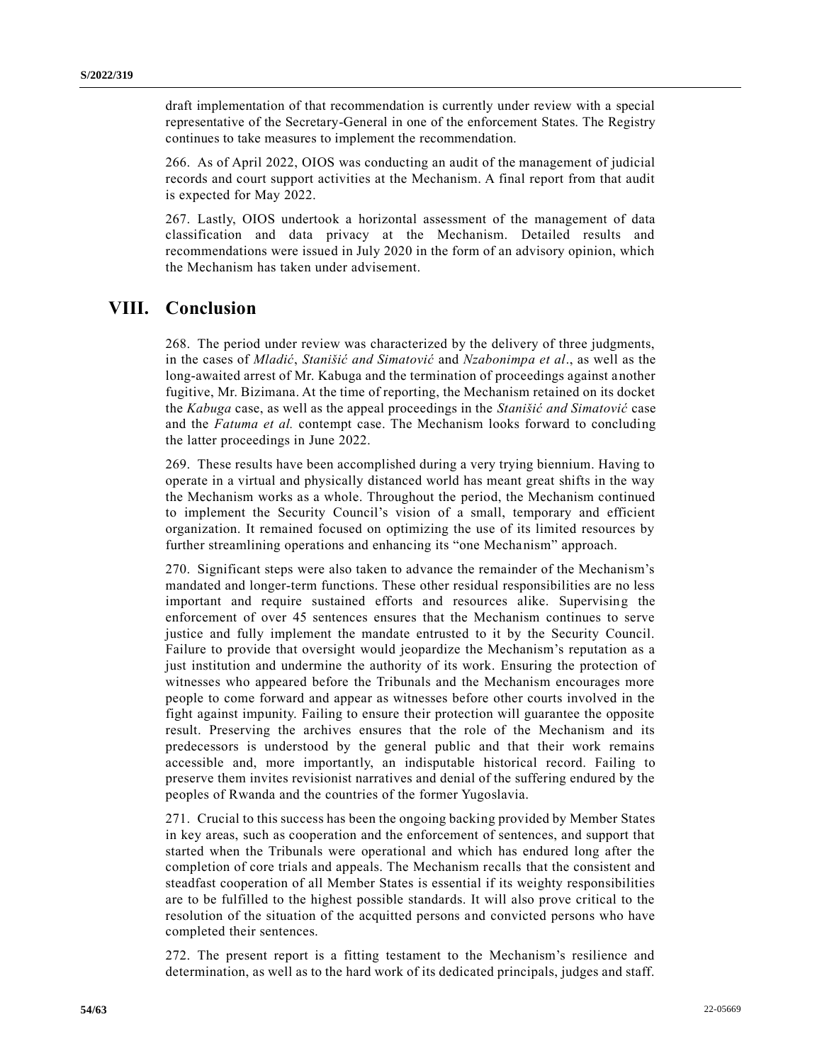draft implementation of that recommendation is currently under review with a special representative of the Secretary-General in one of the enforcement States. The Registry continues to take measures to implement the recommendation.

266. As of April 2022, OIOS was conducting an audit of the management of judicial records and court support activities at the Mechanism. A final report from that audit is expected for May 2022.

267. Lastly, OIOS undertook a horizontal assessment of the management of data classification and data privacy at the Mechanism. Detailed results and recommendations were issued in July 2020 in the form of an advisory opinion, which the Mechanism has taken under advisement.

# VIII. Conclusion

268. The period under review was characterized by the delivery of three judgments, in the cases of *Mladić*, *Stanišić and Simatović* and *Nzabonimpa et al*., as well as the long-awaited arrest of Mr. Kabuga and the termination of proceedings against another fugitive, Mr. Bizimana. At the time of reporting, the Mechanism retained on its docket the *Kabuga* case, as well as the appeal proceedings in the *Stanišić and Simatović* case and the *Fatuma et al.* contempt case. The Mechanism looks forward to concluding the latter proceedings in June 2022.

269. These results have been accomplished during a very trying biennium. Having to operate in a virtual and physically distanced world has meant great shifts in the way the Mechanism works as a whole. Throughout the period, the Mechanism continued to implement the Security Council's vision of a small, temporary and efficient organization. It remained focused on optimizing the use of its limited resources by further streamlining operations and enhancing its "one Mechanism" approach.

270. Significant steps were also taken to advance the remainder of the Mechanism's mandated and longer-term functions. These other residual responsibilities are no less important and require sustained efforts and resources alike. Supervising the enforcement of over 45 sentences ensures that the Mechanism continues to serve justice and fully implement the mandate entrusted to it by the Security Council. Failure to provide that oversight would jeopardize the Mechanism's reputation as a just institution and undermine the authority of its work. Ensuring the protection of witnesses who appeared before the Tribunals and the Mechanism encourages more people to come forward and appear as witnesses before other courts involved in the fight against impunity. Failing to ensure their protection will guarantee the opposite result. Preserving the archives ensures that the role of the Mechanism and its predecessors is understood by the general public and that their work remains accessible and, more importantly, an indisputable historical record. Failing to preserve them invites revisionist narratives and denial of the suffering endured by the peoples of Rwanda and the countries of the former Yugoslavia.

271. Crucial to this success has been the ongoing backing provided by Member States in key areas, such as cooperation and the enforcement of sentences, and support that started when the Tribunals were operational and which has endured long after the completion of core trials and appeals. The Mechanism recalls that the consistent and steadfast cooperation of all Member States is essential if its weighty responsibilities are to be fulfilled to the highest possible standards. It will also prove critical to the resolution of the situation of the acquitted persons and convicted persons who have completed their sentences.

272. The present report is a fitting testament to the Mechanism's resilience and determination, as well as to the hard work of its dedicated principals, judges and staff.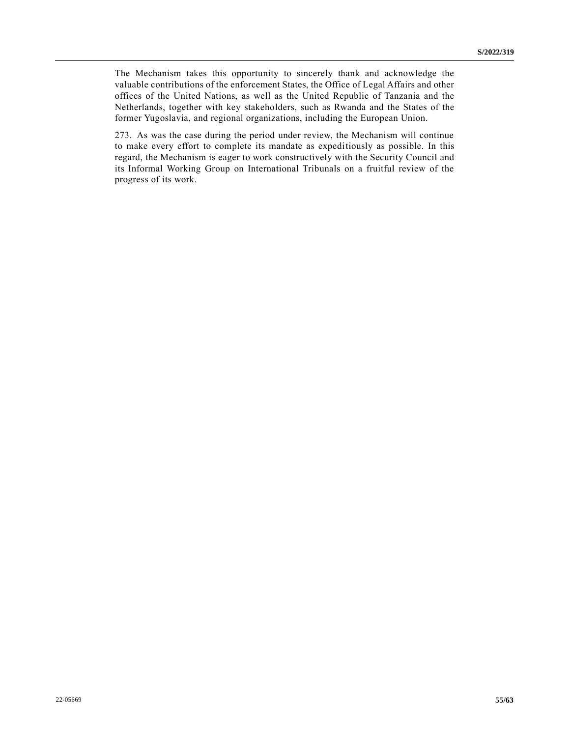The Mechanism takes this opportunity to sincerely thank and acknowledge the valuable contributions of the enforcement States, the Office of Legal Affairs and other offices of the United Nations, as well as the United Republic of Tanzania and the Netherlands, together with key stakeholders, such as Rwanda and the States of the former Yugoslavia, and regional organizations, including the European Union.

273. As was the case during the period under review, the Mechanism will continue to make every effort to complete its mandate as expeditiously as possible. In this regard, the Mechanism is eager to work constructively with the Security Council and its Informal Working Group on International Tribunals on a fruitful review of the progress of its work.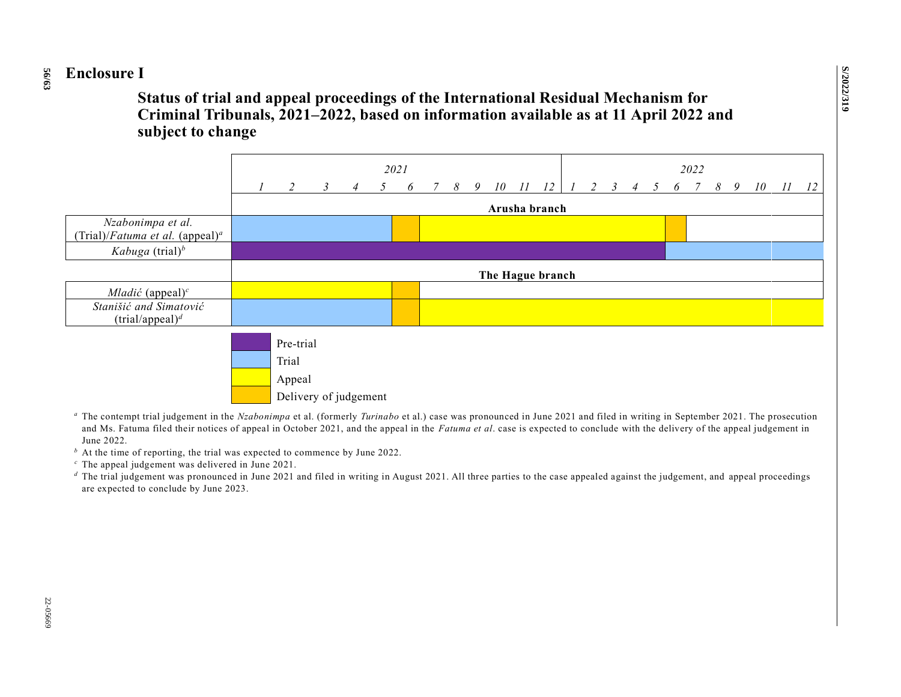# Enclosure I

## Status of trial and appeal proceedings of the International Residual Mechanism for Criminal Tribunals, 2021–2022, based on information available as at 11 April 2022 and subject to change

| | 2021 | | | | | | | | | | | | 2022 | | | | | | | | | | | |
|---|---|---|---|---|---|---|---|---|---|---|---|---|---|---|---|---|---|---|---|---|---|---|---|---|
| | 1 | 2 | 3 | 4 | 5 | 6 | 7 | 8 | 9 | 10 | 11 | 12 | 1 | 2 | 3 | 4 | 5 | 6 | 7 | 8 | 9 | 10 | 11 | 12 |
| **Arusha branch** | | | | | | | | | | | | | | | | | | | | | | | | |
| *Nzabonimpa et al.* (Trial)/*Fatuma et al.* (appeal)[a] | Trial | Trial | Trial | Trial | Trial | Delivery of judgement | Appeal | Appeal | Appeal | Appeal | Appeal | Appeal | Appeal | Appeal | Appeal | Appeal | Appeal | Delivery of judgement | | | | | | |
| *Kabuga* (trial)[b] | Pre-trial | Pre-trial | Pre-trial | Pre-trial | Pre-trial | Pre-trial | Pre-trial | Pre-trial | Pre-trial | Pre-trial | Pre-trial | Pre-trial | Pre-trial | Pre-trial | Pre-trial | Pre-trial | Pre-trial | Trial | Trial | Trial | Trial | Trial | Trial | Trial |
| **The Hague branch** | | | | | | | | | | | | | | | | | | | | | | | | |
| *Mladić* (appeal)[c] | Appeal | Appeal | Appeal | Appeal | Appeal | Delivery of judgement | | | | | | | | | | | | | | | | | | |
| *Stanišić and Simatović* (trial/appeal)[d] | Trial | Trial | Trial | Trial | Trial | Delivery of judgement | Appeal | Appeal | Appeal | Appeal | Appeal | Appeal | Appeal | Appeal | Appeal | Appeal | Appeal | Appeal | Appeal | Appeal | Appeal | Appeal | Appeal | Appeal |

Legend: Pre-trial; Trial; Appeal; Delivery of judgement

[a] The contempt trial judgement in the *Nzabonimpa* et al. (formerly *Turinabo* et al.) case was pronounced in June 2021 and filed in writing in September 2021. The prosecution and Ms. Fatuma filed their notices of appeal in October 2021, and the appeal in the *Fatuma et al*. case is expected to conclude with the delivery of the appeal judgement in June 2022.

[b] At the time of reporting, the trial was expected to commence by June 2022.

[c] The appeal judgement was delivered in June 2021.

[d] The trial judgement was pronounced in June 2021 and filed in writing in August 2021. All three parties to the case appealed against the judgement, and appeal proceedings are expected to conclude by June 2023.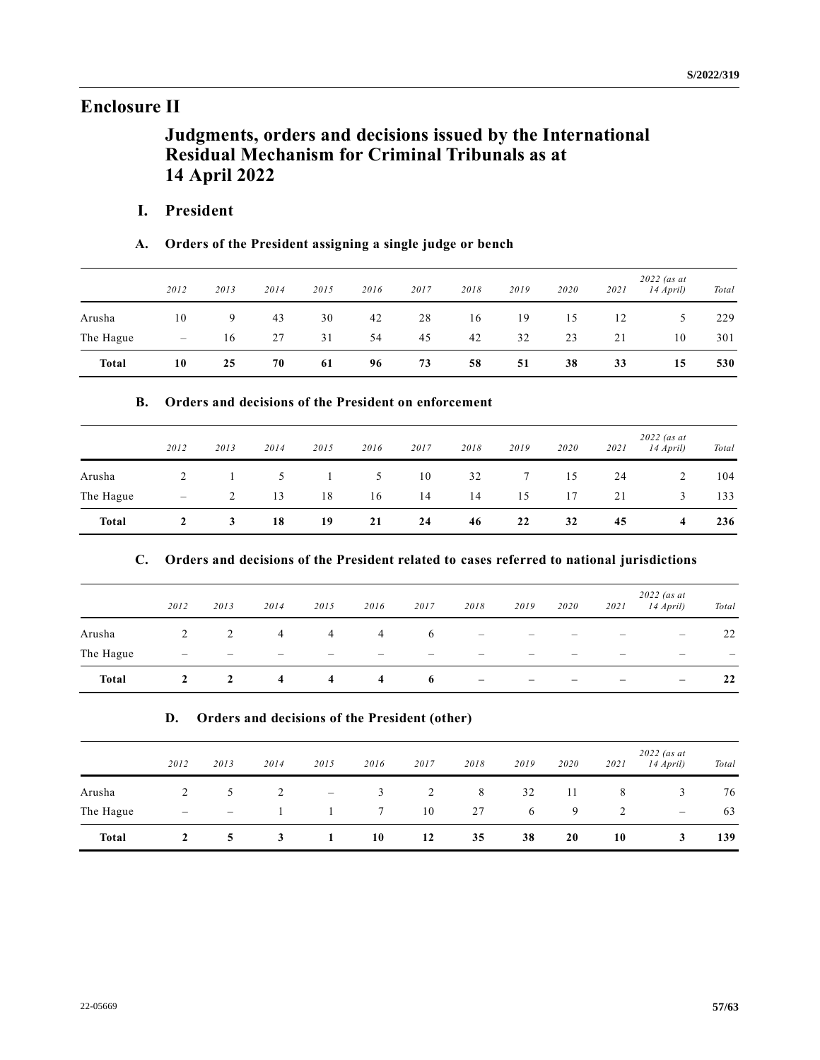# Enclosure II

## Judgments, orders and decisions issued by the International Residual Mechanism for Criminal Tribunals as at 14 April 2022

### I. President

#### A. Orders of the President assigning a single judge or bench

| | 2012 | 2013 | 2014 | 2015 | 2016 | 2017 | 2018 | 2019 | 2020 | 2021 | 2022 (as at 14 April) | Total |
|---|---|---|---|---|---|---|---|---|---|---|---|---|
| Arusha | 10 | 9 | 43 | 30 | 42 | 28 | 16 | 19 | 15 | 12 | 5 | 229 |
| The Hague | – | 16 | 27 | 31 | 54 | 45 | 42 | 32 | 23 | 21 | 10 | 301 |
| **Total** | **10** | **25** | **70** | **61** | **96** | **73** | **58** | **51** | **38** | **33** | **15** | **530** |

#### B. Orders and decisions of the President on enforcement

| | 2012 | 2013 | 2014 | 2015 | 2016 | 2017 | 2018 | 2019 | 2020 | 2021 | 2022 (as at 14 April) | Total |
|---|---|---|---|---|---|---|---|---|---|---|---|---|
| Arusha | 2 | 1 | 5 | 1 | 5 | 10 | 32 | 7 | 15 | 24 | 2 | 104 |
| The Hague | – | 2 | 13 | 18 | 16 | 14 | 14 | 15 | 17 | 21 | 3 | 133 |
| **Total** | **2** | **3** | **18** | **19** | **21** | **24** | **46** | **22** | **32** | **45** | **4** | **236** |

#### C. Orders and decisions of the President related to cases referred to national jurisdictions

| | 2012 | 2013 | 2014 | 2015 | 2016 | 2017 | 2018 | 2019 | 2020 | 2021 | 2022 (as at 14 April) | Total |
|---|---|---|---|---|---|---|---|---|---|---|---|---|
| Arusha | 2 | 2 | 4 | 4 | 4 | 6 | – | – | – | – | – | 22 |
| The Hague | – | – | – | – | – | – | – | – | – | – | – | – |
| **Total** | **2** | **2** | **4** | **4** | **4** | **6** | **–** | **–** | **–** | **–** | **–** | **22** |

#### D. Orders and decisions of the President (other)

| | 2012 | 2013 | 2014 | 2015 | 2016 | 2017 | 2018 | 2019 | 2020 | 2021 | 2022 (as at 14 April) | Total |
|---|---|---|---|---|---|---|---|---|---|---|---|---|
| Arusha | 2 | 5 | 2 | – | 3 | 2 | 8 | 32 | 11 | 8 | 3 | 76 |
| The Hague | – | – | 1 | 1 | 7 | 10 | 27 | 6 | 9 | 2 | – | 63 |
| **Total** | **2** | **5** | **3** | **1** | **10** | **12** | **35** | **38** | **20** | **10** | **3** | **139** |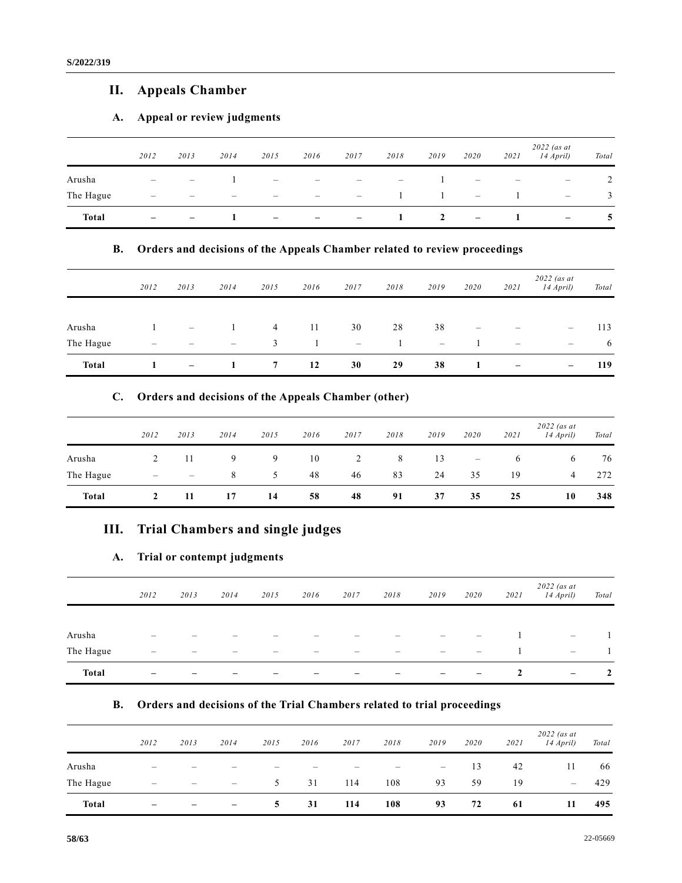## II. Appeals Chamber

### A. Appeal or review judgments

| | 2012 | 2013 | 2014 | 2015 | 2016 | 2017 | 2018 | 2019 | 2020 | 2021 | 2022 (as at 14 April) | Total |
|---|---|---|---|---|---|---|---|---|---|---|---|---|
| Arusha | – | – | 1 | – | – | – | – | 1 | – | – | – | 2 |
| The Hague | – | – | – | – | – | – | 1 | 1 | – | 1 | – | 3 |
| **Total** | **–** | **–** | **1** | **–** | **–** | **–** | **1** | **2** | **–** | **1** | **–** | **5** |

### B. Orders and decisions of the Appeals Chamber related to review proceedings

| | 2012 | 2013 | 2014 | 2015 | 2016 | 2017 | 2018 | 2019 | 2020 | 2021 | 2022 (as at 14 April) | Total |
|---|---|---|---|---|---|---|---|---|---|---|---|---|
| Arusha | 1 | – | 1 | 4 | 11 | 30 | 28 | 38 | – | – | – | 113 |
| The Hague | – | – | – | 3 | 1 | – | 1 | – | 1 | – | – | 6 |
| **Total** | **1** | **–** | **1** | **7** | **12** | **30** | **29** | **38** | **1** | **–** | **–** | **119** |

### C. Orders and decisions of the Appeals Chamber (other)

| | 2012 | 2013 | 2014 | 2015 | 2016 | 2017 | 2018 | 2019 | 2020 | 2021 | 2022 (as at 14 April) | Total |
|---|---|---|---|---|---|---|---|---|---|---|---|---|
| Arusha | 2 | 11 | 9 | 9 | 10 | 2 | 8 | 13 | – | 6 | 6 | 76 |
| The Hague | – | – | 8 | 5 | 48 | 46 | 83 | 24 | 35 | 19 | 4 | 272 |
| **Total** | **2** | **11** | **17** | **14** | **58** | **48** | **91** | **37** | **35** | **25** | **10** | **348** |

## III. Trial Chambers and single judges

### A. Trial or contempt judgments

| | 2012 | 2013 | 2014 | 2015 | 2016 | 2017 | 2018 | 2019 | 2020 | 2021 | 2022 (as at 14 April) | Total |
|---|---|---|---|---|---|---|---|---|---|---|---|---|
| Arusha | – | – | – | – | – | – | – | – | – | 1 | – | 1 |
| The Hague | – | – | – | – | – | – | – | – | – | 1 | – | 1 |
| **Total** | **–** | **–** | **–** | **–** | **–** | **–** | **–** | **–** | **–** | **2** | **–** | **2** |

### B. Orders and decisions of the Trial Chambers related to trial proceedings

| | 2012 | 2013 | 2014 | 2015 | 2016 | 2017 | 2018 | 2019 | 2020 | 2021 | 2022 (as at 14 April) | Total |
|---|---|---|---|---|---|---|---|---|---|---|---|---|
| Arusha | – | – | – | – | – | – | – | – | 13 | 42 | 11 | 66 |
| The Hague | – | – | – | 5 | 31 | 114 | 108 | 93 | 59 | 19 | – | 429 |
| **Total** | **–** | **–** | **–** | **5** | **31** | **114** | **108** | **93** | **72** | **61** | **11** | **495** |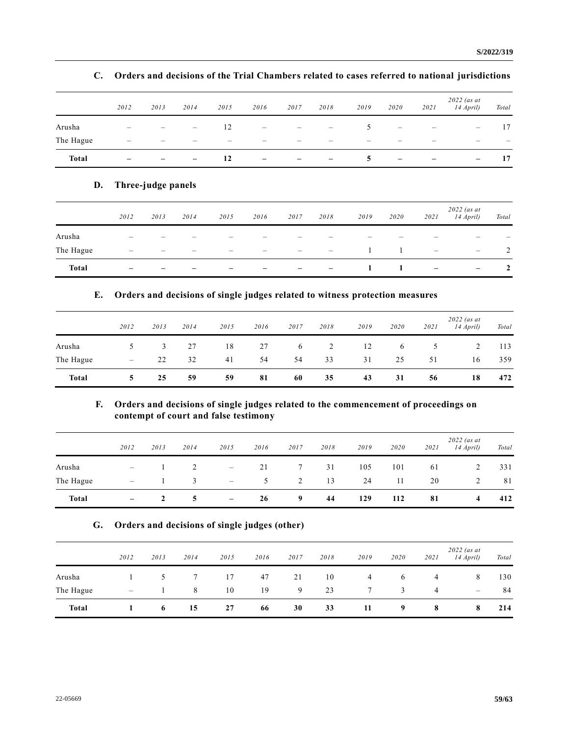### C. Orders and decisions of the Trial Chambers related to cases referred to national jurisdictions

| | *2012* | *2013* | *2014* | *2015* | *2016* | *2017* | *2018* | *2019* | *2020* | *2021* | *2022 (as at 14 April)* | *Total* |
|---|---|---|---|---|---|---|---|---|---|---|---|---|
| Arusha | – | – | – | 12 | – | – | – | 5 | – | – | – | 17 |
| The Hague | – | – | – | – | – | – | – | – | – | – | – | – |
| **Total** | **–** | **–** | **–** | **12** | **–** | **–** | **–** | **5** | **–** | **–** | **–** | **17** |

### D. Three-judge panels

| | *2012* | *2013* | *2014* | *2015* | *2016* | *2017* | *2018* | *2019* | *2020* | *2021* | *2022 (as at 14 April)* | *Total* |
|---|---|---|---|---|---|---|---|---|---|---|---|---|
| Arusha | – | – | – | – | – | – | – | – | – | – | – | – |
| The Hague | – | – | – | – | – | – | – | 1 | 1 | – | – | 2 |
| **Total** | **–** | **–** | **–** | **–** | **–** | **–** | **–** | **1** | **1** | **–** | **–** | **2** |

### E. Orders and decisions of single judges related to witness protection measures

| | *2012* | *2013* | *2014* | *2015* | *2016* | *2017* | *2018* | *2019* | *2020* | *2021* | *2022 (as at 14 April)* | *Total* |
|---|---|---|---|---|---|---|---|---|---|---|---|---|
| Arusha | 5 | 3 | 27 | 18 | 27 | 6 | 2 | 12 | 6 | 5 | 2 | 113 |
| The Hague | – | 22 | 32 | 41 | 54 | 54 | 33 | 31 | 25 | 51 | 16 | 359 |
| **Total** | **5** | **25** | **59** | **59** | **81** | **60** | **35** | **43** | **31** | **56** | **18** | **472** |

### F. Orders and decisions of single judges related to the commencement of proceedings on contempt of court and false testimony

| | *2012* | *2013* | *2014* | *2015* | *2016* | *2017* | *2018* | *2019* | *2020* | *2021* | *2022 (as at 14 April)* | *Total* |
|---|---|---|---|---|---|---|---|---|---|---|---|---|
| Arusha | – | 1 | 2 | – | 21 | 7 | 31 | 105 | 101 | 61 | 2 | 331 |
| The Hague | – | 1 | 3 | – | 5 | 2 | 13 | 24 | 11 | 20 | 2 | 81 |
| **Total** | **–** | **2** | **5** | **–** | **26** | **9** | **44** | **129** | **112** | **81** | **4** | **412** |

### G. Orders and decisions of single judges (other)

| | *2012* | *2013* | *2014* | *2015* | *2016* | *2017* | *2018* | *2019* | *2020* | *2021* | *2022 (as at 14 April)* | *Total* |
|---|---|---|---|---|---|---|---|---|---|---|---|---|
| Arusha | 1 | 5 | 7 | 17 | 47 | 21 | 10 | 4 | 6 | 4 | 8 | 130 |
| The Hague | – | 1 | 8 | 10 | 19 | 9 | 23 | 7 | 3 | 4 | – | 84 |
| **Total** | **1** | **6** | **15** | **27** | **66** | **30** | **33** | **11** | **9** | **8** | **8** | **214** |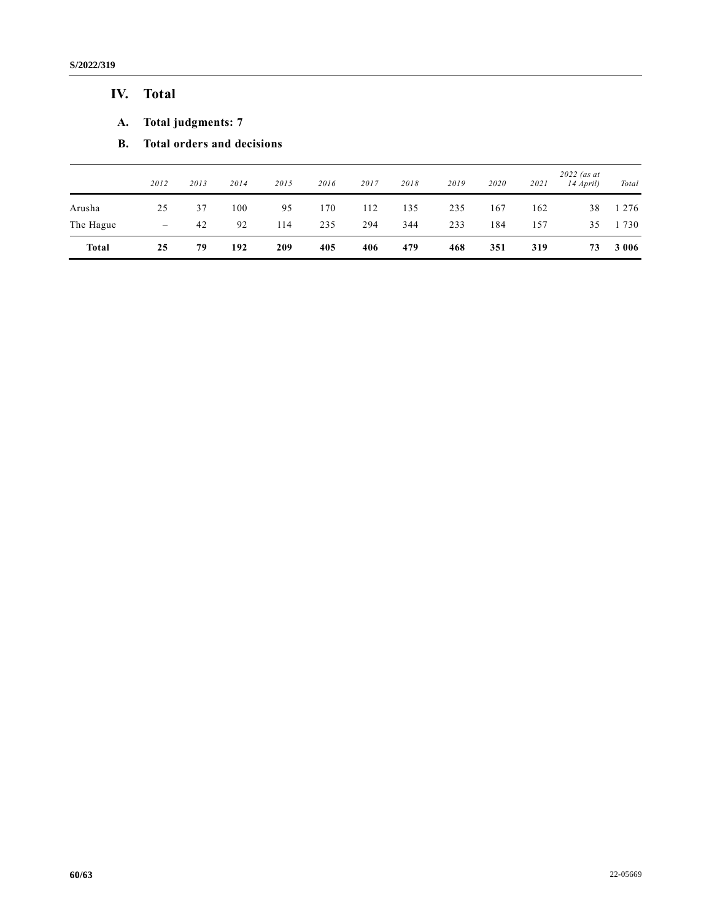# IV. Total

## A. Total judgments: 7

## B. Total orders and decisions

| | *2012* | *2013* | *2014* | *2015* | *2016* | *2017* | *2018* | *2019* | *2020* | *2021* | *2022 (as at 14 April)* | *Total* |
|---|---|---|---|---|---|---|---|---|---|---|---|---|
| Arusha | 25 | 37 | 100 | 95 | 170 | 112 | 135 | 235 | 167 | 162 | 38 | 1 276 |
| The Hague | – | 42 | 92 | 114 | 235 | 294 | 344 | 233 | 184 | 157 | 35 | 1 730 |
| **Total** | **25** | **79** | **192** | **209** | **405** | **406** | **479** | **468** | **351** | **319** | **73** | **3 006** |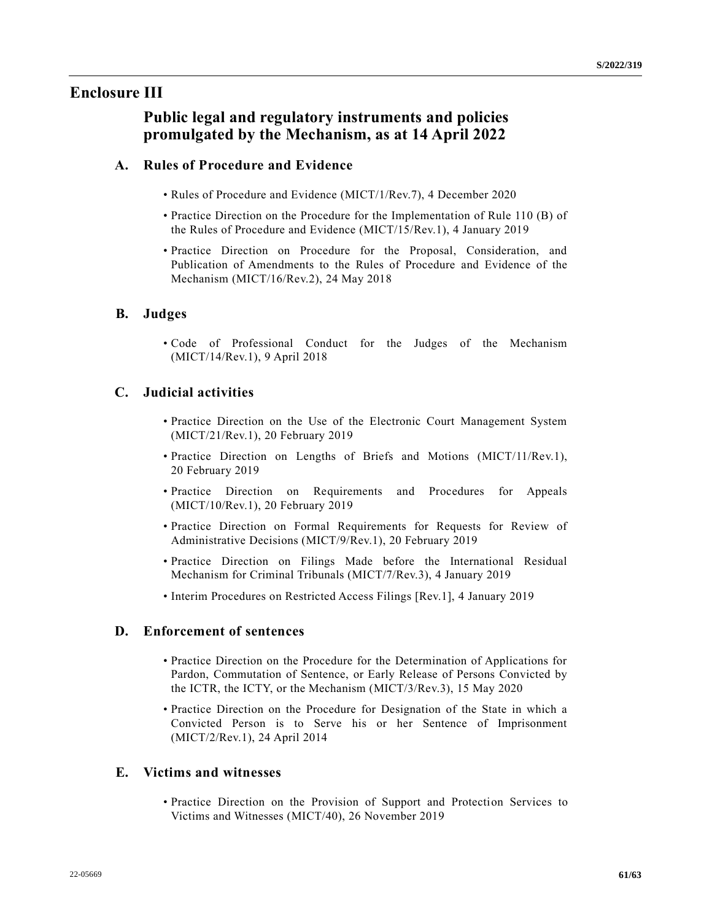# Enclosure III

## Public legal and regulatory instruments and policies promulgated by the Mechanism, as at 14 April 2022

### A. Rules of Procedure and Evidence

- Rules of Procedure and Evidence (MICT/1/Rev.7), 4 December 2020
- Practice Direction on the Procedure for the Implementation of Rule 110 (B) of the Rules of Procedure and Evidence (MICT/15/Rev.1), 4 January 2019
- Practice Direction on Procedure for the Proposal, Consideration, and Publication of Amendments to the Rules of Procedure and Evidence of the Mechanism (MICT/16/Rev.2), 24 May 2018

### B. Judges

- Code of Professional Conduct for the Judges of the Mechanism (MICT/14/Rev.1), 9 April 2018

### C. Judicial activities

- Practice Direction on the Use of the Electronic Court Management System (MICT/21/Rev.1), 20 February 2019
- Practice Direction on Lengths of Briefs and Motions (MICT/11/Rev.1), 20 February 2019
- Practice Direction on Requirements and Procedures for Appeals (MICT/10/Rev.1), 20 February 2019
- Practice Direction on Formal Requirements for Requests for Review of Administrative Decisions (MICT/9/Rev.1), 20 February 2019
- Practice Direction on Filings Made before the International Residual Mechanism for Criminal Tribunals (MICT/7/Rev.3), 4 January 2019
- Interim Procedures on Restricted Access Filings [Rev.1], 4 January 2019

### D. Enforcement of sentences

- Practice Direction on the Procedure for the Determination of Applications for Pardon, Commutation of Sentence, or Early Release of Persons Convicted by the ICTR, the ICTY, or the Mechanism (MICT/3/Rev.3), 15 May 2020
- Practice Direction on the Procedure for Designation of the State in which a Convicted Person is to Serve his or her Sentence of Imprisonment (MICT/2/Rev.1), 24 April 2014

### E. Victims and witnesses

- Practice Direction on the Provision of Support and Protection Services to Victims and Witnesses (MICT/40), 26 November 2019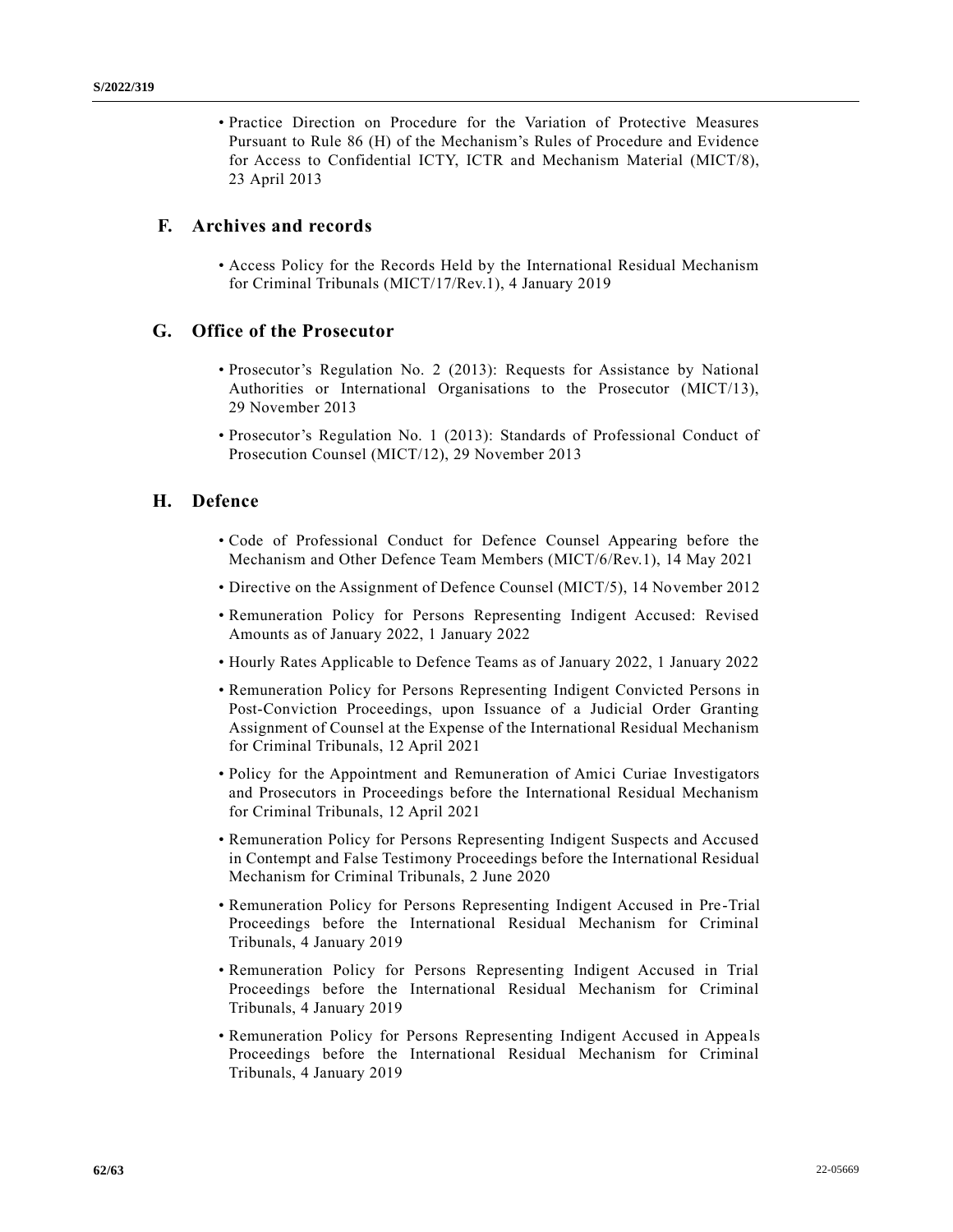- Practice Direction on Procedure for the Variation of Protective Measures Pursuant to Rule 86 (H) of the Mechanism's Rules of Procedure and Evidence for Access to Confidential ICTY, ICTR and Mechanism Material (MICT/8), 23 April 2013

## F. Archives and records

- Access Policy for the Records Held by the International Residual Mechanism for Criminal Tribunals (MICT/17/Rev.1), 4 January 2019

## G. Office of the Prosecutor

- Prosecutor's Regulation No. 2 (2013): Requests for Assistance by National Authorities or International Organisations to the Prosecutor (MICT/13), 29 November 2013
- Prosecutor's Regulation No. 1 (2013): Standards of Professional Conduct of Prosecution Counsel (MICT/12), 29 November 2013

## H. Defence

- Code of Professional Conduct for Defence Counsel Appearing before the Mechanism and Other Defence Team Members (MICT/6/Rev.1), 14 May 2021
- Directive on the Assignment of Defence Counsel (MICT/5), 14 November 2012
- Remuneration Policy for Persons Representing Indigent Accused: Revised Amounts as of January 2022, 1 January 2022
- Hourly Rates Applicable to Defence Teams as of January 2022, 1 January 2022
- Remuneration Policy for Persons Representing Indigent Convicted Persons in Post-Conviction Proceedings, upon Issuance of a Judicial Order Granting Assignment of Counsel at the Expense of the International Residual Mechanism for Criminal Tribunals, 12 April 2021
- Policy for the Appointment and Remuneration of Amici Curiae Investigators and Prosecutors in Proceedings before the International Residual Mechanism for Criminal Tribunals, 12 April 2021
- Remuneration Policy for Persons Representing Indigent Suspects and Accused in Contempt and False Testimony Proceedings before the International Residual Mechanism for Criminal Tribunals, 2 June 2020
- Remuneration Policy for Persons Representing Indigent Accused in Pre-Trial Proceedings before the International Residual Mechanism for Criminal Tribunals, 4 January 2019
- Remuneration Policy for Persons Representing Indigent Accused in Trial Proceedings before the International Residual Mechanism for Criminal Tribunals, 4 January 2019
- Remuneration Policy for Persons Representing Indigent Accused in Appeals Proceedings before the International Residual Mechanism for Criminal Tribunals, 4 January 2019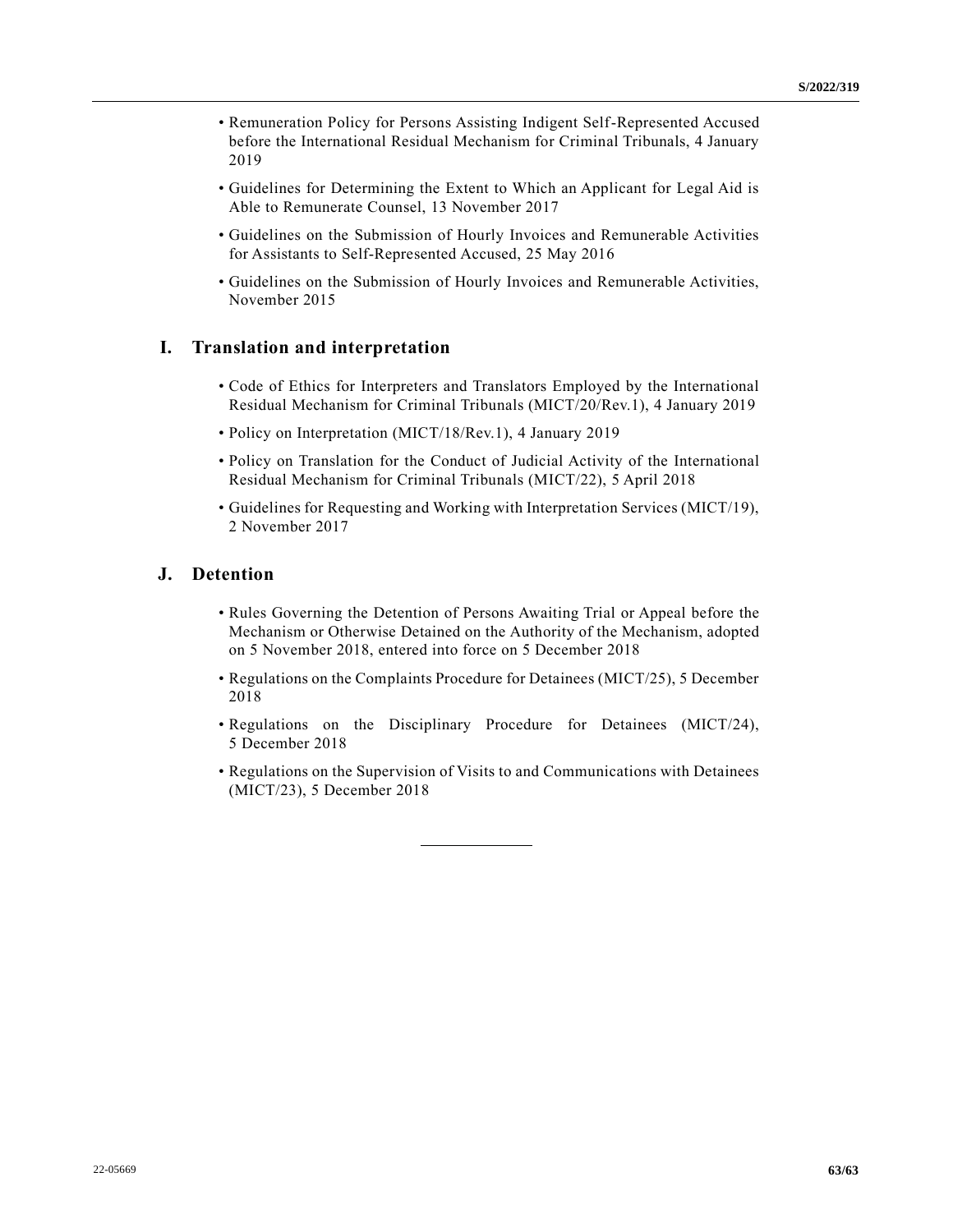- Remuneration Policy for Persons Assisting Indigent Self-Represented Accused before the International Residual Mechanism for Criminal Tribunals, 4 January 2019
- Guidelines for Determining the Extent to Which an Applicant for Legal Aid is Able to Remunerate Counsel, 13 November 2017
- Guidelines on the Submission of Hourly Invoices and Remunerable Activities for Assistants to Self-Represented Accused, 25 May 2016
- Guidelines on the Submission of Hourly Invoices and Remunerable Activities, November 2015

## I. Translation and interpretation

- Code of Ethics for Interpreters and Translators Employed by the International Residual Mechanism for Criminal Tribunals (MICT/20/Rev.1), 4 January 2019
- Policy on Interpretation (MICT/18/Rev.1), 4 January 2019
- Policy on Translation for the Conduct of Judicial Activity of the International Residual Mechanism for Criminal Tribunals (MICT/22), 5 April 2018
- Guidelines for Requesting and Working with Interpretation Services (MICT/19), 2 November 2017

## J. Detention

- Rules Governing the Detention of Persons Awaiting Trial or Appeal before the Mechanism or Otherwise Detained on the Authority of the Mechanism, adopted on 5 November 2018, entered into force on 5 December 2018
- Regulations on the Complaints Procedure for Detainees (MICT/25), 5 December 2018
- Regulations on the Disciplinary Procedure for Detainees (MICT/24), 5 December 2018
- Regulations on the Supervision of Visits to and Communications with Detainees (MICT/23), 5 December 2018